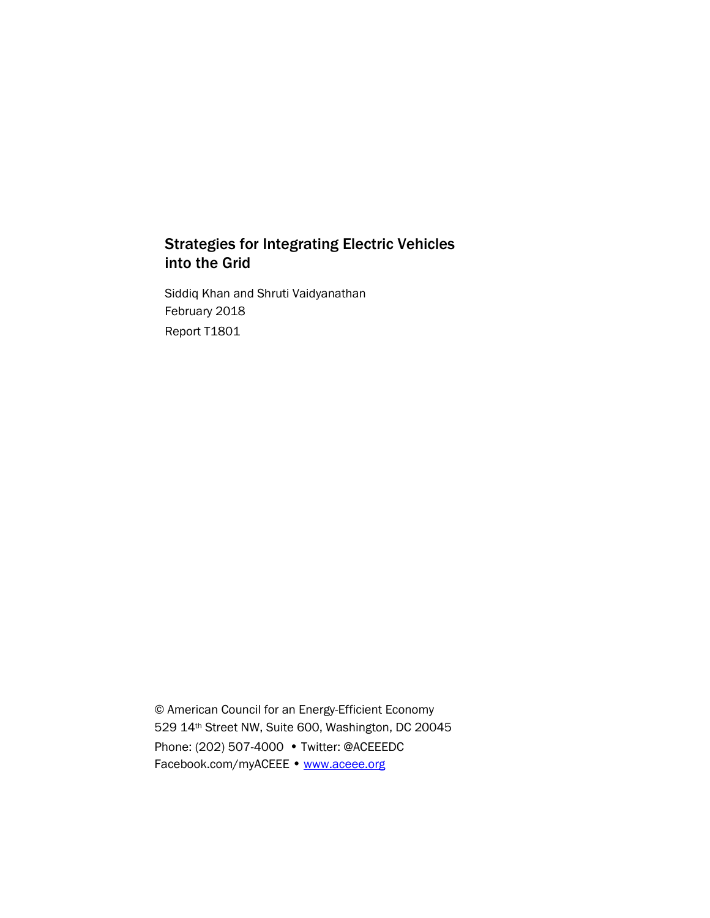# Strategies for Integrating Electric Vehicles into the Grid

Siddiq Khan and Shruti Vaidyanathan

February 2018

Report T1801

© American Council for an Energy-Efficient Economy

529 14th Street NW, Suite 600, Washington, DC 20045

Phone: (202) 507-4000 • Twitter: @ACEEEDC

Facebook.com/myACEEE • www.aceee.org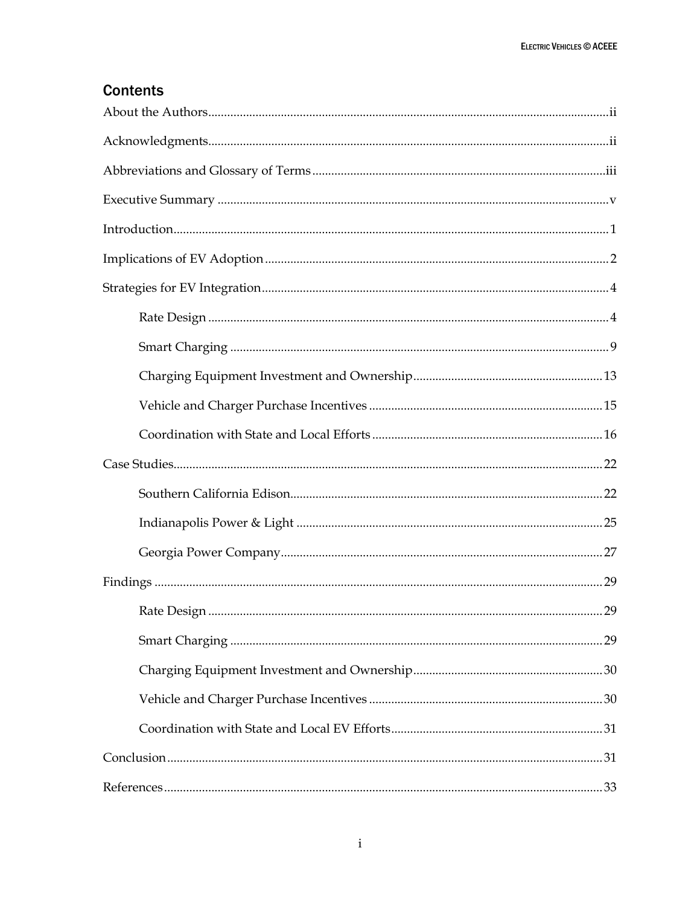## Contents

About the Authors ... ii

Acknowledgments ... ii

Abbreviations and Glossary of Terms ... iii

Executive Summary ... v

Introduction ... 1

Implications of EV Adoption ... 2

Strategies for EV Integration ... 4

- Rate Design ... 4
- Smart Charging ... 9
- Charging Equipment Investment and Ownership ... 13
- Vehicle and Charger Purchase Incentives ... 15
- Coordination with State and Local Efforts ... 16

Case Studies ... 22

- Southern California Edison ... 22
- Indianapolis Power & Light ... 25
- Georgia Power Company ... 27

Findings ... 29

- Rate Design ... 29
- Smart Charging ... 29
- Charging Equipment Investment and Ownership ... 30
- Vehicle and Charger Purchase Incentives ... 30
- Coordination with State and Local EV Efforts ... 31

Conclusion ... 31

References ... 33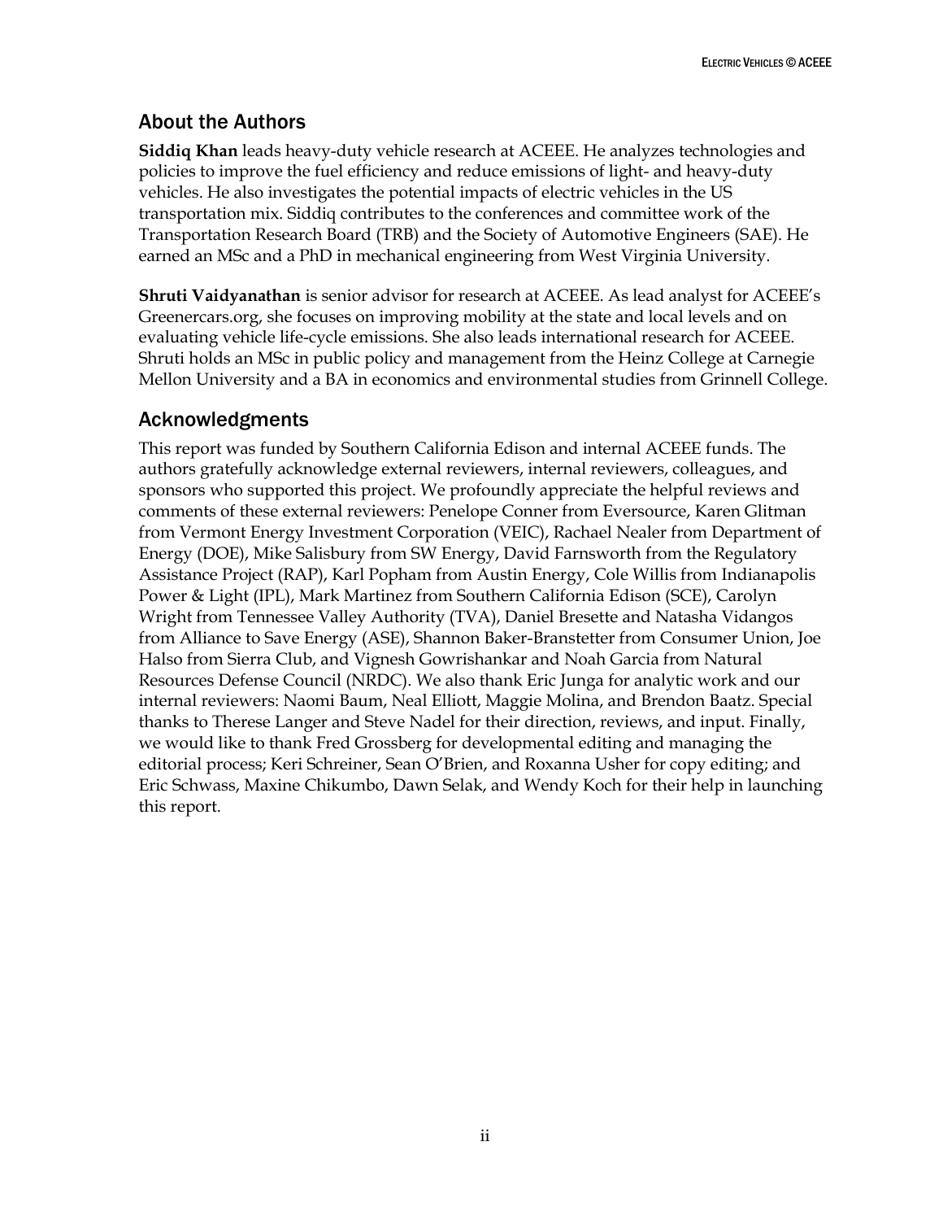## About the Authors

**Siddiq Khan** leads heavy-duty vehicle research at ACEEE. He analyzes technologies and policies to improve the fuel efficiency and reduce emissions of light- and heavy-duty vehicles. He also investigates the potential impacts of electric vehicles in the US transportation mix. Siddiq contributes to the conferences and committee work of the Transportation Research Board (TRB) and the Society of Automotive Engineers (SAE). He earned an MSc and a PhD in mechanical engineering from West Virginia University.

**Shruti Vaidyanathan** is senior advisor for research at ACEEE. As lead analyst for ACEEE's Greenercars.org, she focuses on improving mobility at the state and local levels and on evaluating vehicle life-cycle emissions. She also leads international research for ACEEE. Shruti holds an MSc in public policy and management from the Heinz College at Carnegie Mellon University and a BA in economics and environmental studies from Grinnell College.

## Acknowledgments

This report was funded by Southern California Edison and internal ACEEE funds. The authors gratefully acknowledge external reviewers, internal reviewers, colleagues, and sponsors who supported this project. We profoundly appreciate the helpful reviews and comments of these external reviewers: Penelope Conner from Eversource, Karen Glitman from Vermont Energy Investment Corporation (VEIC), Rachael Nealer from Department of Energy (DOE), Mike Salisbury from SW Energy, David Farnsworth from the Regulatory Assistance Project (RAP), Karl Popham from Austin Energy, Cole Willis from Indianapolis Power & Light (IPL), Mark Martinez from Southern California Edison (SCE), Carolyn Wright from Tennessee Valley Authority (TVA), Daniel Bresette and Natasha Vidangos from Alliance to Save Energy (ASE), Shannon Baker-Branstetter from Consumer Union, Joe Halso from Sierra Club, and Vignesh Gowrishankar and Noah Garcia from Natural Resources Defense Council (NRDC). We also thank Eric Junga for analytic work and our internal reviewers: Naomi Baum, Neal Elliott, Maggie Molina, and Brendon Baatz. Special thanks to Therese Langer and Steve Nadel for their direction, reviews, and input. Finally, we would like to thank Fred Grossberg for developmental editing and managing the editorial process; Keri Schreiner, Sean O'Brien, and Roxanna Usher for copy editing; and Eric Schwass, Maxine Chikumbo, Dawn Selak, and Wendy Koch for their help in launching this report.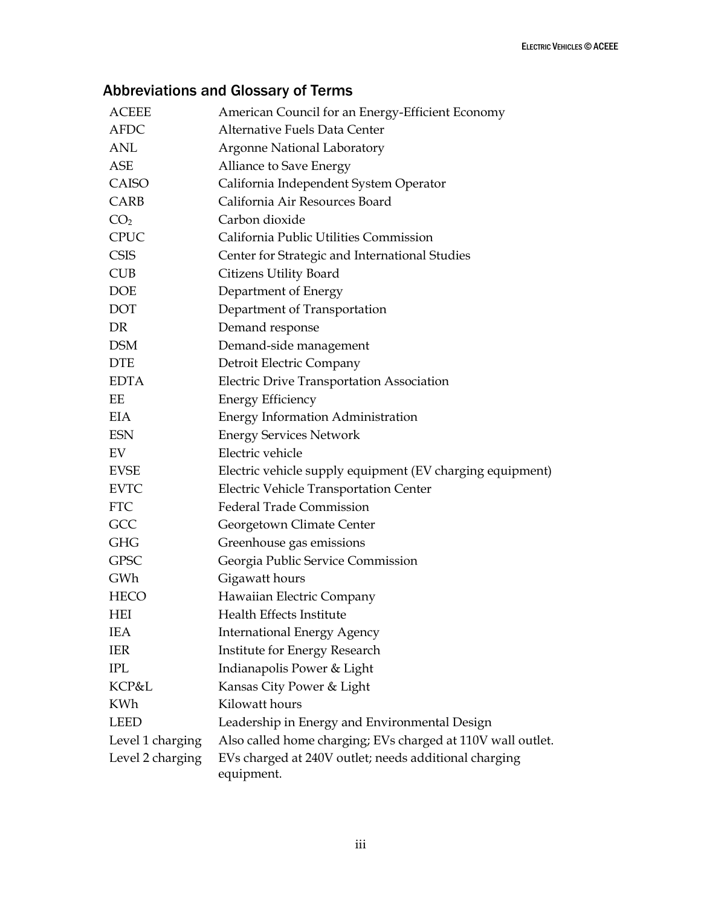## Abbreviations and Glossary of Terms

| | |
|---|---|
| ACEEE | American Council for an Energy-Efficient Economy |
| AFDC | Alternative Fuels Data Center |
| ANL | Argonne National Laboratory |
| ASE | Alliance to Save Energy |
| CAISO | California Independent System Operator |
| CARB | California Air Resources Board |
| $CO_2$ | Carbon dioxide |
| CPUC | California Public Utilities Commission |
| CSIS | Center for Strategic and International Studies |
| CUB | Citizens Utility Board |
| DOE | Department of Energy |
| DOT | Department of Transportation |
| DR | Demand response |
| DSM | Demand-side management |
| DTE | Detroit Electric Company |
| EDTA | Electric Drive Transportation Association |
| EE | Energy Efficiency |
| EIA | Energy Information Administration |
| ESN | Energy Services Network |
| EV | Electric vehicle |
| EVSE | Electric vehicle supply equipment (EV charging equipment) |
| EVTC | Electric Vehicle Transportation Center |
| FTC | Federal Trade Commission |
| GCC | Georgetown Climate Center |
| GHG | Greenhouse gas emissions |
| GPSC | Georgia Public Service Commission |
| GWh | Gigawatt hours |
| HECO | Hawaiian Electric Company |
| HEI | Health Effects Institute |
| IEA | International Energy Agency |
| IER | Institute for Energy Research |
| IPL | Indianapolis Power & Light |
| KCP&L | Kansas City Power & Light |
| KWh | Kilowatt hours |
| LEED | Leadership in Energy and Environmental Design |
| Level 1 charging | Also called home charging; EVs charged at 110V wall outlet. |
| Level 2 charging | EVs charged at 240V outlet; needs additional charging equipment. |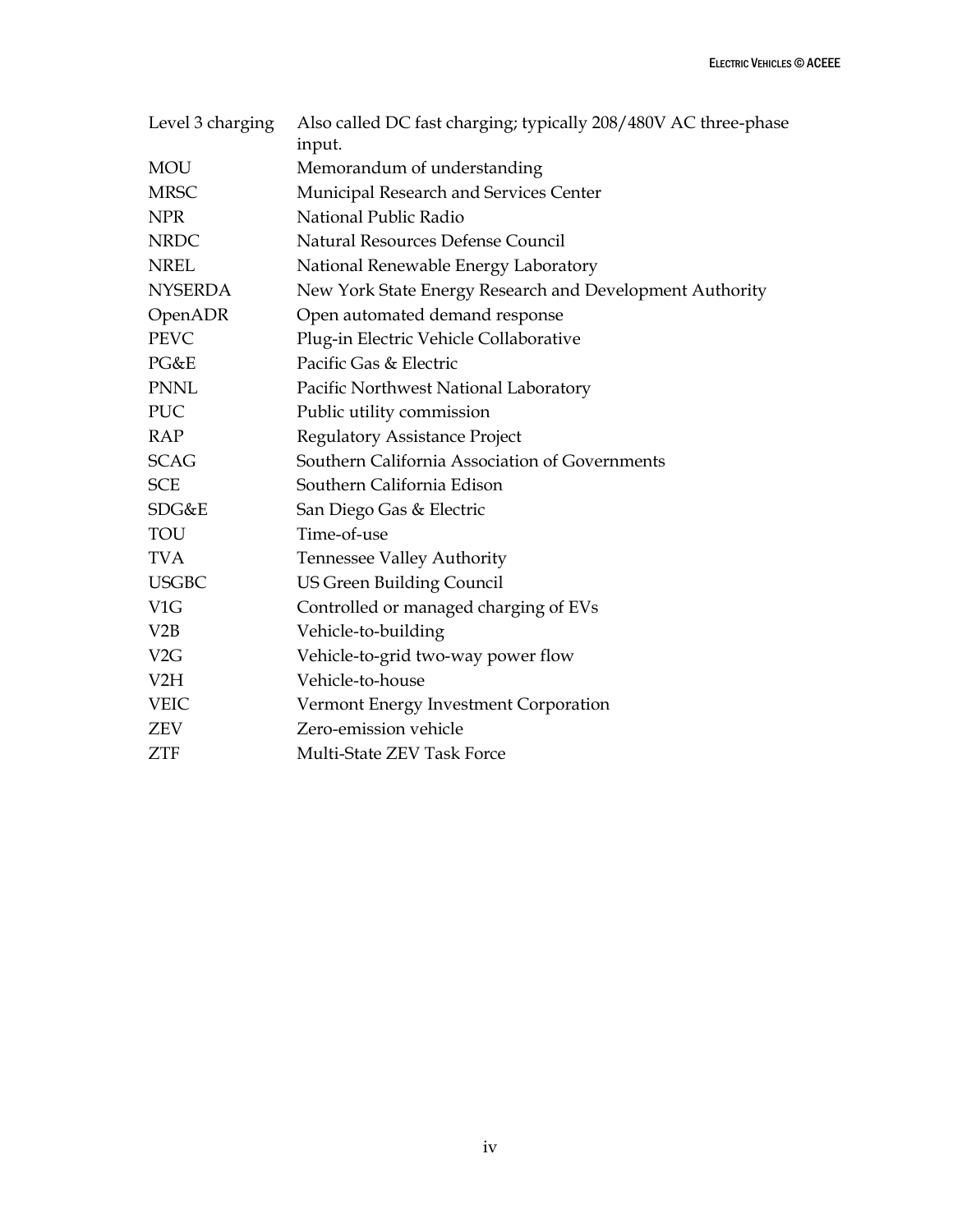| | |
|---|---|
| Level 3 charging | Also called DC fast charging; typically 208/480V AC three-phase input. |
| MOU | Memorandum of understanding |
| MRSC | Municipal Research and Services Center |
| NPR | National Public Radio |
| NRDC | Natural Resources Defense Council |
| NREL | National Renewable Energy Laboratory |
| NYSERDA | New York State Energy Research and Development Authority |
| OpenADR | Open automated demand response |
| PEVC | Plug-in Electric Vehicle Collaborative |
| PG&E | Pacific Gas & Electric |
| PNNL | Pacific Northwest National Laboratory |
| PUC | Public utility commission |
| RAP | Regulatory Assistance Project |
| SCAG | Southern California Association of Governments |
| SCE | Southern California Edison |
| SDG&E | San Diego Gas & Electric |
| TOU | Time-of-use |
| TVA | Tennessee Valley Authority |
| USGBC | US Green Building Council |
| V1G | Controlled or managed charging of EVs |
| V2B | Vehicle-to-building |
| V2G | Vehicle-to-grid two-way power flow |
| V2H | Vehicle-to-house |
| VEIC | Vermont Energy Investment Corporation |
| ZEV | Zero-emission vehicle |
| ZTF | Multi-State ZEV Task Force |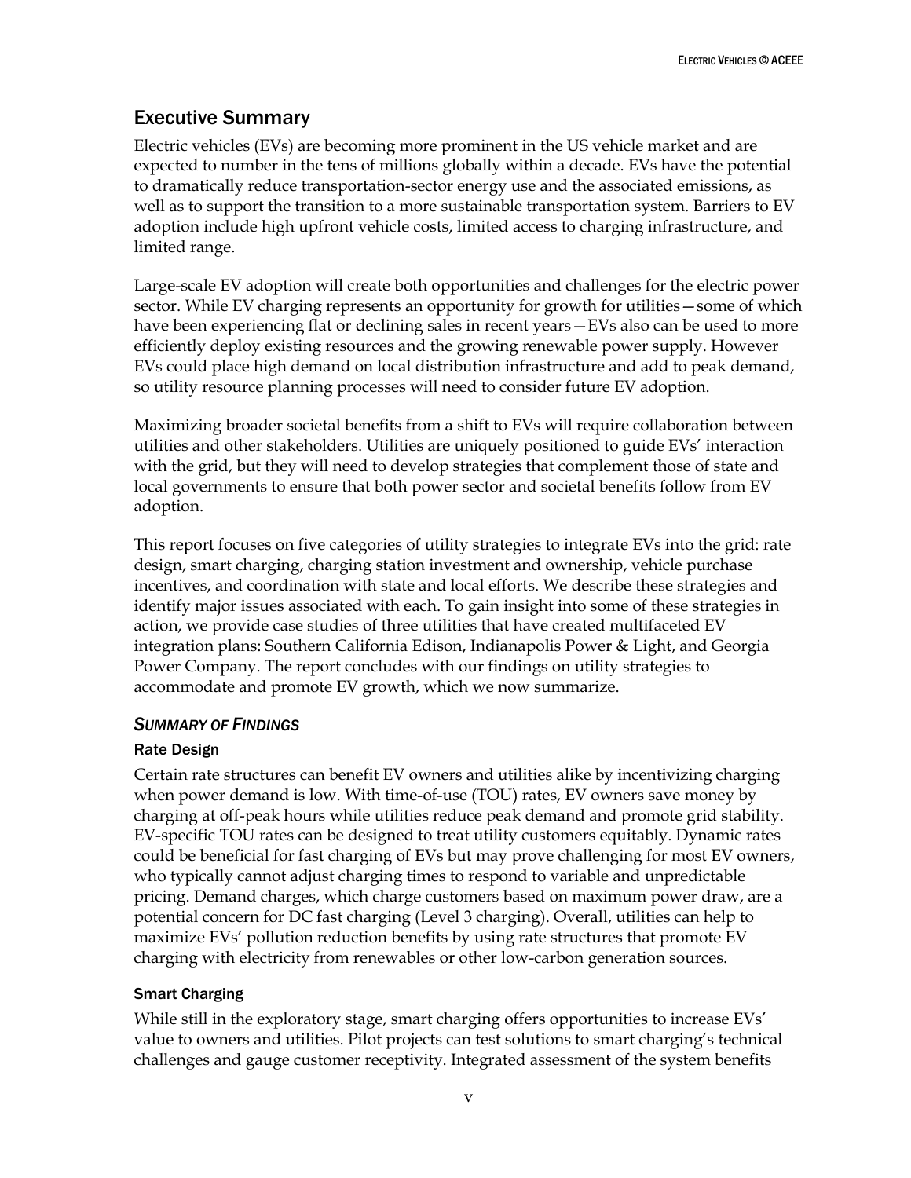## Executive Summary

Electric vehicles (EVs) are becoming more prominent in the US vehicle market and are expected to number in the tens of millions globally within a decade. EVs have the potential to dramatically reduce transportation-sector energy use and the associated emissions, as well as to support the transition to a more sustainable transportation system. Barriers to EV adoption include high upfront vehicle costs, limited access to charging infrastructure, and limited range.

Large-scale EV adoption will create both opportunities and challenges for the electric power sector. While EV charging represents an opportunity for growth for utilities—some of which have been experiencing flat or declining sales in recent years—EVs also can be used to more efficiently deploy existing resources and the growing renewable power supply. However EVs could place high demand on local distribution infrastructure and add to peak demand, so utility resource planning processes will need to consider future EV adoption.

Maximizing broader societal benefits from a shift to EVs will require collaboration between utilities and other stakeholders. Utilities are uniquely positioned to guide EVs' interaction with the grid, but they will need to develop strategies that complement those of state and local governments to ensure that both power sector and societal benefits follow from EV adoption.

This report focuses on five categories of utility strategies to integrate EVs into the grid: rate design, smart charging, charging station investment and ownership, vehicle purchase incentives, and coordination with state and local efforts. We describe these strategies and identify major issues associated with each. To gain insight into some of these strategies in action, we provide case studies of three utilities that have created multifaceted EV integration plans: Southern California Edison, Indianapolis Power & Light, and Georgia Power Company. The report concludes with our findings on utility strategies to accommodate and promote EV growth, which we now summarize.

### *Summary of Findings*

#### Rate Design

Certain rate structures can benefit EV owners and utilities alike by incentivizing charging when power demand is low. With time-of-use (TOU) rates, EV owners save money by charging at off-peak hours while utilities reduce peak demand and promote grid stability. EV-specific TOU rates can be designed to treat utility customers equitably. Dynamic rates could be beneficial for fast charging of EVs but may prove challenging for most EV owners, who typically cannot adjust charging times to respond to variable and unpredictable pricing. Demand charges, which charge customers based on maximum power draw, are a potential concern for DC fast charging (Level 3 charging). Overall, utilities can help to maximize EVs' pollution reduction benefits by using rate structures that promote EV charging with electricity from renewables or other low-carbon generation sources.

#### Smart Charging

While still in the exploratory stage, smart charging offers opportunities to increase EVs' value to owners and utilities. Pilot projects can test solutions to smart charging's technical challenges and gauge customer receptivity. Integrated assessment of the system benefits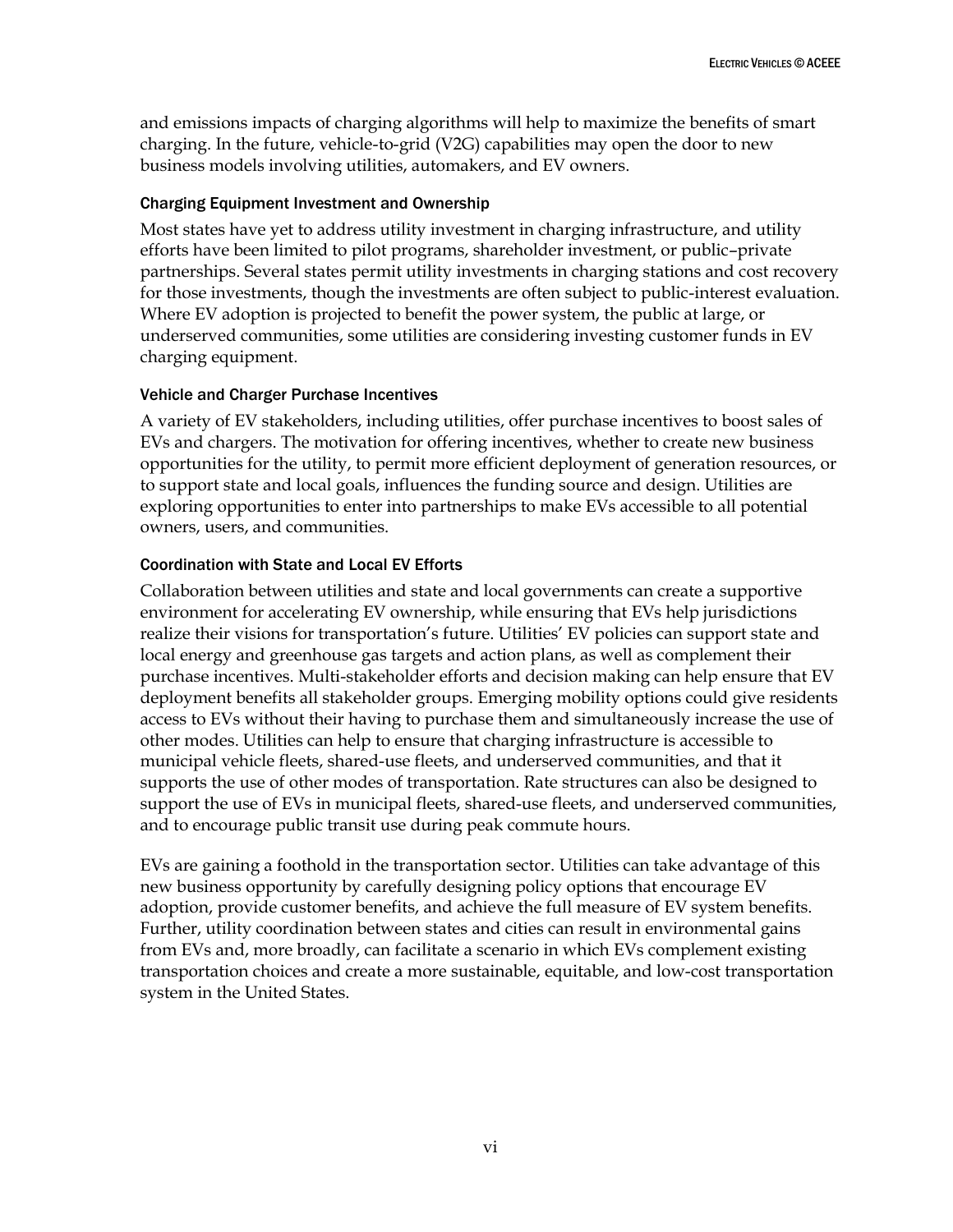and emissions impacts of charging algorithms will help to maximize the benefits of smart charging. In the future, vehicle-to-grid (V2G) capabilities may open the door to new business models involving utilities, automakers, and EV owners.

### Charging Equipment Investment and Ownership

Most states have yet to address utility investment in charging infrastructure, and utility efforts have been limited to pilot programs, shareholder investment, or public–private partnerships. Several states permit utility investments in charging stations and cost recovery for those investments, though the investments are often subject to public-interest evaluation. Where EV adoption is projected to benefit the power system, the public at large, or underserved communities, some utilities are considering investing customer funds in EV charging equipment.

### Vehicle and Charger Purchase Incentives

A variety of EV stakeholders, including utilities, offer purchase incentives to boost sales of EVs and chargers. The motivation for offering incentives, whether to create new business opportunities for the utility, to permit more efficient deployment of generation resources, or to support state and local goals, influences the funding source and design. Utilities are exploring opportunities to enter into partnerships to make EVs accessible to all potential owners, users, and communities.

### Coordination with State and Local EV Efforts

Collaboration between utilities and state and local governments can create a supportive environment for accelerating EV ownership, while ensuring that EVs help jurisdictions realize their visions for transportation's future. Utilities' EV policies can support state and local energy and greenhouse gas targets and action plans, as well as complement their purchase incentives. Multi-stakeholder efforts and decision making can help ensure that EV deployment benefits all stakeholder groups. Emerging mobility options could give residents access to EVs without their having to purchase them and simultaneously increase the use of other modes. Utilities can help to ensure that charging infrastructure is accessible to municipal vehicle fleets, shared-use fleets, and underserved communities, and that it supports the use of other modes of transportation. Rate structures can also be designed to support the use of EVs in municipal fleets, shared-use fleets, and underserved communities, and to encourage public transit use during peak commute hours.

EVs are gaining a foothold in the transportation sector. Utilities can take advantage of this new business opportunity by carefully designing policy options that encourage EV adoption, provide customer benefits, and achieve the full measure of EV system benefits. Further, utility coordination between states and cities can result in environmental gains from EVs and, more broadly, can facilitate a scenario in which EVs complement existing transportation choices and create a more sustainable, equitable, and low-cost transportation system in the United States.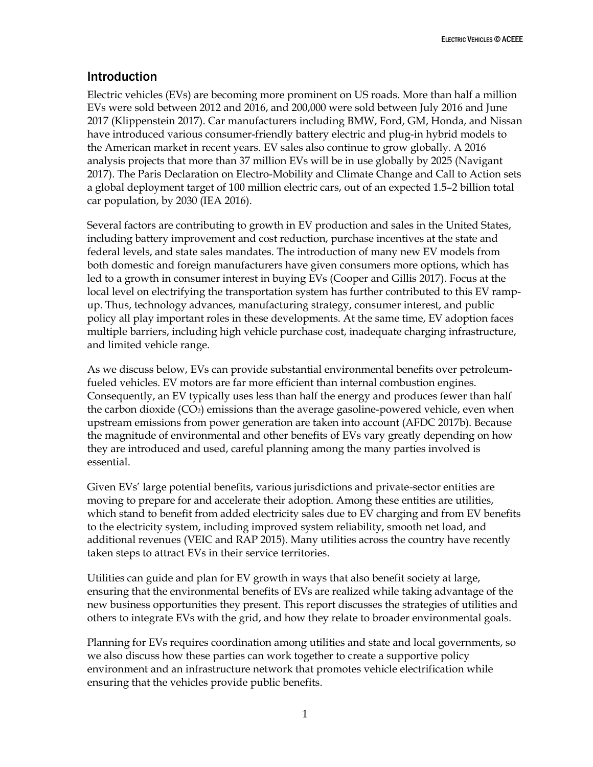## Introduction

Electric vehicles (EVs) are becoming more prominent on US roads. More than half a million EVs were sold between 2012 and 2016, and 200,000 were sold between July 2016 and June 2017 (Klippenstein 2017). Car manufacturers including BMW, Ford, GM, Honda, and Nissan have introduced various consumer-friendly battery electric and plug-in hybrid models to the American market in recent years. EV sales also continue to grow globally. A 2016 analysis projects that more than 37 million EVs will be in use globally by 2025 (Navigant 2017). The Paris Declaration on Electro-Mobility and Climate Change and Call to Action sets a global deployment target of 100 million electric cars, out of an expected 1.5–2 billion total car population, by 2030 (IEA 2016).

Several factors are contributing to growth in EV production and sales in the United States, including battery improvement and cost reduction, purchase incentives at the state and federal levels, and state sales mandates. The introduction of many new EV models from both domestic and foreign manufacturers have given consumers more options, which has led to a growth in consumer interest in buying EVs (Cooper and Gillis 2017). Focus at the local level on electrifying the transportation system has further contributed to this EV ramp-up. Thus, technology advances, manufacturing strategy, consumer interest, and public policy all play important roles in these developments. At the same time, EV adoption faces multiple barriers, including high vehicle purchase cost, inadequate charging infrastructure, and limited vehicle range.

As we discuss below, EVs can provide substantial environmental benefits over petroleum-fueled vehicles. EV motors are far more efficient than internal combustion engines. Consequently, an EV typically uses less than half the energy and produces fewer than half the carbon dioxide ($CO_2$) emissions than the average gasoline-powered vehicle, even when upstream emissions from power generation are taken into account (AFDC 2017b). Because the magnitude of environmental and other benefits of EVs vary greatly depending on how they are introduced and used, careful planning among the many parties involved is essential.

Given EVs' large potential benefits, various jurisdictions and private-sector entities are moving to prepare for and accelerate their adoption. Among these entities are utilities, which stand to benefit from added electricity sales due to EV charging and from EV benefits to the electricity system, including improved system reliability, smooth net load, and additional revenues (VEIC and RAP 2015). Many utilities across the country have recently taken steps to attract EVs in their service territories.

Utilities can guide and plan for EV growth in ways that also benefit society at large, ensuring that the environmental benefits of EVs are realized while taking advantage of the new business opportunities they present. This report discusses the strategies of utilities and others to integrate EVs with the grid, and how they relate to broader environmental goals.

Planning for EVs requires coordination among utilities and state and local governments, so we also discuss how these parties can work together to create a supportive policy environment and an infrastructure network that promotes vehicle electrification while ensuring that the vehicles provide public benefits.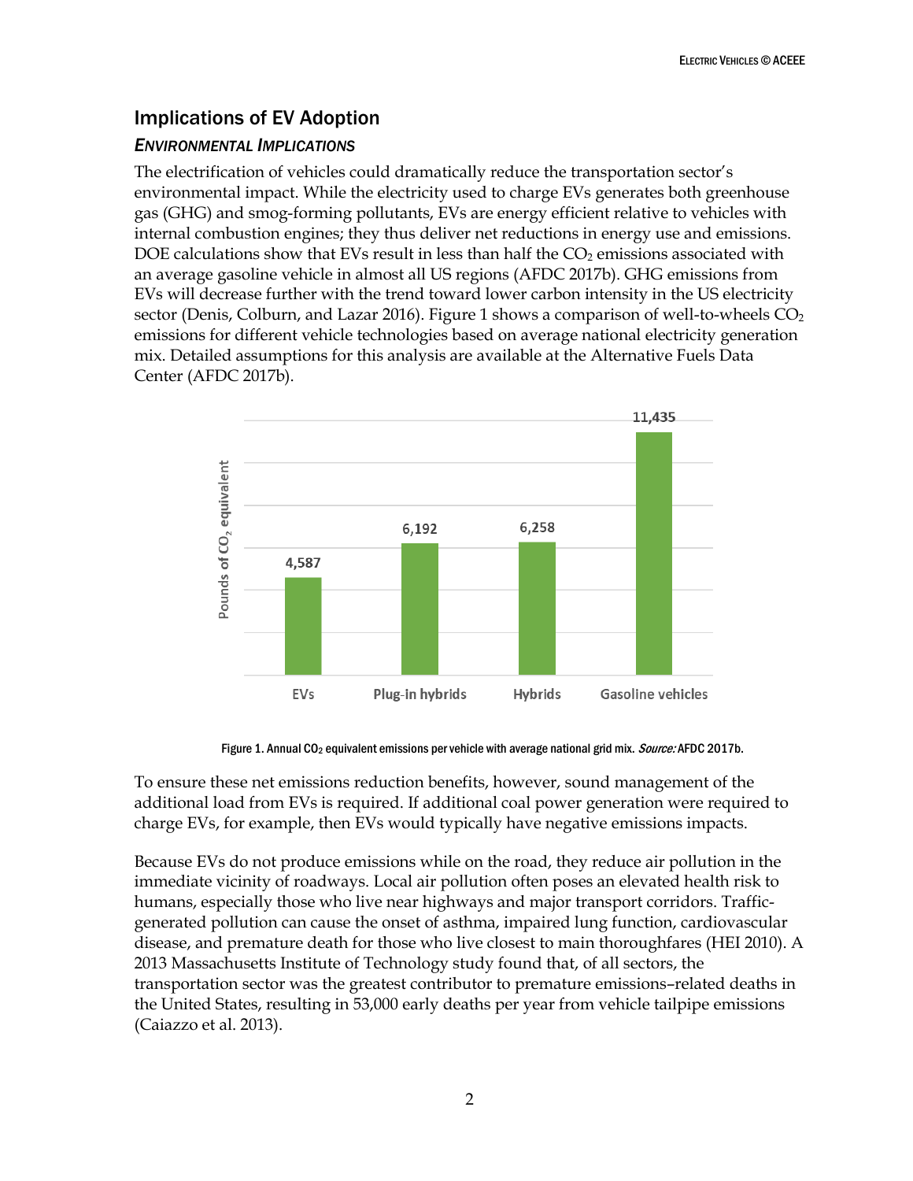## Implications of EV Adoption

### *Environmental Implications*

The electrification of vehicles could dramatically reduce the transportation sector's environmental impact. While the electricity used to charge EVs generates both greenhouse gas (GHG) and smog-forming pollutants, EVs are energy efficient relative to vehicles with internal combustion engines; they thus deliver net reductions in energy use and emissions. DOE calculations show that EVs result in less than half the $CO_2$ emissions associated with an average gasoline vehicle in almost all US regions (AFDC 2017b). GHG emissions from EVs will decrease further with the trend toward lower carbon intensity in the US electricity sector (Denis, Colburn, and Lazar 2016). Figure 1 shows a comparison of well-to-wheels $CO_2$ emissions for different vehicle technologies based on average national electricity generation mix. Detailed assumptions for this analysis are available at the Alternative Fuels Data Center (AFDC 2017b).

| | Pounds of $CO_2$ equivalent |
|---|---|
| EVs | 4,587 |
| Plug-in hybrids | 6,192 |
| Hybrids | 6,258 |
| Gasoline vehicles | 11,435 |

Figure 1. Annual $CO_2$ equivalent emissions per vehicle with average national grid mix. *Source:* AFDC 2017b.

To ensure these net emissions reduction benefits, however, sound management of the additional load from EVs is required. If additional coal power generation were required to charge EVs, for example, then EVs would typically have negative emissions impacts.

Because EVs do not produce emissions while on the road, they reduce air pollution in the immediate vicinity of roadways. Local air pollution often poses an elevated health risk to humans, especially those who live near highways and major transport corridors. Traffic-generated pollution can cause the onset of asthma, impaired lung function, cardiovascular disease, and premature death for those who live closest to main thoroughfares (HEI 2010). A 2013 Massachusetts Institute of Technology study found that, of all sectors, the transportation sector was the greatest contributor to premature emissions–related deaths in the United States, resulting in 53,000 early deaths per year from vehicle tailpipe emissions (Caiazzo et al. 2013).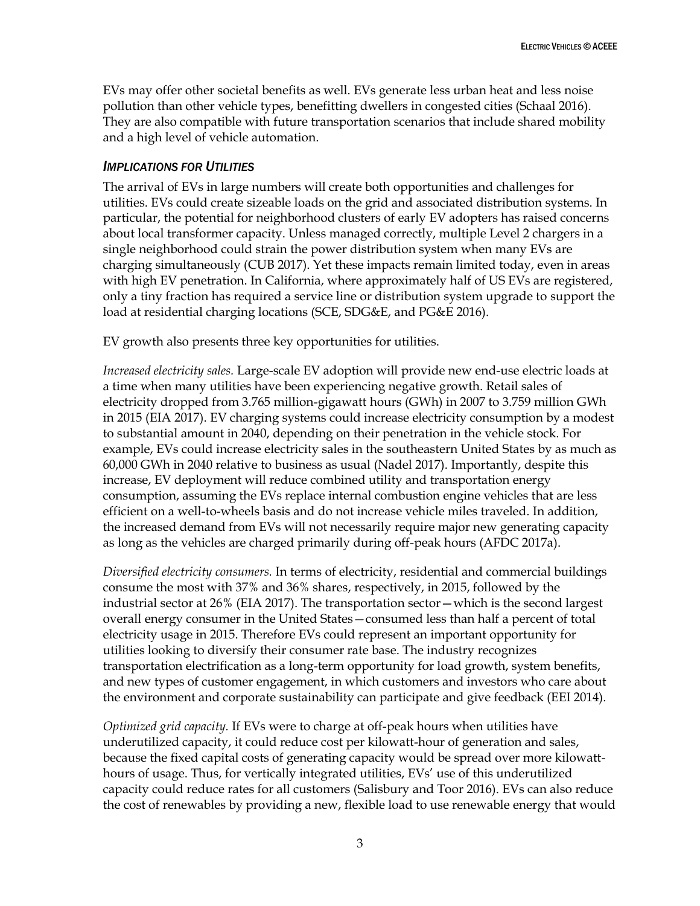EVs may offer other societal benefits as well. EVs generate less urban heat and less noise pollution than other vehicle types, benefitting dwellers in congested cities (Schaal 2016). They are also compatible with future transportation scenarios that include shared mobility and a high level of vehicle automation.

### *Implications for Utilities*

The arrival of EVs in large numbers will create both opportunities and challenges for utilities. EVs could create sizeable loads on the grid and associated distribution systems. In particular, the potential for neighborhood clusters of early EV adopters has raised concerns about local transformer capacity. Unless managed correctly, multiple Level 2 chargers in a single neighborhood could strain the power distribution system when many EVs are charging simultaneously (CUB 2017). Yet these impacts remain limited today, even in areas with high EV penetration. In California, where approximately half of US EVs are registered, only a tiny fraction has required a service line or distribution system upgrade to support the load at residential charging locations (SCE, SDG&E, and PG&E 2016).

EV growth also presents three key opportunities for utilities.

*Increased electricity sales.* Large-scale EV adoption will provide new end-use electric loads at a time when many utilities have been experiencing negative growth. Retail sales of electricity dropped from 3.765 million-gigawatt hours (GWh) in 2007 to 3.759 million GWh in 2015 (EIA 2017). EV charging systems could increase electricity consumption by a modest to substantial amount in 2040, depending on their penetration in the vehicle stock. For example, EVs could increase electricity sales in the southeastern United States by as much as 60,000 GWh in 2040 relative to business as usual (Nadel 2017). Importantly, despite this increase, EV deployment will reduce combined utility and transportation energy consumption, assuming the EVs replace internal combustion engine vehicles that are less efficient on a well-to-wheels basis and do not increase vehicle miles traveled. In addition, the increased demand from EVs will not necessarily require major new generating capacity as long as the vehicles are charged primarily during off-peak hours (AFDC 2017a).

*Diversified electricity consumers.* In terms of electricity, residential and commercial buildings consume the most with 37% and 36% shares, respectively, in 2015, followed by the industrial sector at 26% (EIA 2017). The transportation sector—which is the second largest overall energy consumer in the United States—consumed less than half a percent of total electricity usage in 2015. Therefore EVs could represent an important opportunity for utilities looking to diversify their consumer rate base. The industry recognizes transportation electrification as a long-term opportunity for load growth, system benefits, and new types of customer engagement, in which customers and investors who care about the environment and corporate sustainability can participate and give feedback (EEI 2014).

*Optimized grid capacity.* If EVs were to charge at off-peak hours when utilities have underutilized capacity, it could reduce cost per kilowatt-hour of generation and sales, because the fixed capital costs of generating capacity would be spread over more kilowatt-hours of usage. Thus, for vertically integrated utilities, EVs' use of this underutilized capacity could reduce rates for all customers (Salisbury and Toor 2016). EVs can also reduce the cost of renewables by providing a new, flexible load to use renewable energy that would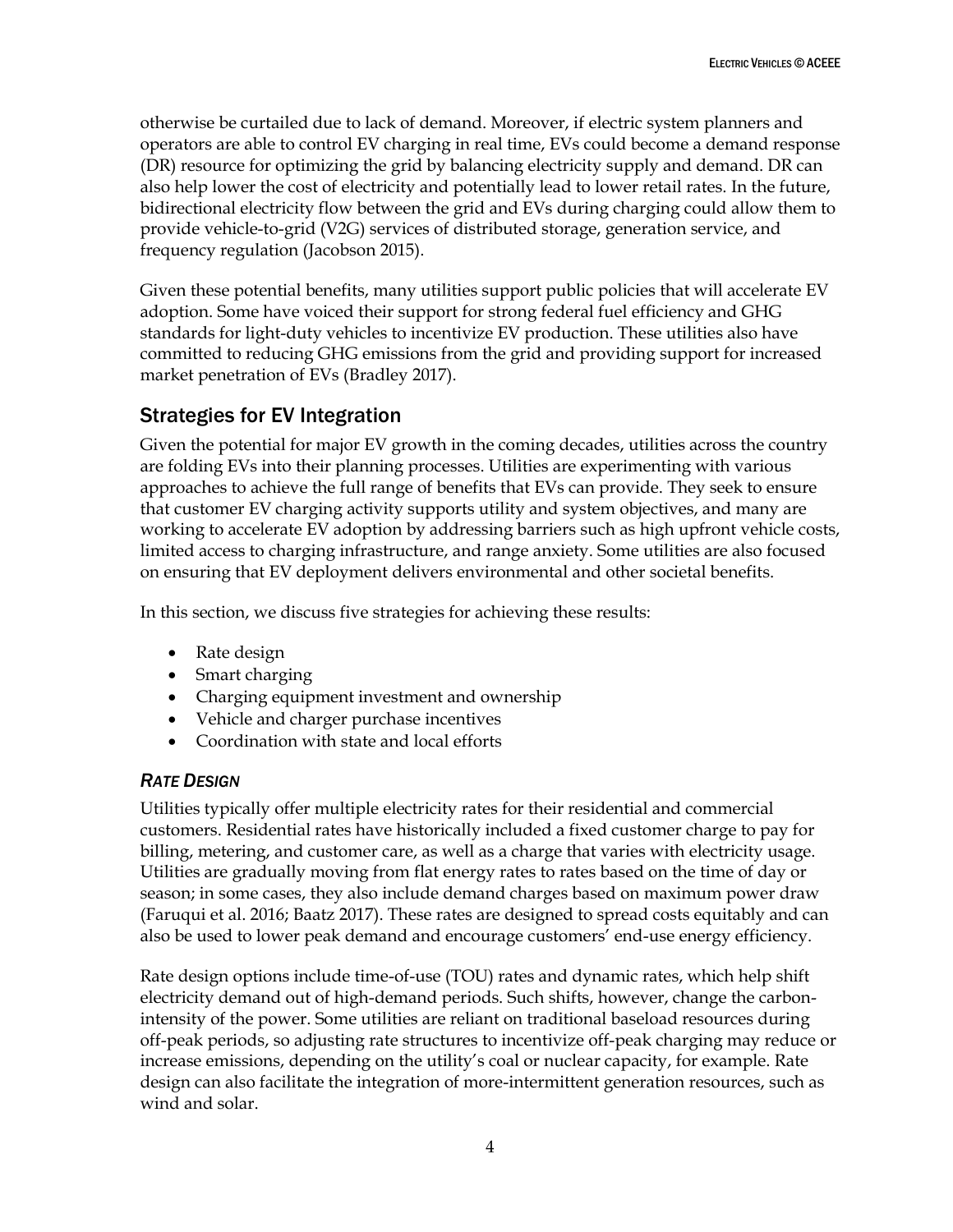otherwise be curtailed due to lack of demand. Moreover, if electric system planners and operators are able to control EV charging in real time, EVs could become a demand response (DR) resource for optimizing the grid by balancing electricity supply and demand. DR can also help lower the cost of electricity and potentially lead to lower retail rates. In the future, bidirectional electricity flow between the grid and EVs during charging could allow them to provide vehicle-to-grid (V2G) services of distributed storage, generation service, and frequency regulation (Jacobson 2015).

Given these potential benefits, many utilities support public policies that will accelerate EV adoption. Some have voiced their support for strong federal fuel efficiency and GHG standards for light-duty vehicles to incentivize EV production. These utilities also have committed to reducing GHG emissions from the grid and providing support for increased market penetration of EVs (Bradley 2017).

## Strategies for EV Integration

Given the potential for major EV growth in the coming decades, utilities across the country are folding EVs into their planning processes. Utilities are experimenting with various approaches to achieve the full range of benefits that EVs can provide. They seek to ensure that customer EV charging activity supports utility and system objectives, and many are working to accelerate EV adoption by addressing barriers such as high upfront vehicle costs, limited access to charging infrastructure, and range anxiety. Some utilities are also focused on ensuring that EV deployment delivers environmental and other societal benefits.

In this section, we discuss five strategies for achieving these results:

- Rate design
- Smart charging
- Charging equipment investment and ownership
- Vehicle and charger purchase incentives
- Coordination with state and local efforts

### *Rate Design*

Utilities typically offer multiple electricity rates for their residential and commercial customers. Residential rates have historically included a fixed customer charge to pay for billing, metering, and customer care, as well as a charge that varies with electricity usage. Utilities are gradually moving from flat energy rates to rates based on the time of day or season; in some cases, they also include demand charges based on maximum power draw (Faruqui et al. 2016; Baatz 2017). These rates are designed to spread costs equitably and can also be used to lower peak demand and encourage customers' end-use energy efficiency.

Rate design options include time-of-use (TOU) rates and dynamic rates, which help shift electricity demand out of high-demand periods. Such shifts, however, change the carbon-intensity of the power. Some utilities are reliant on traditional baseload resources during off-peak periods, so adjusting rate structures to incentivize off-peak charging may reduce or increase emissions, depending on the utility's coal or nuclear capacity, for example. Rate design can also facilitate the integration of more-intermittent generation resources, such as wind and solar.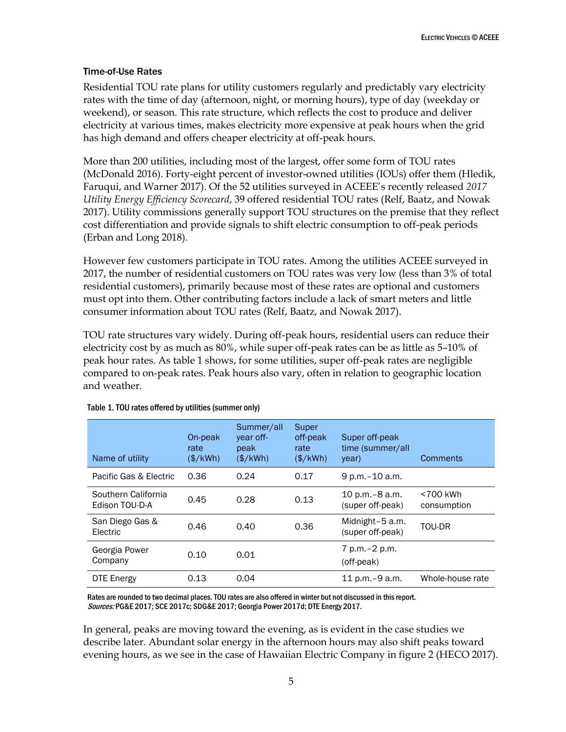### Time-of-Use Rates

Residential TOU rate plans for utility customers regularly and predictably vary electricity rates with the time of day (afternoon, night, or morning hours), type of day (weekday or weekend), or season. This rate structure, which reflects the cost to produce and deliver electricity at various times, makes electricity more expensive at peak hours when the grid has high demand and offers cheaper electricity at off-peak hours.

More than 200 utilities, including most of the largest, offer some form of TOU rates (McDonald 2016). Forty-eight percent of investor-owned utilities (IOUs) offer them (Hledik, Faruqui, and Warner 2017). Of the 52 utilities surveyed in ACEEE's recently released *2017 Utility Energy Efficiency Scorecard*, 39 offered residential TOU rates (Relf, Baatz, and Nowak 2017). Utility commissions generally support TOU structures on the premise that they reflect cost differentiation and provide signals to shift electric consumption to off-peak periods (Erban and Long 2018).

However few customers participate in TOU rates. Among the utilities ACEEE surveyed in 2017, the number of residential customers on TOU rates was very low (less than 3% of total residential customers), primarily because most of these rates are optional and customers must opt into them. Other contributing factors include a lack of smart meters and little consumer information about TOU rates (Relf, Baatz, and Nowak 2017).

TOU rate structures vary widely. During off-peak hours, residential users can reduce their electricity cost by as much as 80%, while super off-peak rates can be as little as 5–10% of peak hour rates. As table 1 shows, for some utilities, super off-peak rates are negligible compared to on-peak rates. Peak hours also vary, often in relation to geographic location and weather.

Table 1. TOU rates offered by utilities (summer only)

| Name of utility | On-peak rate ($/kWh) | Summer/all year off-peak ($/kWh) | Super off-peak rate ($/kWh) | Super off-peak time (summer/all year) | Comments |
|---|---|---|---|---|---|
| Pacific Gas & Electric | 0.36 | 0.24 | 0.17 | 9 p.m.–10 a.m. | |
| Southern California Edison TOU-D-A | 0.45 | 0.28 | 0.13 | 10 p.m.–8 a.m. (super off-peak) | <700 kWh consumption |
| San Diego Gas & Electric | 0.46 | 0.40 | 0.36 | Midnight–5 a.m. (super off-peak) | TOU-DR |
| Georgia Power Company | 0.10 | 0.01 | | 7 p.m.–2 p.m. (off-peak) | |
| DTE Energy | 0.13 | 0.04 | | 11 p.m.–9 a.m. | Whole-house rate |

Rates are rounded to two decimal places. TOU rates are also offered in winter but not discussed in this report.
*Sources:* PG&E 2017; SCE 2017c; SDG&E 2017; Georgia Power 2017d; DTE Energy 2017.

In general, peaks are moving toward the evening, as is evident in the case studies we describe later. Abundant solar energy in the afternoon hours may also shift peaks toward evening hours, as we see in the case of Hawaiian Electric Company in figure 2 (HECO 2017).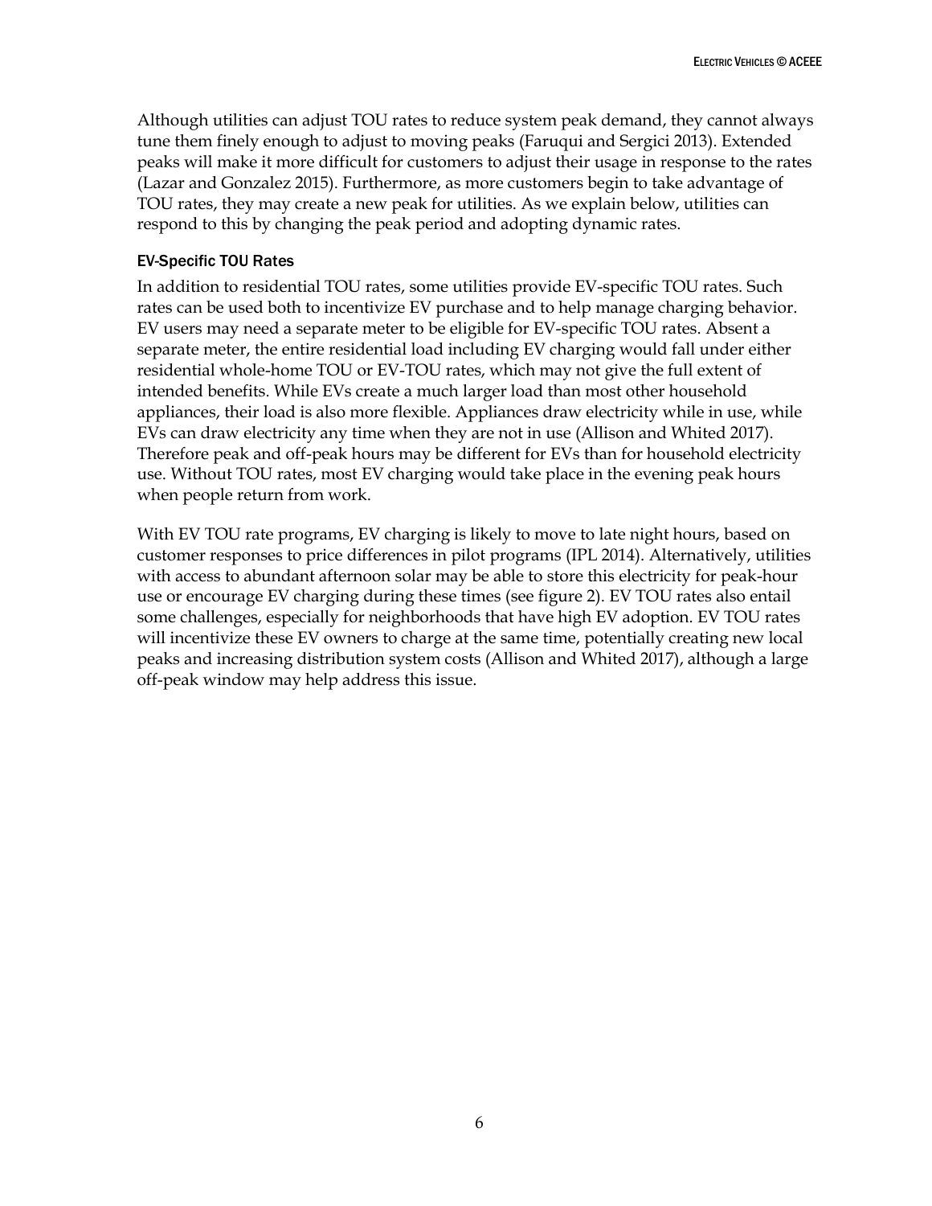Although utilities can adjust TOU rates to reduce system peak demand, they cannot always tune them finely enough to adjust to moving peaks (Faruqui and Sergici 2013). Extended peaks will make it more difficult for customers to adjust their usage in response to the rates (Lazar and Gonzalez 2015). Furthermore, as more customers begin to take advantage of TOU rates, they may create a new peak for utilities. As we explain below, utilities can respond to this by changing the peak period and adopting dynamic rates.

### EV-Specific TOU Rates

In addition to residential TOU rates, some utilities provide EV-specific TOU rates. Such rates can be used both to incentivize EV purchase and to help manage charging behavior. EV users may need a separate meter to be eligible for EV-specific TOU rates. Absent a separate meter, the entire residential load including EV charging would fall under either residential whole-home TOU or EV-TOU rates, which may not give the full extent of intended benefits. While EVs create a much larger load than most other household appliances, their load is also more flexible. Appliances draw electricity while in use, while EVs can draw electricity any time when they are not in use (Allison and Whited 2017). Therefore peak and off-peak hours may be different for EVs than for household electricity use. Without TOU rates, most EV charging would take place in the evening peak hours when people return from work.

With EV TOU rate programs, EV charging is likely to move to late night hours, based on customer responses to price differences in pilot programs (IPL 2014). Alternatively, utilities with access to abundant afternoon solar may be able to store this electricity for peak-hour use or encourage EV charging during these times (see figure 2). EV TOU rates also entail some challenges, especially for neighborhoods that have high EV adoption. EV TOU rates will incentivize these EV owners to charge at the same time, potentially creating new local peaks and increasing distribution system costs (Allison and Whited 2017), although a large off-peak window may help address this issue.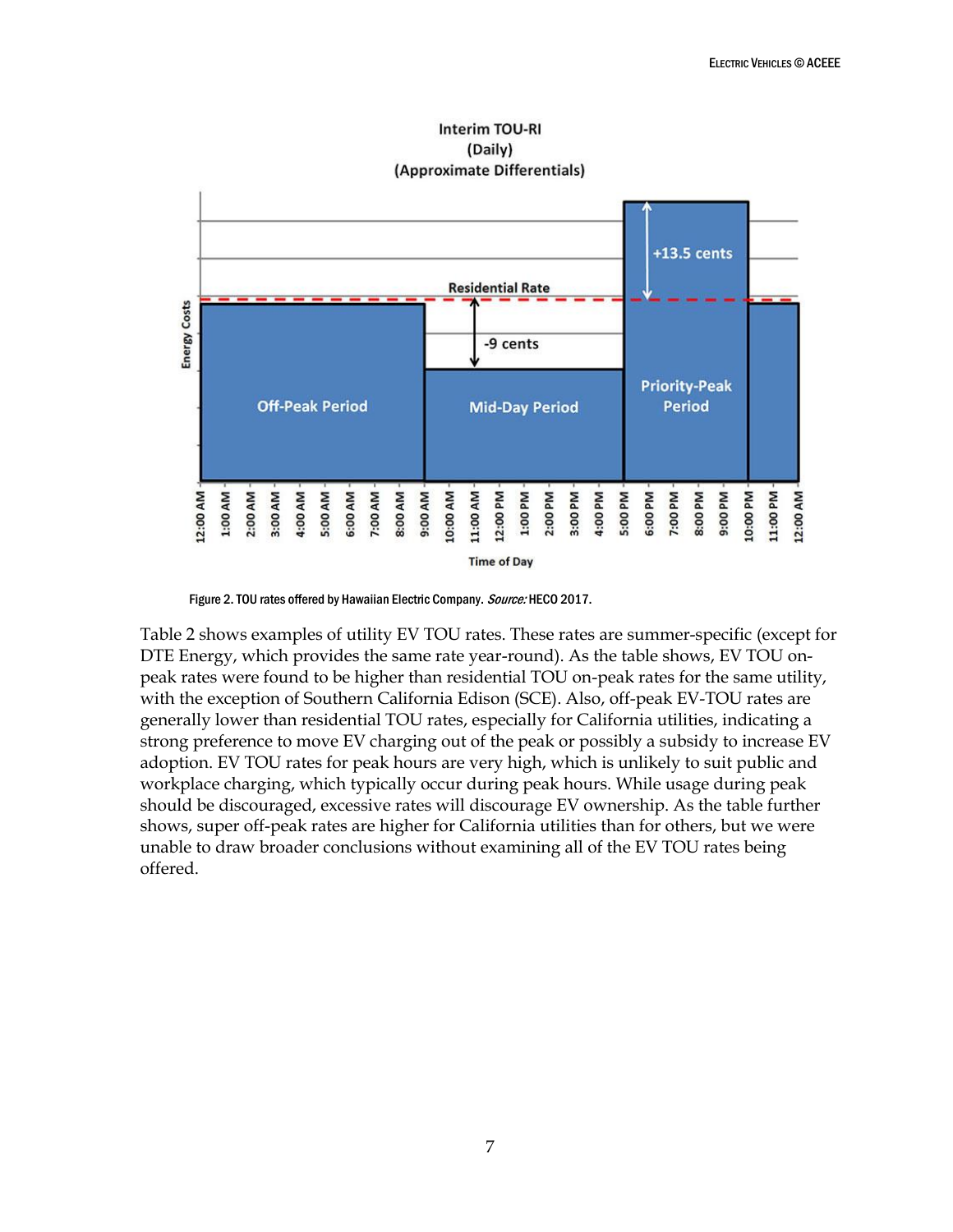Figure 2. TOU rates offered by Hawaiian Electric Company. *Source:* HECO 2017.

Table 2 shows examples of utility EV TOU rates. These rates are summer-specific (except for DTE Energy, which provides the same rate year-round). As the table shows, EV TOU on-peak rates were found to be higher than residential TOU on-peak rates for the same utility, with the exception of Southern California Edison (SCE). Also, off-peak EV-TOU rates are generally lower than residential TOU rates, especially for California utilities, indicating a strong preference to move EV charging out of the peak or possibly a subsidy to increase EV adoption. EV TOU rates for peak hours are very high, which is unlikely to suit public and workplace charging, which typically occur during peak hours. While usage during peak should be discouraged, excessive rates will discourage EV ownership. As the table further shows, super off-peak rates are higher for California utilities than for others, but we were unable to draw broader conclusions without examining all of the EV TOU rates being offered.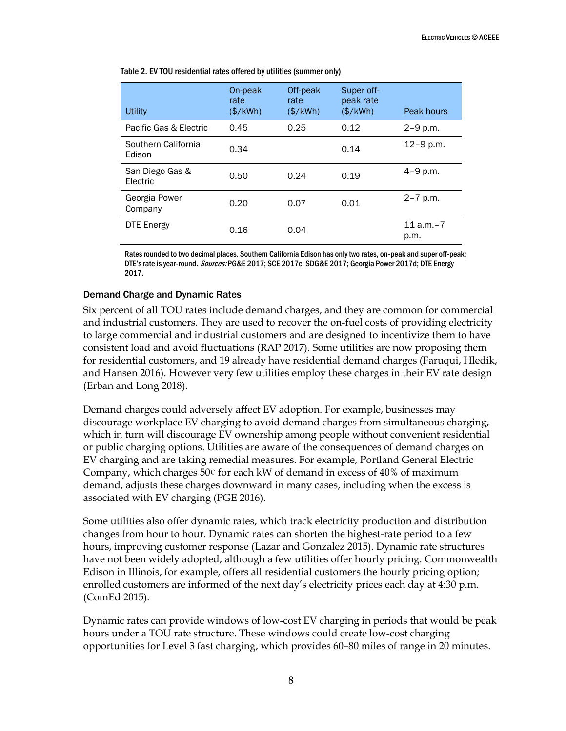Table 2. EV TOU residential rates offered by utilities (summer only)

| Utility | On-peak rate ($/kWh) | Off-peak rate ($/kWh) | Super off-peak rate ($/kWh) | Peak hours |
|---|---|---|---|---|
| Pacific Gas & Electric | 0.45 | 0.25 | 0.12 | 2–9 p.m. |
| Southern California Edison | 0.34 | | 0.14 | 12–9 p.m. |
| San Diego Gas & Electric | 0.50 | 0.24 | 0.19 | 4–9 p.m. |
| Georgia Power Company | 0.20 | 0.07 | 0.01 | 2–7 p.m. |
| DTE Energy | 0.16 | 0.04 | | 11 a.m.–7 p.m. |

Rates rounded to two decimal places. Southern California Edison has only two rates, on-peak and super off-peak; DTE's rate is year-round. *Sources:* PG&E 2017; SCE 2017c; SDG&E 2017; Georgia Power 2017d; DTE Energy 2017.

### Demand Charge and Dynamic Rates

Six percent of all TOU rates include demand charges, and they are common for commercial and industrial customers. They are used to recover the on-fuel costs of providing electricity to large commercial and industrial customers and are designed to incentivize them to have consistent load and avoid fluctuations (RAP 2017). Some utilities are now proposing them for residential customers, and 19 already have residential demand charges (Faruqui, Hledik, and Hansen 2016). However very few utilities employ these charges in their EV rate design (Erban and Long 2018).

Demand charges could adversely affect EV adoption. For example, businesses may discourage workplace EV charging to avoid demand charges from simultaneous charging, which in turn will discourage EV ownership among people without convenient residential or public charging options. Utilities are aware of the consequences of demand charges on EV charging and are taking remedial measures. For example, Portland General Electric Company, which charges 50¢ for each kW of demand in excess of 40% of maximum demand, adjusts these charges downward in many cases, including when the excess is associated with EV charging (PGE 2016).

Some utilities also offer dynamic rates, which track electricity production and distribution changes from hour to hour. Dynamic rates can shorten the highest-rate period to a few hours, improving customer response (Lazar and Gonzalez 2015). Dynamic rate structures have not been widely adopted, although a few utilities offer hourly pricing. Commonwealth Edison in Illinois, for example, offers all residential customers the hourly pricing option; enrolled customers are informed of the next day's electricity prices each day at 4:30 p.m. (ComEd 2015).

Dynamic rates can provide windows of low-cost EV charging in periods that would be peak hours under a TOU rate structure. These windows could create low-cost charging opportunities for Level 3 fast charging, which provides 60–80 miles of range in 20 minutes.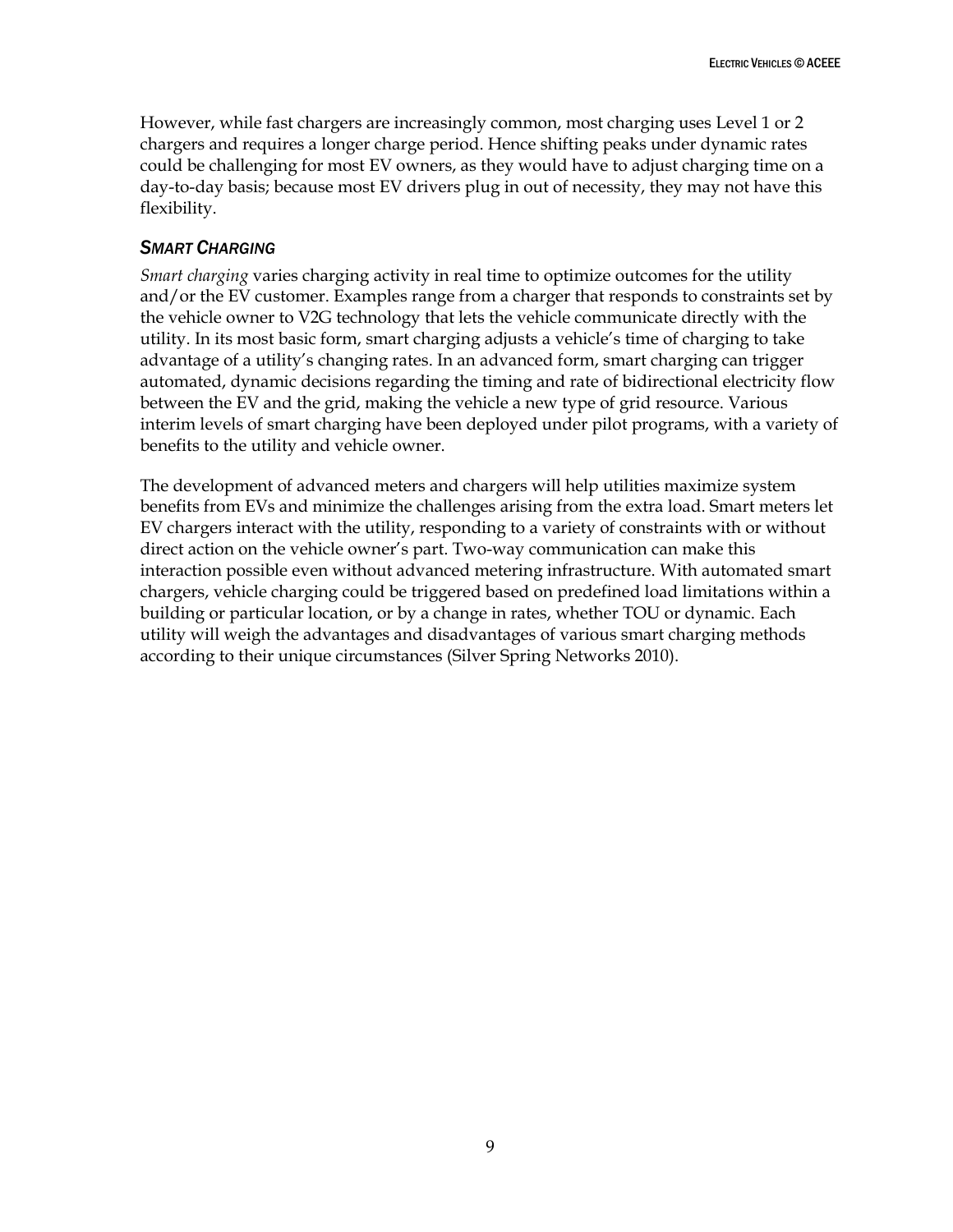However, while fast chargers are increasingly common, most charging uses Level 1 or 2 chargers and requires a longer charge period. Hence shifting peaks under dynamic rates could be challenging for most EV owners, as they would have to adjust charging time on a day-to-day basis; because most EV drivers plug in out of necessity, they may not have this flexibility.

### *SMART CHARGING*

*Smart charging* varies charging activity in real time to optimize outcomes for the utility and/or the EV customer. Examples range from a charger that responds to constraints set by the vehicle owner to V2G technology that lets the vehicle communicate directly with the utility. In its most basic form, smart charging adjusts a vehicle's time of charging to take advantage of a utility's changing rates. In an advanced form, smart charging can trigger automated, dynamic decisions regarding the timing and rate of bidirectional electricity flow between the EV and the grid, making the vehicle a new type of grid resource. Various interim levels of smart charging have been deployed under pilot programs, with a variety of benefits to the utility and vehicle owner.

The development of advanced meters and chargers will help utilities maximize system benefits from EVs and minimize the challenges arising from the extra load. Smart meters let EV chargers interact with the utility, responding to a variety of constraints with or without direct action on the vehicle owner's part. Two-way communication can make this interaction possible even without advanced metering infrastructure. With automated smart chargers, vehicle charging could be triggered based on predefined load limitations within a building or particular location, or by a change in rates, whether TOU or dynamic. Each utility will weigh the advantages and disadvantages of various smart charging methods according to their unique circumstances (Silver Spring Networks 2010).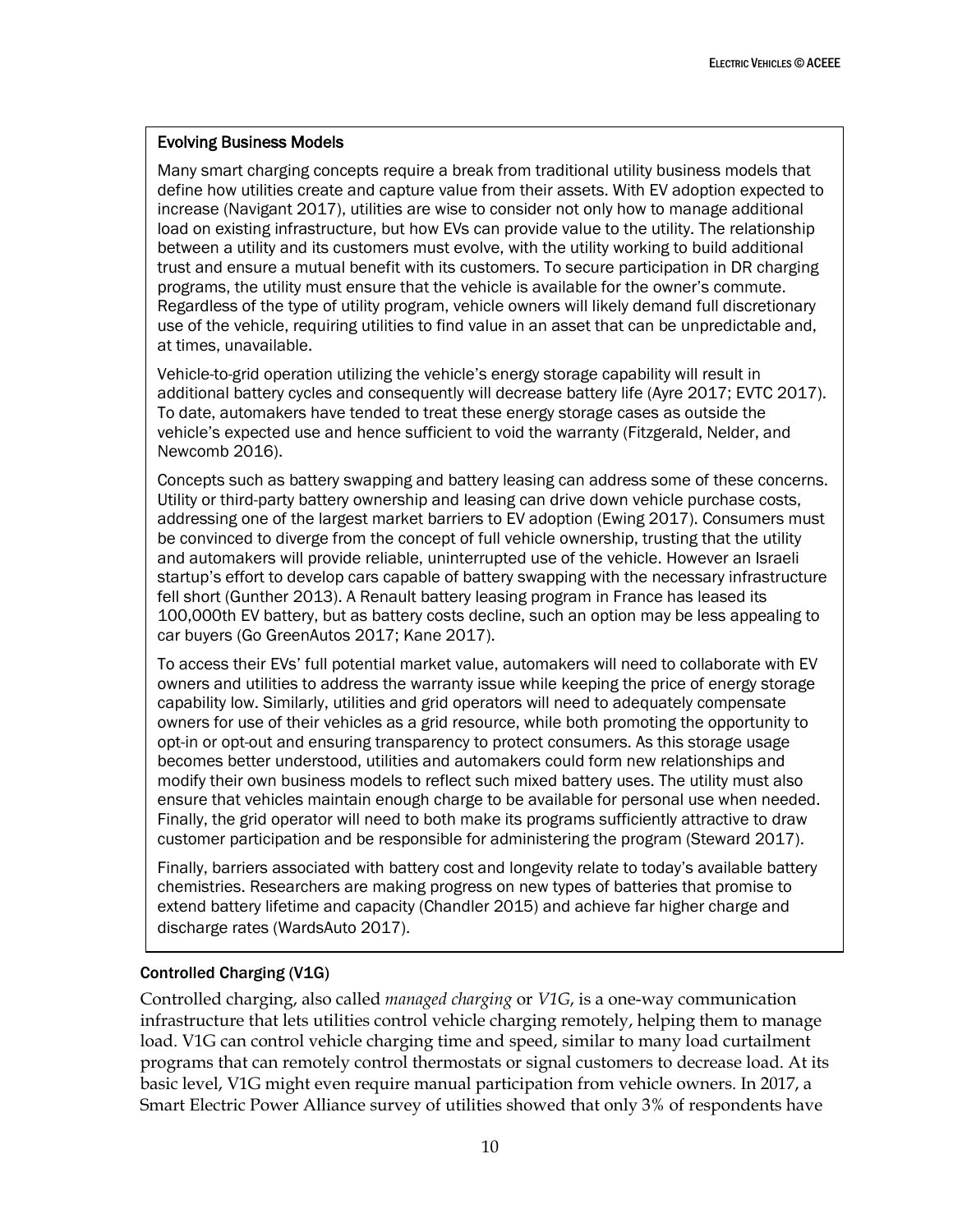### Evolving Business Models

Many smart charging concepts require a break from traditional utility business models that define how utilities create and capture value from their assets. With EV adoption expected to increase (Navigant 2017), utilities are wise to consider not only how to manage additional load on existing infrastructure, but how EVs can provide value to the utility. The relationship between a utility and its customers must evolve, with the utility working to build additional trust and ensure a mutual benefit with its customers. To secure participation in DR charging programs, the utility must ensure that the vehicle is available for the owner's commute. Regardless of the type of utility program, vehicle owners will likely demand full discretionary use of the vehicle, requiring utilities to find value in an asset that can be unpredictable and, at times, unavailable.

Vehicle-to-grid operation utilizing the vehicle's energy storage capability will result in additional battery cycles and consequently will decrease battery life (Ayre 2017; EVTC 2017). To date, automakers have tended to treat these energy storage cases as outside the vehicle's expected use and hence sufficient to void the warranty (Fitzgerald, Nelder, and Newcomb 2016).

Concepts such as battery swapping and battery leasing can address some of these concerns. Utility or third-party battery ownership and leasing can drive down vehicle purchase costs, addressing one of the largest market barriers to EV adoption (Ewing 2017). Consumers must be convinced to diverge from the concept of full vehicle ownership, trusting that the utility and automakers will provide reliable, uninterrupted use of the vehicle. However an Israeli startup's effort to develop cars capable of battery swapping with the necessary infrastructure fell short (Gunther 2013). A Renault battery leasing program in France has leased its 100,000th EV battery, but as battery costs decline, such an option may be less appealing to car buyers (Go GreenAutos 2017; Kane 2017).

To access their EVs' full potential market value, automakers will need to collaborate with EV owners and utilities to address the warranty issue while keeping the price of energy storage capability low. Similarly, utilities and grid operators will need to adequately compensate owners for use of their vehicles as a grid resource, while both promoting the opportunity to opt-in or opt-out and ensuring transparency to protect consumers. As this storage usage becomes better understood, utilities and automakers could form new relationships and modify their own business models to reflect such mixed battery uses. The utility must also ensure that vehicles maintain enough charge to be available for personal use when needed. Finally, the grid operator will need to both make its programs sufficiently attractive to draw customer participation and be responsible for administering the program (Steward 2017).

Finally, barriers associated with battery cost and longevity relate to today's available battery chemistries. Researchers are making progress on new types of batteries that promise to extend battery lifetime and capacity (Chandler 2015) and achieve far higher charge and discharge rates (WardsAuto 2017).

### Controlled Charging (V1G)

Controlled charging, also called *managed charging* or *V1G*, is a one-way communication infrastructure that lets utilities control vehicle charging remotely, helping them to manage load. V1G can control vehicle charging time and speed, similar to many load curtailment programs that can remotely control thermostats or signal customers to decrease load. At its basic level, V1G might even require manual participation from vehicle owners. In 2017, a Smart Electric Power Alliance survey of utilities showed that only 3% of respondents have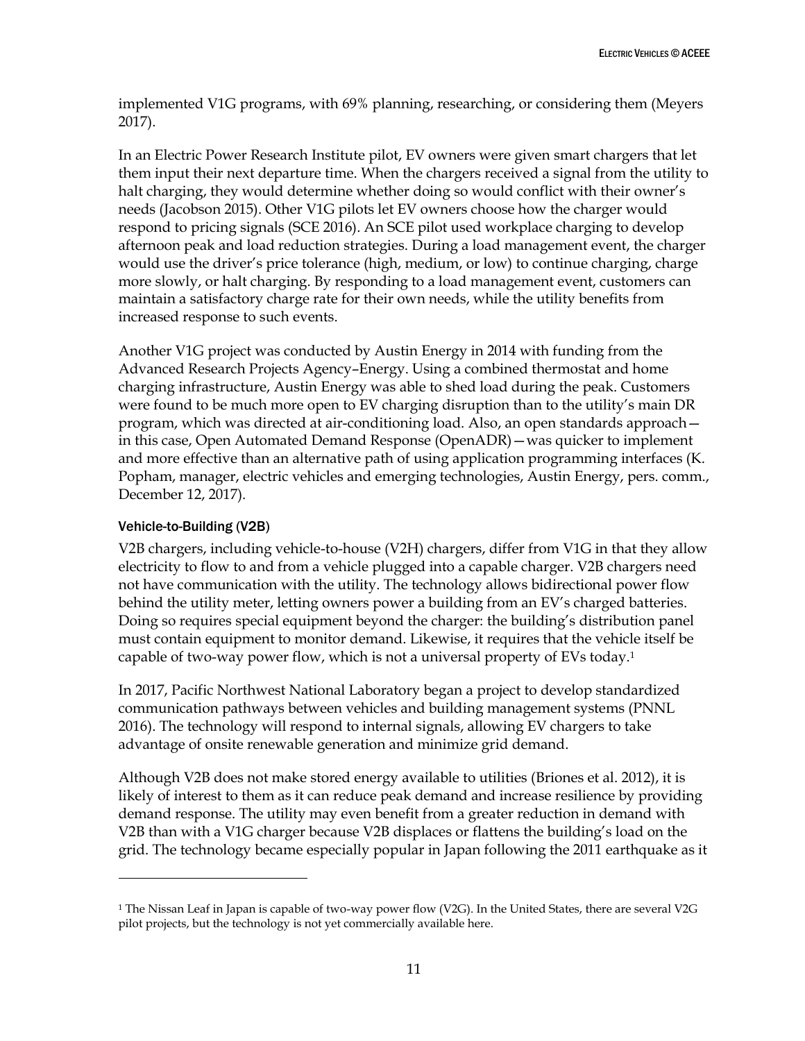implemented V1G programs, with 69% planning, researching, or considering them (Meyers 2017).

In an Electric Power Research Institute pilot, EV owners were given smart chargers that let them input their next departure time. When the chargers received a signal from the utility to halt charging, they would determine whether doing so would conflict with their owner's needs (Jacobson 2015). Other V1G pilots let EV owners choose how the charger would respond to pricing signals (SCE 2016). An SCE pilot used workplace charging to develop afternoon peak and load reduction strategies. During a load management event, the charger would use the driver's price tolerance (high, medium, or low) to continue charging, charge more slowly, or halt charging. By responding to a load management event, customers can maintain a satisfactory charge rate for their own needs, while the utility benefits from increased response to such events.

Another V1G project was conducted by Austin Energy in 2014 with funding from the Advanced Research Projects Agency–Energy. Using a combined thermostat and home charging infrastructure, Austin Energy was able to shed load during the peak. Customers were found to be much more open to EV charging disruption than to the utility's main DR program, which was directed at air-conditioning load. Also, an open standards approach—in this case, Open Automated Demand Response (OpenADR)—was quicker to implement and more effective than an alternative path of using application programming interfaces (K. Popham, manager, electric vehicles and emerging technologies, Austin Energy, pers. comm., December 12, 2017).

### Vehicle-to-Building (V2B)

V2B chargers, including vehicle-to-house (V2H) chargers, differ from V1G in that they allow electricity to flow to and from a vehicle plugged into a capable charger. V2B chargers need not have communication with the utility. The technology allows bidirectional power flow behind the utility meter, letting owners power a building from an EV's charged batteries. Doing so requires special equipment beyond the charger: the building's distribution panel must contain equipment to monitor demand. Likewise, it requires that the vehicle itself be capable of two-way power flow, which is not a universal property of EVs today.[1]

In 2017, Pacific Northwest National Laboratory began a project to develop standardized communication pathways between vehicles and building management systems (PNNL 2016). The technology will respond to internal signals, allowing EV chargers to take advantage of onsite renewable generation and minimize grid demand.

Although V2B does not make stored energy available to utilities (Briones et al. 2012), it is likely of interest to them as it can reduce peak demand and increase resilience by providing demand response. The utility may even benefit from a greater reduction in demand with V2B than with a V1G charger because V2B displaces or flattens the building's load on the grid. The technology became especially popular in Japan following the 2011 earthquake as it

---

[1] The Nissan Leaf in Japan is capable of two-way power flow (V2G). In the United States, there are several V2G pilot projects, but the technology is not yet commercially available here.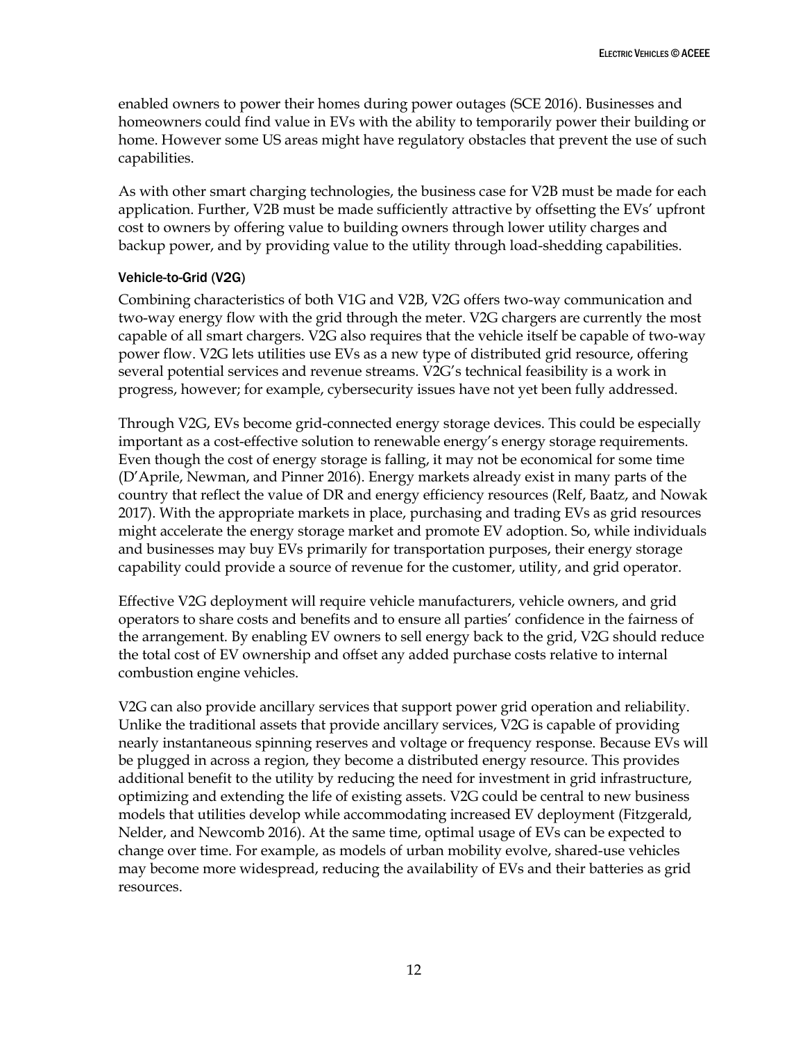enabled owners to power their homes during power outages (SCE 2016). Businesses and homeowners could find value in EVs with the ability to temporarily power their building or home. However some US areas might have regulatory obstacles that prevent the use of such capabilities.

As with other smart charging technologies, the business case for V2B must be made for each application. Further, V2B must be made sufficiently attractive by offsetting the EVs' upfront cost to owners by offering value to building owners through lower utility charges and backup power, and by providing value to the utility through load-shedding capabilities.

#### Vehicle-to-Grid (V2G)

Combining characteristics of both V1G and V2B, V2G offers two-way communication and two-way energy flow with the grid through the meter. V2G chargers are currently the most capable of all smart chargers. V2G also requires that the vehicle itself be capable of two-way power flow. V2G lets utilities use EVs as a new type of distributed grid resource, offering several potential services and revenue streams. V2G's technical feasibility is a work in progress, however; for example, cybersecurity issues have not yet been fully addressed.

Through V2G, EVs become grid-connected energy storage devices. This could be especially important as a cost-effective solution to renewable energy's energy storage requirements. Even though the cost of energy storage is falling, it may not be economical for some time (D'Aprile, Newman, and Pinner 2016). Energy markets already exist in many parts of the country that reflect the value of DR and energy efficiency resources (Relf, Baatz, and Nowak 2017). With the appropriate markets in place, purchasing and trading EVs as grid resources might accelerate the energy storage market and promote EV adoption. So, while individuals and businesses may buy EVs primarily for transportation purposes, their energy storage capability could provide a source of revenue for the customer, utility, and grid operator.

Effective V2G deployment will require vehicle manufacturers, vehicle owners, and grid operators to share costs and benefits and to ensure all parties' confidence in the fairness of the arrangement. By enabling EV owners to sell energy back to the grid, V2G should reduce the total cost of EV ownership and offset any added purchase costs relative to internal combustion engine vehicles.

V2G can also provide ancillary services that support power grid operation and reliability. Unlike the traditional assets that provide ancillary services, V2G is capable of providing nearly instantaneous spinning reserves and voltage or frequency response. Because EVs will be plugged in across a region, they become a distributed energy resource. This provides additional benefit to the utility by reducing the need for investment in grid infrastructure, optimizing and extending the life of existing assets. V2G could be central to new business models that utilities develop while accommodating increased EV deployment (Fitzgerald, Nelder, and Newcomb 2016). At the same time, optimal usage of EVs can be expected to change over time. For example, as models of urban mobility evolve, shared-use vehicles may become more widespread, reducing the availability of EVs and their batteries as grid resources.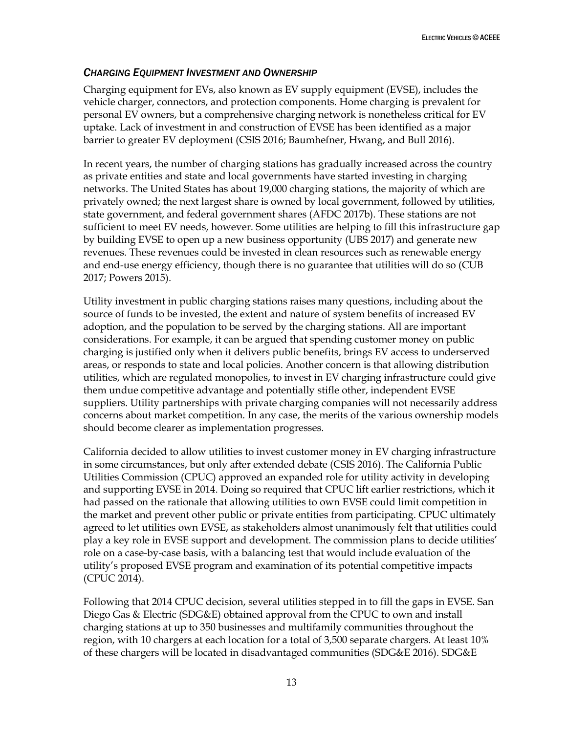### *Charging Equipment Investment and Ownership*

Charging equipment for EVs, also known as EV supply equipment (EVSE), includes the vehicle charger, connectors, and protection components. Home charging is prevalent for personal EV owners, but a comprehensive charging network is nonetheless critical for EV uptake. Lack of investment in and construction of EVSE has been identified as a major barrier to greater EV deployment (CSIS 2016; Baumhefner, Hwang, and Bull 2016).

In recent years, the number of charging stations has gradually increased across the country as private entities and state and local governments have started investing in charging networks. The United States has about 19,000 charging stations, the majority of which are privately owned; the next largest share is owned by local government, followed by utilities, state government, and federal government shares (AFDC 2017b). These stations are not sufficient to meet EV needs, however. Some utilities are helping to fill this infrastructure gap by building EVSE to open up a new business opportunity (UBS 2017) and generate new revenues. These revenues could be invested in clean resources such as renewable energy and end-use energy efficiency, though there is no guarantee that utilities will do so (CUB 2017; Powers 2015).

Utility investment in public charging stations raises many questions, including about the source of funds to be invested, the extent and nature of system benefits of increased EV adoption, and the population to be served by the charging stations. All are important considerations. For example, it can be argued that spending customer money on public charging is justified only when it delivers public benefits, brings EV access to underserved areas, or responds to state and local policies. Another concern is that allowing distribution utilities, which are regulated monopolies, to invest in EV charging infrastructure could give them undue competitive advantage and potentially stifle other, independent EVSE suppliers. Utility partnerships with private charging companies will not necessarily address concerns about market competition. In any case, the merits of the various ownership models should become clearer as implementation progresses.

California decided to allow utilities to invest customer money in EV charging infrastructure in some circumstances, but only after extended debate (CSIS 2016). The California Public Utilities Commission (CPUC) approved an expanded role for utility activity in developing and supporting EVSE in 2014. Doing so required that CPUC lift earlier restrictions, which it had passed on the rationale that allowing utilities to own EVSE could limit competition in the market and prevent other public or private entities from participating. CPUC ultimately agreed to let utilities own EVSE, as stakeholders almost unanimously felt that utilities could play a key role in EVSE support and development. The commission plans to decide utilities' role on a case-by-case basis, with a balancing test that would include evaluation of the utility's proposed EVSE program and examination of its potential competitive impacts (CPUC 2014).

Following that 2014 CPUC decision, several utilities stepped in to fill the gaps in EVSE. San Diego Gas & Electric (SDG&E) obtained approval from the CPUC to own and install charging stations at up to 350 businesses and multifamily communities throughout the region, with 10 chargers at each location for a total of 3,500 separate chargers. At least 10% of these chargers will be located in disadvantaged communities (SDG&E 2016). SDG&E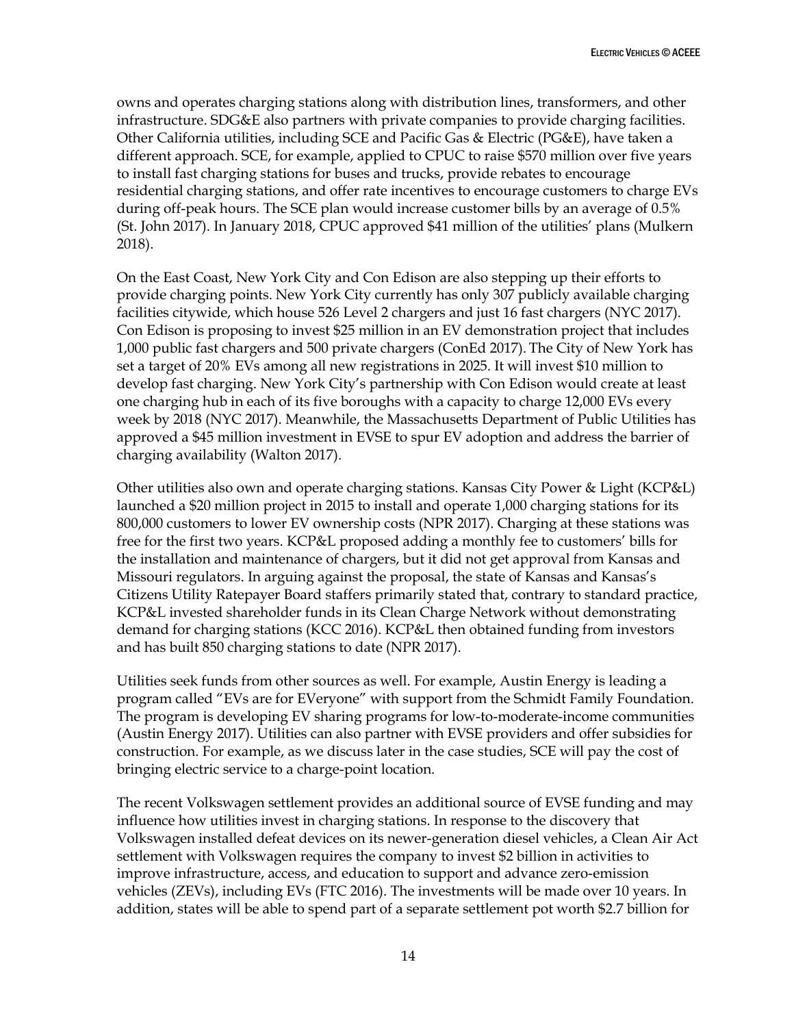owns and operates charging stations along with distribution lines, transformers, and other infrastructure. SDG&E also partners with private companies to provide charging facilities. Other California utilities, including SCE and Pacific Gas & Electric (PG&E), have taken a different approach. SCE, for example, applied to CPUC to raise $570 million over five years to install fast charging stations for buses and trucks, provide rebates to encourage residential charging stations, and offer rate incentives to encourage customers to charge EVs during off-peak hours. The SCE plan would increase customer bills by an average of 0.5% (St. John 2017). In January 2018, CPUC approved $41 million of the utilities' plans (Mulkern 2018).

On the East Coast, New York City and Con Edison are also stepping up their efforts to provide charging points. New York City currently has only 307 publicly available charging facilities citywide, which house 526 Level 2 chargers and just 16 fast chargers (NYC 2017). Con Edison is proposing to invest $25 million in an EV demonstration project that includes 1,000 public fast chargers and 500 private chargers (ConEd 2017). The City of New York has set a target of 20% EVs among all new registrations in 2025. It will invest $10 million to develop fast charging. New York City's partnership with Con Edison would create at least one charging hub in each of its five boroughs with a capacity to charge 12,000 EVs every week by 2018 (NYC 2017). Meanwhile, the Massachusetts Department of Public Utilities has approved a $45 million investment in EVSE to spur EV adoption and address the barrier of charging availability (Walton 2017).

Other utilities also own and operate charging stations. Kansas City Power & Light (KCP&L) launched a $20 million project in 2015 to install and operate 1,000 charging stations for its 800,000 customers to lower EV ownership costs (NPR 2017). Charging at these stations was free for the first two years. KCP&L proposed adding a monthly fee to customers' bills for the installation and maintenance of chargers, but it did not get approval from Kansas and Missouri regulators. In arguing against the proposal, the state of Kansas and Kansas's Citizens Utility Ratepayer Board staffers primarily stated that, contrary to standard practice, KCP&L invested shareholder funds in its Clean Charge Network without demonstrating demand for charging stations (KCC 2016). KCP&L then obtained funding from investors and has built 850 charging stations to date (NPR 2017).

Utilities seek funds from other sources as well. For example, Austin Energy is leading a program called "EVs are for EVeryone" with support from the Schmidt Family Foundation. The program is developing EV sharing programs for low-to-moderate-income communities (Austin Energy 2017). Utilities can also partner with EVSE providers and offer subsidies for construction. For example, as we discuss later in the case studies, SCE will pay the cost of bringing electric service to a charge-point location.

The recent Volkswagen settlement provides an additional source of EVSE funding and may influence how utilities invest in charging stations. In response to the discovery that Volkswagen installed defeat devices on its newer-generation diesel vehicles, a Clean Air Act settlement with Volkswagen requires the company to invest $2 billion in activities to improve infrastructure, access, and education to support and advance zero-emission vehicles (ZEVs), including EVs (FTC 2016). The investments will be made over 10 years. In addition, states will be able to spend part of a separate settlement pot worth $2.7 billion for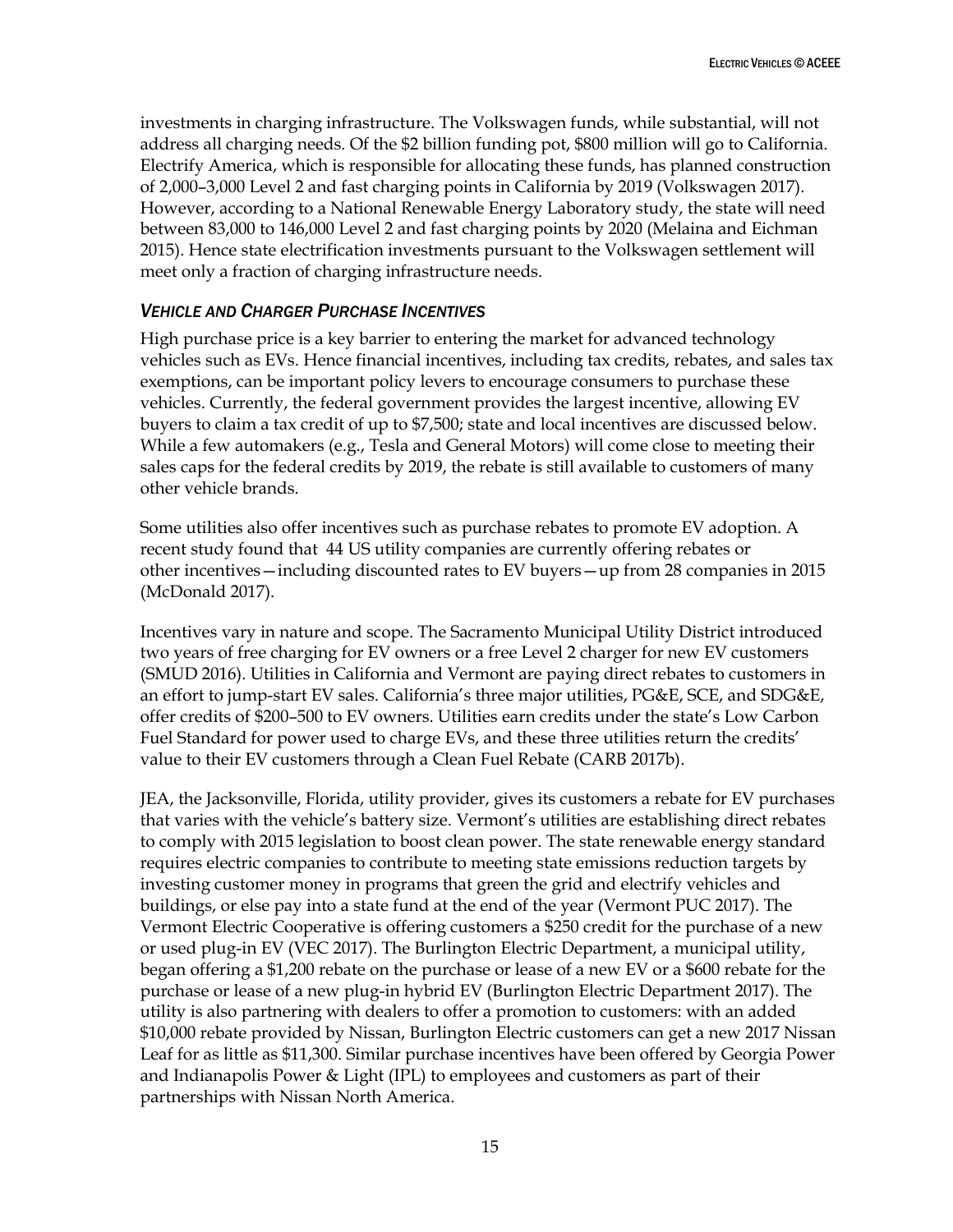investments in charging infrastructure. The Volkswagen funds, while substantial, will not address all charging needs. Of the $2 billion funding pot, $800 million will go to California. Electrify America, which is responsible for allocating these funds, has planned construction of 2,000–3,000 Level 2 and fast charging points in California by 2019 (Volkswagen 2017). However, according to a National Renewable Energy Laboratory study, the state will need between 83,000 to 146,000 Level 2 and fast charging points by 2020 (Melaina and Eichman 2015). Hence state electrification investments pursuant to the Volkswagen settlement will meet only a fraction of charging infrastructure needs.

### *Vehicle and Charger Purchase Incentives*

High purchase price is a key barrier to entering the market for advanced technology vehicles such as EVs. Hence financial incentives, including tax credits, rebates, and sales tax exemptions, can be important policy levers to encourage consumers to purchase these vehicles. Currently, the federal government provides the largest incentive, allowing EV buyers to claim a tax credit of up to $7,500; state and local incentives are discussed below. While a few automakers (e.g., Tesla and General Motors) will come close to meeting their sales caps for the federal credits by 2019, the rebate is still available to customers of many other vehicle brands.

Some utilities also offer incentives such as purchase rebates to promote EV adoption. A recent study found that 44 US utility companies are currently offering rebates or other incentives—including discounted rates to EV buyers—up from 28 companies in 2015 (McDonald 2017).

Incentives vary in nature and scope. The Sacramento Municipal Utility District introduced two years of free charging for EV owners or a free Level 2 charger for new EV customers (SMUD 2016). Utilities in California and Vermont are paying direct rebates to customers in an effort to jump-start EV sales. California's three major utilities, PG&E, SCE, and SDG&E, offer credits of $200–500 to EV owners. Utilities earn credits under the state's Low Carbon Fuel Standard for power used to charge EVs, and these three utilities return the credits' value to their EV customers through a Clean Fuel Rebate (CARB 2017b).

JEA, the Jacksonville, Florida, utility provider, gives its customers a rebate for EV purchases that varies with the vehicle's battery size. Vermont's utilities are establishing direct rebates to comply with 2015 legislation to boost clean power. The state renewable energy standard requires electric companies to contribute to meeting state emissions reduction targets by investing customer money in programs that green the grid and electrify vehicles and buildings, or else pay into a state fund at the end of the year (Vermont PUC 2017). The Vermont Electric Cooperative is offering customers a $250 credit for the purchase of a new or used plug-in EV (VEC 2017). The Burlington Electric Department, a municipal utility, began offering a $1,200 rebate on the purchase or lease of a new EV or a $600 rebate for the purchase or lease of a new plug-in hybrid EV (Burlington Electric Department 2017). The utility is also partnering with dealers to offer a promotion to customers: with an added $10,000 rebate provided by Nissan, Burlington Electric customers can get a new 2017 Nissan Leaf for as little as $11,300. Similar purchase incentives have been offered by Georgia Power and Indianapolis Power & Light (IPL) to employees and customers as part of their partnerships with Nissan North America.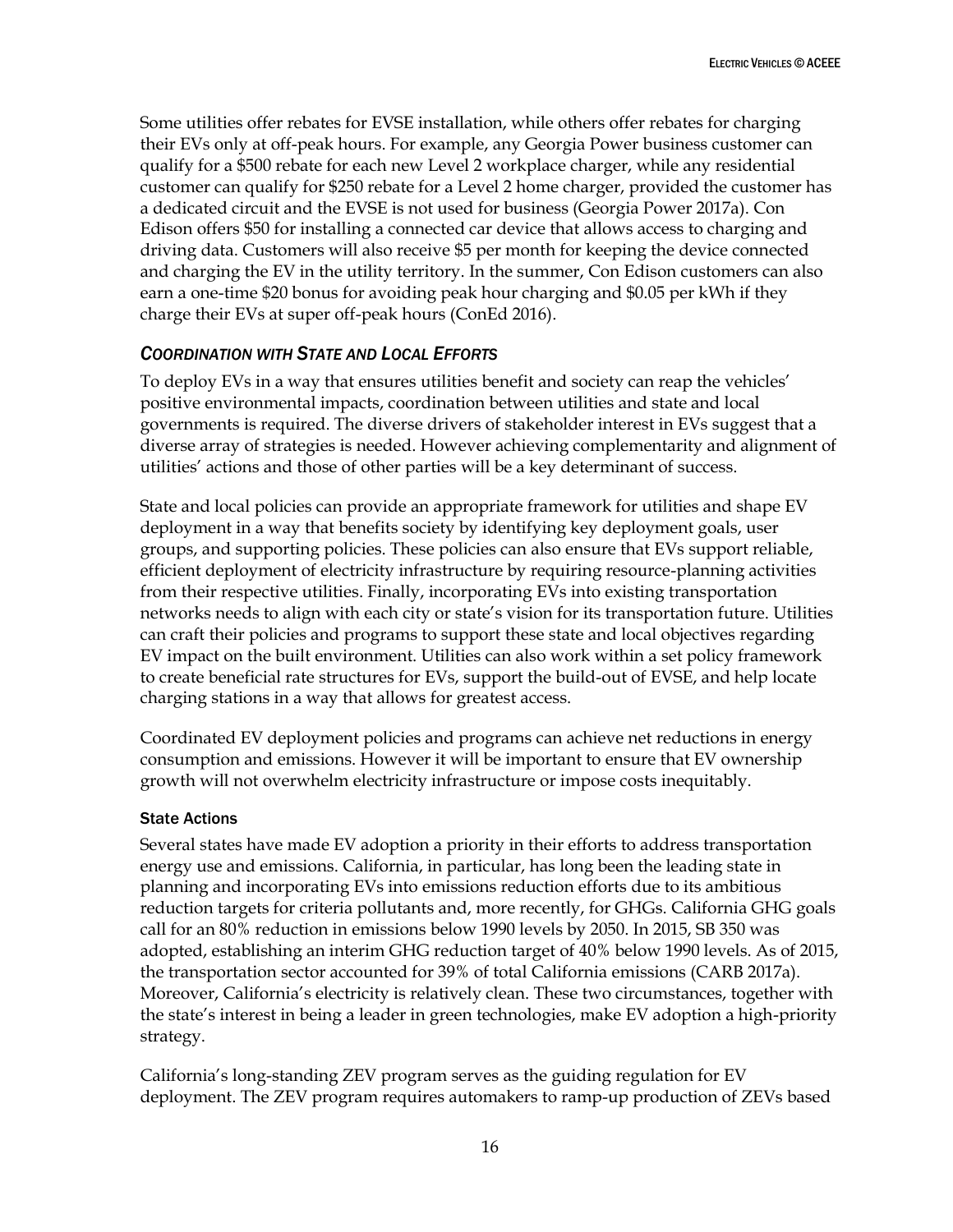Some utilities offer rebates for EVSE installation, while others offer rebates for charging their EVs only at off-peak hours. For example, any Georgia Power business customer can qualify for a $500 rebate for each new Level 2 workplace charger, while any residential customer can qualify for $250 rebate for a Level 2 home charger, provided the customer has a dedicated circuit and the EVSE is not used for business (Georgia Power 2017a). Con Edison offers $50 for installing a connected car device that allows access to charging and driving data. Customers will also receive $5 per month for keeping the device connected and charging the EV in the utility territory. In the summer, Con Edison customers can also earn a one-time $20 bonus for avoiding peak hour charging and $0.05 per kWh if they charge their EVs at super off-peak hours (ConEd 2016).

### *COORDINATION WITH STATE AND LOCAL EFFORTS*

To deploy EVs in a way that ensures utilities benefit and society can reap the vehicles' positive environmental impacts, coordination between utilities and state and local governments is required. The diverse drivers of stakeholder interest in EVs suggest that a diverse array of strategies is needed. However achieving complementarity and alignment of utilities' actions and those of other parties will be a key determinant of success.

State and local policies can provide an appropriate framework for utilities and shape EV deployment in a way that benefits society by identifying key deployment goals, user groups, and supporting policies. These policies can also ensure that EVs support reliable, efficient deployment of electricity infrastructure by requiring resource-planning activities from their respective utilities. Finally, incorporating EVs into existing transportation networks needs to align with each city or state's vision for its transportation future. Utilities can craft their policies and programs to support these state and local objectives regarding EV impact on the built environment. Utilities can also work within a set policy framework to create beneficial rate structures for EVs, support the build-out of EVSE, and help locate charging stations in a way that allows for greatest access.

Coordinated EV deployment policies and programs can achieve net reductions in energy consumption and emissions. However it will be important to ensure that EV ownership growth will not overwhelm electricity infrastructure or impose costs inequitably.

#### State Actions

Several states have made EV adoption a priority in their efforts to address transportation energy use and emissions. California, in particular, has long been the leading state in planning and incorporating EVs into emissions reduction efforts due to its ambitious reduction targets for criteria pollutants and, more recently, for GHGs. California GHG goals call for an 80% reduction in emissions below 1990 levels by 2050. In 2015, SB 350 was adopted, establishing an interim GHG reduction target of 40% below 1990 levels. As of 2015, the transportation sector accounted for 39% of total California emissions (CARB 2017a). Moreover, California's electricity is relatively clean. These two circumstances, together with the state's interest in being a leader in green technologies, make EV adoption a high-priority strategy.

California's long-standing ZEV program serves as the guiding regulation for EV deployment. The ZEV program requires automakers to ramp-up production of ZEVs based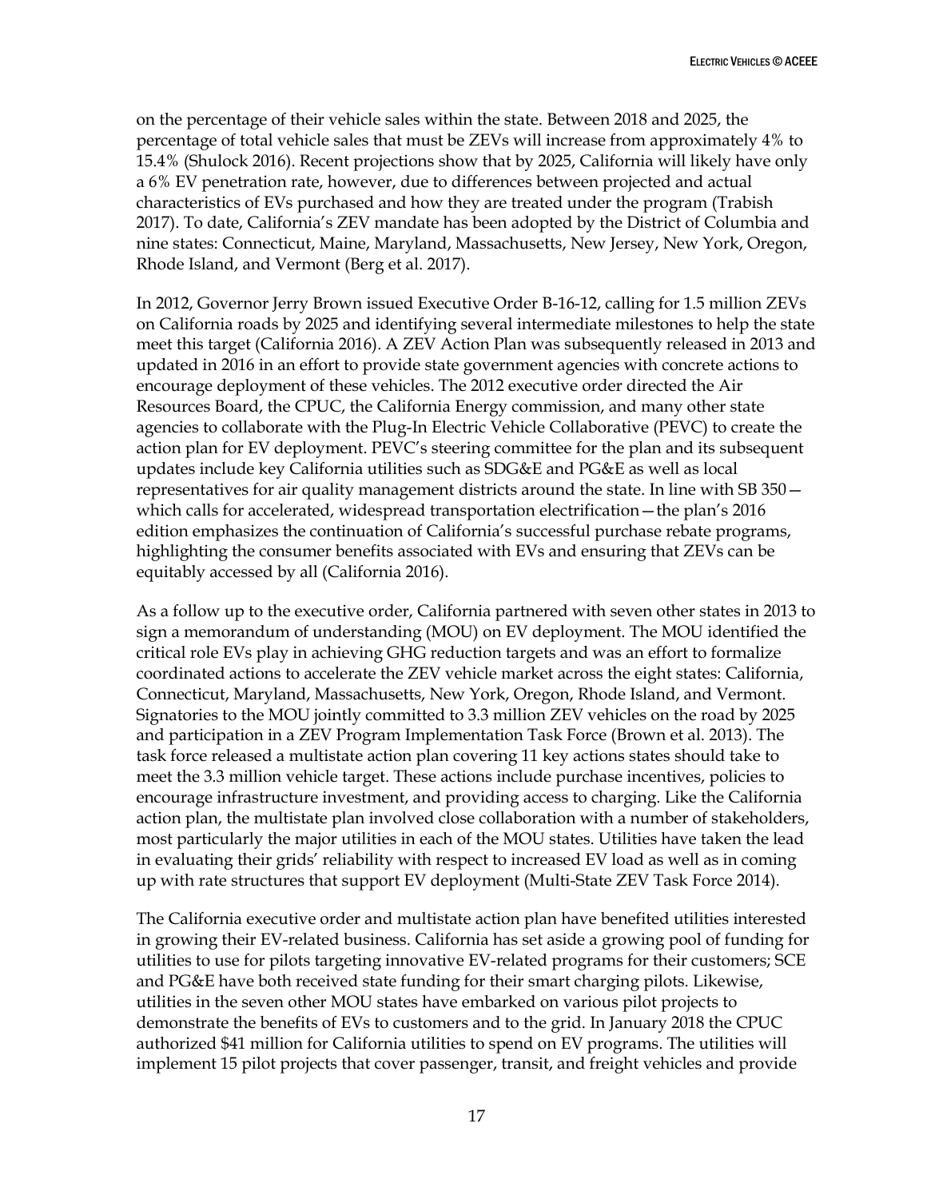on the percentage of their vehicle sales within the state. Between 2018 and 2025, the percentage of total vehicle sales that must be ZEVs will increase from approximately 4% to 15.4% (Shulock 2016). Recent projections show that by 2025, California will likely have only a 6% EV penetration rate, however, due to differences between projected and actual characteristics of EVs purchased and how they are treated under the program (Trabish 2017). To date, California's ZEV mandate has been adopted by the District of Columbia and nine states: Connecticut, Maine, Maryland, Massachusetts, New Jersey, New York, Oregon, Rhode Island, and Vermont (Berg et al. 2017).

In 2012, Governor Jerry Brown issued Executive Order B-16-12, calling for 1.5 million ZEVs on California roads by 2025 and identifying several intermediate milestones to help the state meet this target (California 2016). A ZEV Action Plan was subsequently released in 2013 and updated in 2016 in an effort to provide state government agencies with concrete actions to encourage deployment of these vehicles. The 2012 executive order directed the Air Resources Board, the CPUC, the California Energy commission, and many other state agencies to collaborate with the Plug-In Electric Vehicle Collaborative (PEVC) to create the action plan for EV deployment. PEVC's steering committee for the plan and its subsequent updates include key California utilities such as SDG&E and PG&E as well as local representatives for air quality management districts around the state. In line with SB 350—which calls for accelerated, widespread transportation electrification—the plan's 2016 edition emphasizes the continuation of California's successful purchase rebate programs, highlighting the consumer benefits associated with EVs and ensuring that ZEVs can be equitably accessed by all (California 2016).

As a follow up to the executive order, California partnered with seven other states in 2013 to sign a memorandum of understanding (MOU) on EV deployment. The MOU identified the critical role EVs play in achieving GHG reduction targets and was an effort to formalize coordinated actions to accelerate the ZEV vehicle market across the eight states: California, Connecticut, Maryland, Massachusetts, New York, Oregon, Rhode Island, and Vermont. Signatories to the MOU jointly committed to 3.3 million ZEV vehicles on the road by 2025 and participation in a ZEV Program Implementation Task Force (Brown et al. 2013). The task force released a multistate action plan covering 11 key actions states should take to meet the 3.3 million vehicle target. These actions include purchase incentives, policies to encourage infrastructure investment, and providing access to charging. Like the California action plan, the multistate plan involved close collaboration with a number of stakeholders, most particularly the major utilities in each of the MOU states. Utilities have taken the lead in evaluating their grids' reliability with respect to increased EV load as well as in coming up with rate structures that support EV deployment (Multi-State ZEV Task Force 2014).

The California executive order and multistate action plan have benefited utilities interested in growing their EV-related business. California has set aside a growing pool of funding for utilities to use for pilots targeting innovative EV-related programs for their customers; SCE and PG&E have both received state funding for their smart charging pilots. Likewise, utilities in the seven other MOU states have embarked on various pilot projects to demonstrate the benefits of EVs to customers and to the grid. In January 2018 the CPUC authorized $41 million for California utilities to spend on EV programs. The utilities will implement 15 pilot projects that cover passenger, transit, and freight vehicles and provide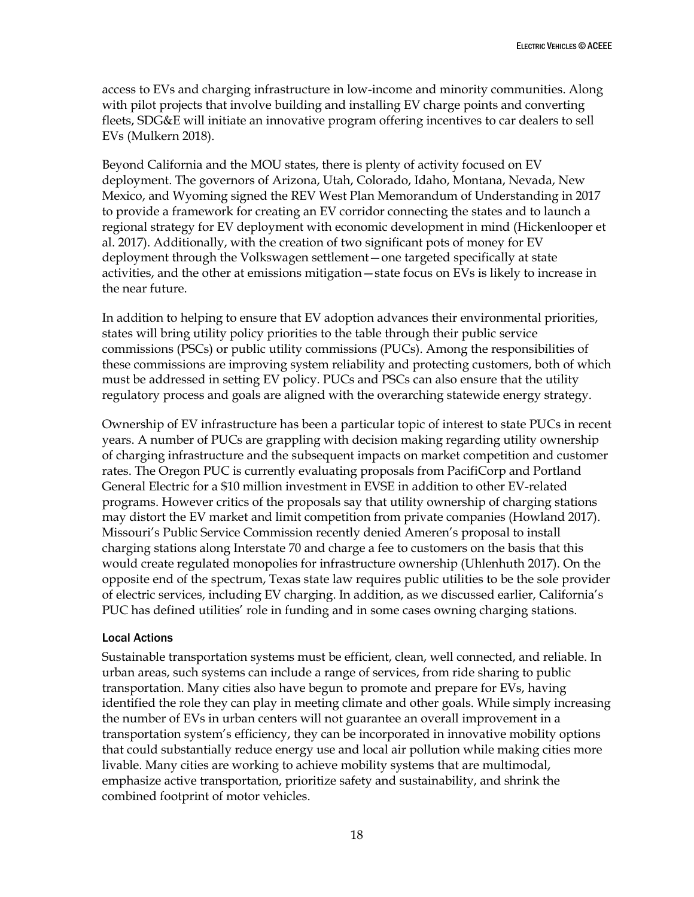access to EVs and charging infrastructure in low-income and minority communities. Along with pilot projects that involve building and installing EV charge points and converting fleets, SDG&E will initiate an innovative program offering incentives to car dealers to sell EVs (Mulkern 2018).

Beyond California and the MOU states, there is plenty of activity focused on EV deployment. The governors of Arizona, Utah, Colorado, Idaho, Montana, Nevada, New Mexico, and Wyoming signed the REV West Plan Memorandum of Understanding in 2017 to provide a framework for creating an EV corridor connecting the states and to launch a regional strategy for EV deployment with economic development in mind (Hickenlooper et al. 2017). Additionally, with the creation of two significant pots of money for EV deployment through the Volkswagen settlement—one targeted specifically at state activities, and the other at emissions mitigation—state focus on EVs is likely to increase in the near future.

In addition to helping to ensure that EV adoption advances their environmental priorities, states will bring utility policy priorities to the table through their public service commissions (PSCs) or public utility commissions (PUCs). Among the responsibilities of these commissions are improving system reliability and protecting customers, both of which must be addressed in setting EV policy. PUCs and PSCs can also ensure that the utility regulatory process and goals are aligned with the overarching statewide energy strategy.

Ownership of EV infrastructure has been a particular topic of interest to state PUCs in recent years. A number of PUCs are grappling with decision making regarding utility ownership of charging infrastructure and the subsequent impacts on market competition and customer rates. The Oregon PUC is currently evaluating proposals from PacifiCorp and Portland General Electric for a $10 million investment in EVSE in addition to other EV-related programs. However critics of the proposals say that utility ownership of charging stations may distort the EV market and limit competition from private companies (Howland 2017). Missouri's Public Service Commission recently denied Ameren's proposal to install charging stations along Interstate 70 and charge a fee to customers on the basis that this would create regulated monopolies for infrastructure ownership (Uhlenhuth 2017). On the opposite end of the spectrum, Texas state law requires public utilities to be the sole provider of electric services, including EV charging. In addition, as we discussed earlier, California's PUC has defined utilities' role in funding and in some cases owning charging stations.

### Local Actions

Sustainable transportation systems must be efficient, clean, well connected, and reliable. In urban areas, such systems can include a range of services, from ride sharing to public transportation. Many cities also have begun to promote and prepare for EVs, having identified the role they can play in meeting climate and other goals. While simply increasing the number of EVs in urban centers will not guarantee an overall improvement in a transportation system's efficiency, they can be incorporated in innovative mobility options that could substantially reduce energy use and local air pollution while making cities more livable. Many cities are working to achieve mobility systems that are multimodal, emphasize active transportation, prioritize safety and sustainability, and shrink the combined footprint of motor vehicles.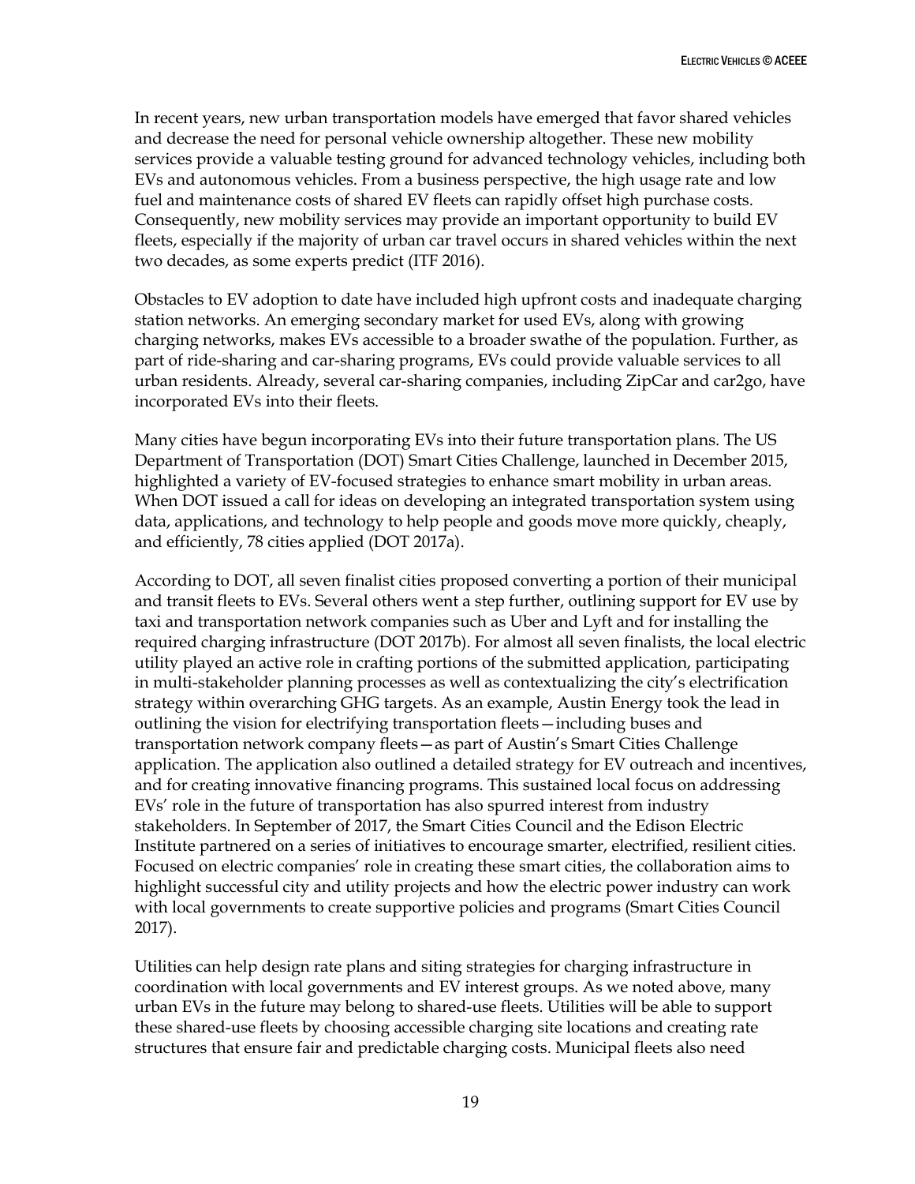In recent years, new urban transportation models have emerged that favor shared vehicles and decrease the need for personal vehicle ownership altogether. These new mobility services provide a valuable testing ground for advanced technology vehicles, including both EVs and autonomous vehicles. From a business perspective, the high usage rate and low fuel and maintenance costs of shared EV fleets can rapidly offset high purchase costs. Consequently, new mobility services may provide an important opportunity to build EV fleets, especially if the majority of urban car travel occurs in shared vehicles within the next two decades, as some experts predict (ITF 2016).

Obstacles to EV adoption to date have included high upfront costs and inadequate charging station networks. An emerging secondary market for used EVs, along with growing charging networks, makes EVs accessible to a broader swathe of the population. Further, as part of ride-sharing and car-sharing programs, EVs could provide valuable services to all urban residents. Already, several car-sharing companies, including ZipCar and car2go, have incorporated EVs into their fleets.

Many cities have begun incorporating EVs into their future transportation plans. The US Department of Transportation (DOT) Smart Cities Challenge, launched in December 2015, highlighted a variety of EV-focused strategies to enhance smart mobility in urban areas. When DOT issued a call for ideas on developing an integrated transportation system using data, applications, and technology to help people and goods move more quickly, cheaply, and efficiently, 78 cities applied (DOT 2017a).

According to DOT, all seven finalist cities proposed converting a portion of their municipal and transit fleets to EVs. Several others went a step further, outlining support for EV use by taxi and transportation network companies such as Uber and Lyft and for installing the required charging infrastructure (DOT 2017b). For almost all seven finalists, the local electric utility played an active role in crafting portions of the submitted application, participating in multi-stakeholder planning processes as well as contextualizing the city's electrification strategy within overarching GHG targets. As an example, Austin Energy took the lead in outlining the vision for electrifying transportation fleets—including buses and transportation network company fleets—as part of Austin's Smart Cities Challenge application. The application also outlined a detailed strategy for EV outreach and incentives, and for creating innovative financing programs. This sustained local focus on addressing EVs' role in the future of transportation has also spurred interest from industry stakeholders. In September of 2017, the Smart Cities Council and the Edison Electric Institute partnered on a series of initiatives to encourage smarter, electrified, resilient cities. Focused on electric companies' role in creating these smart cities, the collaboration aims to highlight successful city and utility projects and how the electric power industry can work with local governments to create supportive policies and programs (Smart Cities Council 2017).

Utilities can help design rate plans and siting strategies for charging infrastructure in coordination with local governments and EV interest groups. As we noted above, many urban EVs in the future may belong to shared-use fleets. Utilities will be able to support these shared-use fleets by choosing accessible charging site locations and creating rate structures that ensure fair and predictable charging costs. Municipal fleets also need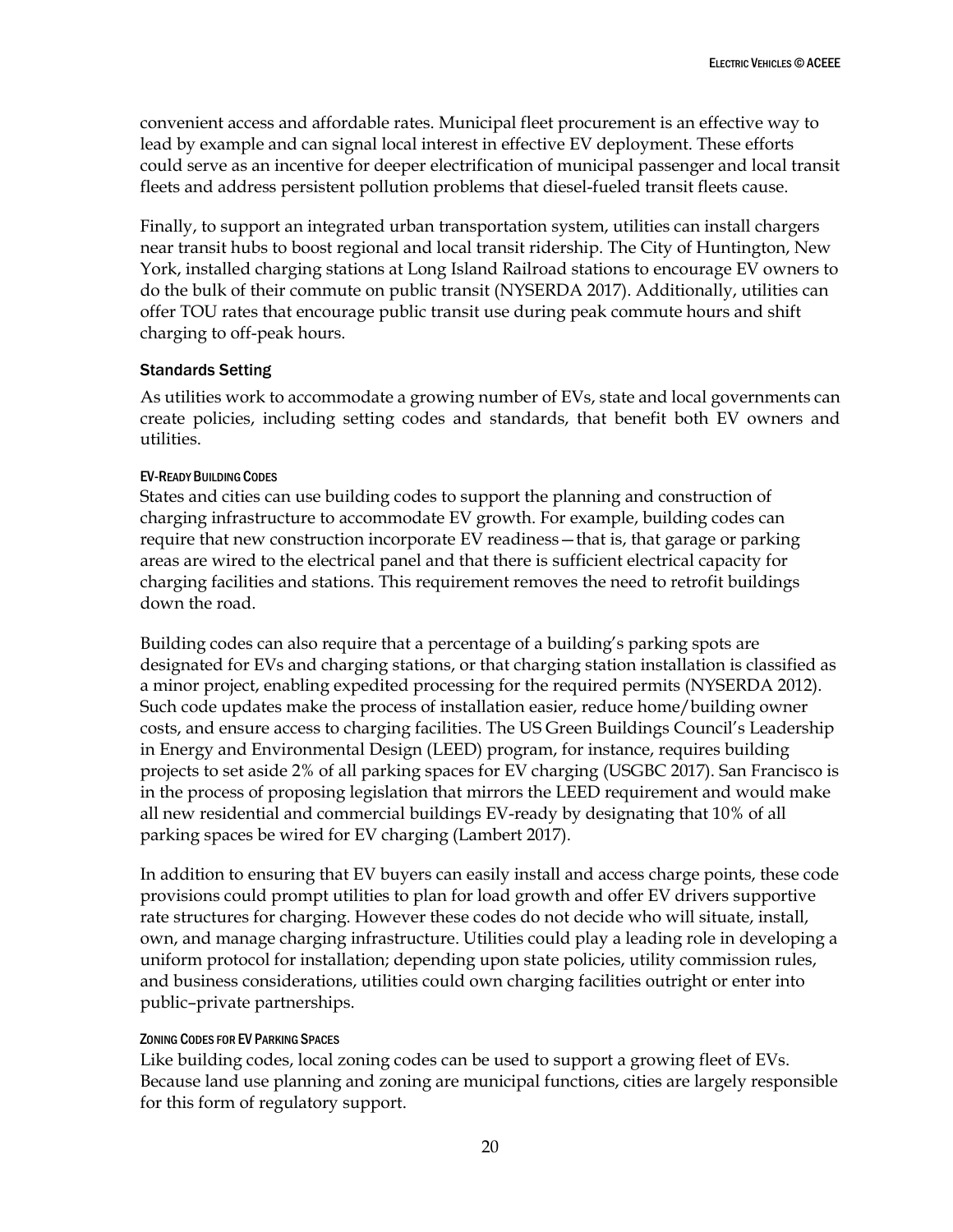convenient access and affordable rates. Municipal fleet procurement is an effective way to lead by example and can signal local interest in effective EV deployment. These efforts could serve as an incentive for deeper electrification of municipal passenger and local transit fleets and address persistent pollution problems that diesel-fueled transit fleets cause.

Finally, to support an integrated urban transportation system, utilities can install chargers near transit hubs to boost regional and local transit ridership. The City of Huntington, New York, installed charging stations at Long Island Railroad stations to encourage EV owners to do the bulk of their commute on public transit (NYSERDA 2017). Additionally, utilities can offer TOU rates that encourage public transit use during peak commute hours and shift charging to off-peak hours.

### Standards Setting

As utilities work to accommodate a growing number of EVs, state and local governments can create policies, including setting codes and standards, that benefit both EV owners and utilities.

#### EV-Ready Building Codes

States and cities can use building codes to support the planning and construction of charging infrastructure to accommodate EV growth. For example, building codes can require that new construction incorporate EV readiness—that is, that garage or parking areas are wired to the electrical panel and that there is sufficient electrical capacity for charging facilities and stations. This requirement removes the need to retrofit buildings down the road.

Building codes can also require that a percentage of a building's parking spots are designated for EVs and charging stations, or that charging station installation is classified as a minor project, enabling expedited processing for the required permits (NYSERDA 2012). Such code updates make the process of installation easier, reduce home/building owner costs, and ensure access to charging facilities. The US Green Buildings Council's Leadership in Energy and Environmental Design (LEED) program, for instance, requires building projects to set aside 2% of all parking spaces for EV charging (USGBC 2017). San Francisco is in the process of proposing legislation that mirrors the LEED requirement and would make all new residential and commercial buildings EV-ready by designating that 10% of all parking spaces be wired for EV charging (Lambert 2017).

In addition to ensuring that EV buyers can easily install and access charge points, these code provisions could prompt utilities to plan for load growth and offer EV drivers supportive rate structures for charging. However these codes do not decide who will situate, install, own, and manage charging infrastructure. Utilities could play a leading role in developing a uniform protocol for installation; depending upon state policies, utility commission rules, and business considerations, utilities could own charging facilities outright or enter into public–private partnerships.

#### Zoning Codes for EV Parking Spaces

Like building codes, local zoning codes can be used to support a growing fleet of EVs. Because land use planning and zoning are municipal functions, cities are largely responsible for this form of regulatory support.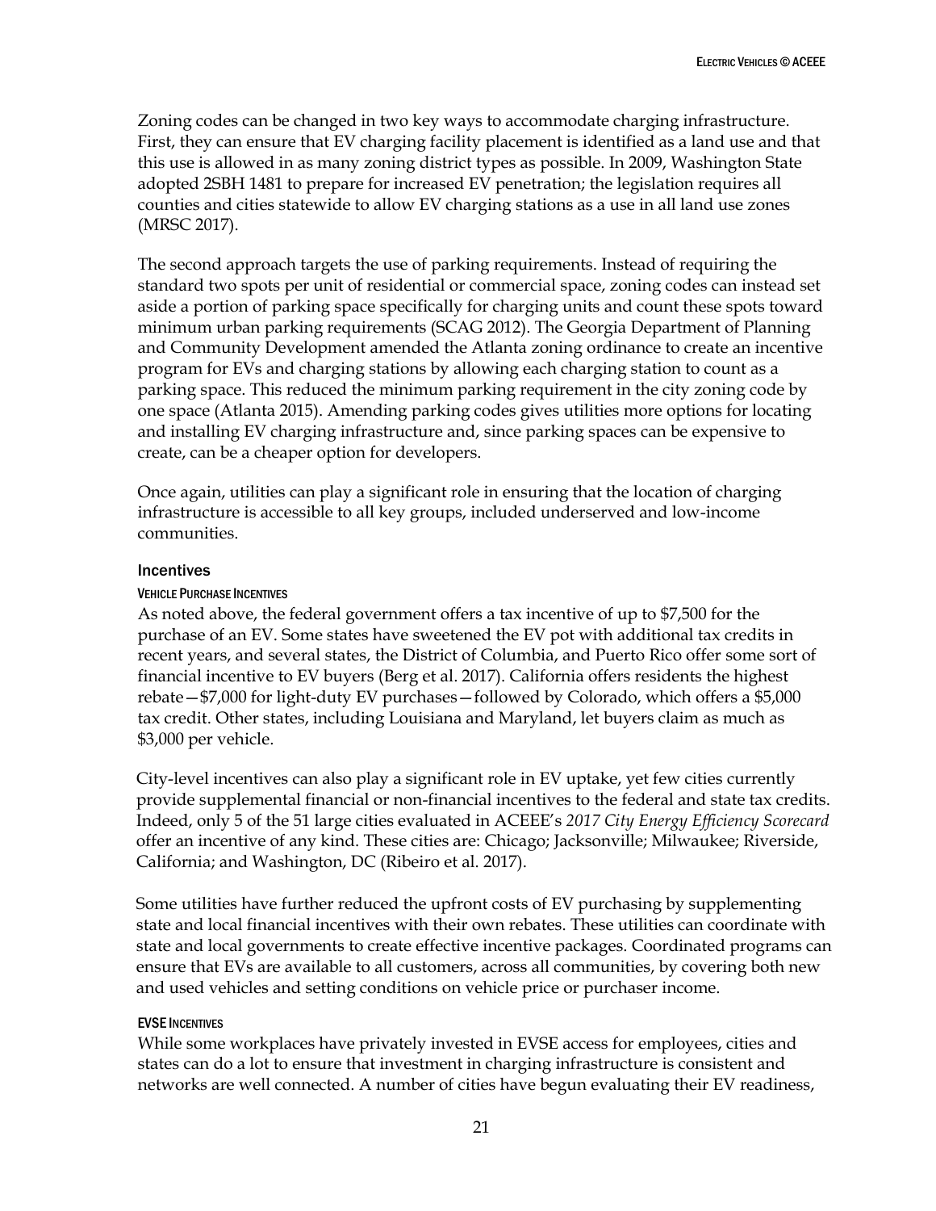Zoning codes can be changed in two key ways to accommodate charging infrastructure. First, they can ensure that EV charging facility placement is identified as a land use and that this use is allowed in as many zoning district types as possible. In 2009, Washington State adopted 2SBH 1481 to prepare for increased EV penetration; the legislation requires all counties and cities statewide to allow EV charging stations as a use in all land use zones (MRSC 2017).

The second approach targets the use of parking requirements. Instead of requiring the standard two spots per unit of residential or commercial space, zoning codes can instead set aside a portion of parking space specifically for charging units and count these spots toward minimum urban parking requirements (SCAG 2012). The Georgia Department of Planning and Community Development amended the Atlanta zoning ordinance to create an incentive program for EVs and charging stations by allowing each charging station to count as a parking space. This reduced the minimum parking requirement in the city zoning code by one space (Atlanta 2015). Amending parking codes gives utilities more options for locating and installing EV charging infrastructure and, since parking spaces can be expensive to create, can be a cheaper option for developers.

Once again, utilities can play a significant role in ensuring that the location of charging infrastructure is accessible to all key groups, included underserved and low-income communities.

### Incentives

#### Vehicle Purchase Incentives

As noted above, the federal government offers a tax incentive of up to $7,500 for the purchase of an EV. Some states have sweetened the EV pot with additional tax credits in recent years, and several states, the District of Columbia, and Puerto Rico offer some sort of financial incentive to EV buyers (Berg et al. 2017). California offers residents the highest rebate—$7,000 for light-duty EV purchases—followed by Colorado, which offers a $5,000 tax credit. Other states, including Louisiana and Maryland, let buyers claim as much as $3,000 per vehicle.

City-level incentives can also play a significant role in EV uptake, yet few cities currently provide supplemental financial or non-financial incentives to the federal and state tax credits. Indeed, only 5 of the 51 large cities evaluated in ACEEE's *2017 City Energy Efficiency Scorecard* offer an incentive of any kind. These cities are: Chicago; Jacksonville; Milwaukee; Riverside, California; and Washington, DC (Ribeiro et al. 2017).

Some utilities have further reduced the upfront costs of EV purchasing by supplementing state and local financial incentives with their own rebates. These utilities can coordinate with state and local governments to create effective incentive packages. Coordinated programs can ensure that EVs are available to all customers, across all communities, by covering both new and used vehicles and setting conditions on vehicle price or purchaser income.

#### EVSE Incentives

While some workplaces have privately invested in EVSE access for employees, cities and states can do a lot to ensure that investment in charging infrastructure is consistent and networks are well connected. A number of cities have begun evaluating their EV readiness,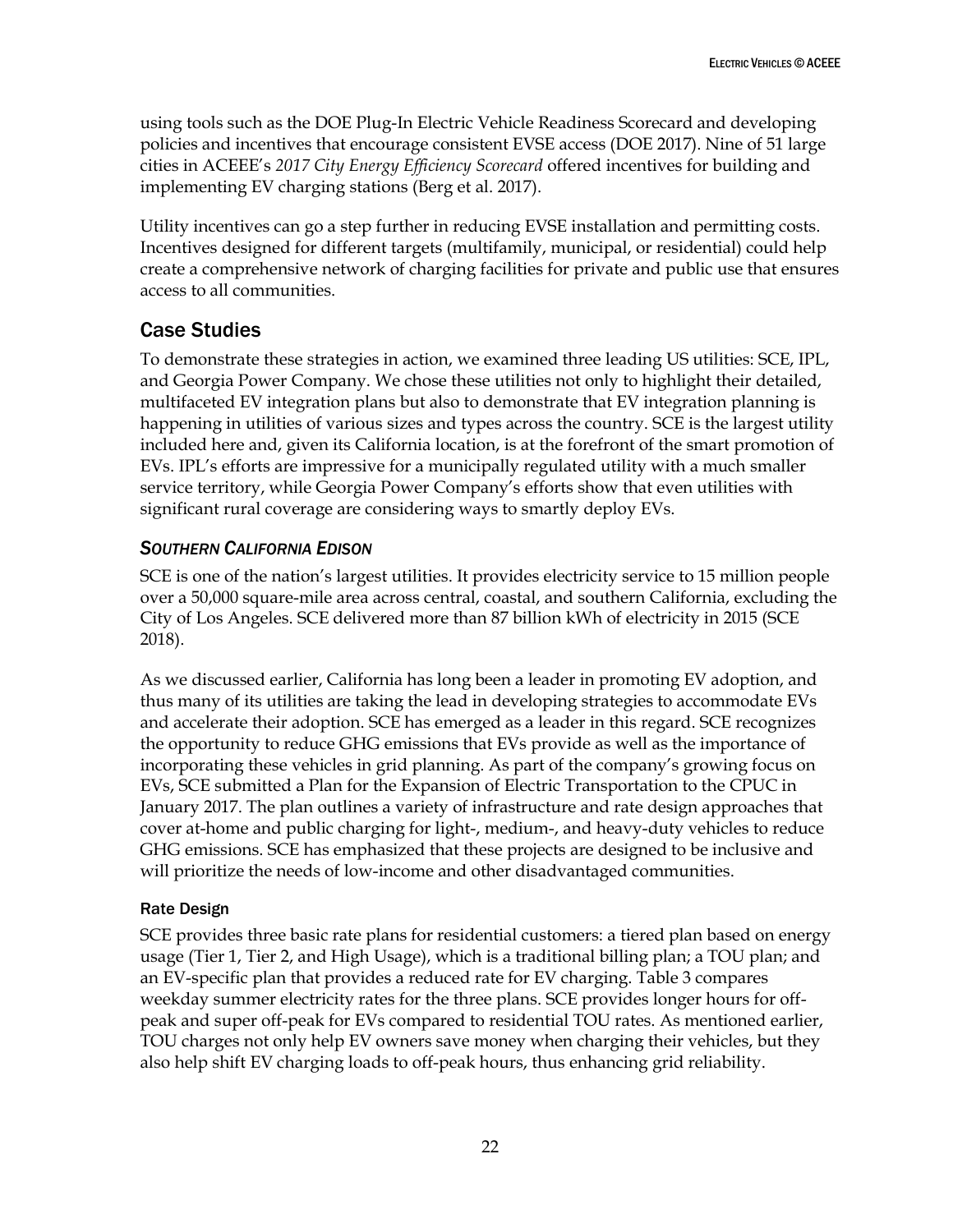using tools such as the DOE Plug-In Electric Vehicle Readiness Scorecard and developing policies and incentives that encourage consistent EVSE access (DOE 2017). Nine of 51 large cities in ACEEE's *2017 City Energy Efficiency Scorecard* offered incentives for building and implementing EV charging stations (Berg et al. 2017).

Utility incentives can go a step further in reducing EVSE installation and permitting costs. Incentives designed for different targets (multifamily, municipal, or residential) could help create a comprehensive network of charging facilities for private and public use that ensures access to all communities.

## Case Studies

To demonstrate these strategies in action, we examined three leading US utilities: SCE, IPL, and Georgia Power Company. We chose these utilities not only to highlight their detailed, multifaceted EV integration plans but also to demonstrate that EV integration planning is happening in utilities of various sizes and types across the country. SCE is the largest utility included here and, given its California location, is at the forefront of the smart promotion of EVs. IPL's efforts are impressive for a municipally regulated utility with a much smaller service territory, while Georgia Power Company's efforts show that even utilities with significant rural coverage are considering ways to smartly deploy EVs.

### *Southern California Edison*

SCE is one of the nation's largest utilities. It provides electricity service to 15 million people over a 50,000 square-mile area across central, coastal, and southern California, excluding the City of Los Angeles. SCE delivered more than 87 billion kWh of electricity in 2015 (SCE 2018).

As we discussed earlier, California has long been a leader in promoting EV adoption, and thus many of its utilities are taking the lead in developing strategies to accommodate EVs and accelerate their adoption. SCE has emerged as a leader in this regard. SCE recognizes the opportunity to reduce GHG emissions that EVs provide as well as the importance of incorporating these vehicles in grid planning. As part of the company's growing focus on EVs, SCE submitted a Plan for the Expansion of Electric Transportation to the CPUC in January 2017. The plan outlines a variety of infrastructure and rate design approaches that cover at-home and public charging for light-, medium-, and heavy-duty vehicles to reduce GHG emissions. SCE has emphasized that these projects are designed to be inclusive and will prioritize the needs of low-income and other disadvantaged communities.

#### Rate Design

SCE provides three basic rate plans for residential customers: a tiered plan based on energy usage (Tier 1, Tier 2, and High Usage), which is a traditional billing plan; a TOU plan; and an EV-specific plan that provides a reduced rate for EV charging. Table 3 compares weekday summer electricity rates for the three plans. SCE provides longer hours for off-peak and super off-peak for EVs compared to residential TOU rates. As mentioned earlier, TOU charges not only help EV owners save money when charging their vehicles, but they also help shift EV charging loads to off-peak hours, thus enhancing grid reliability.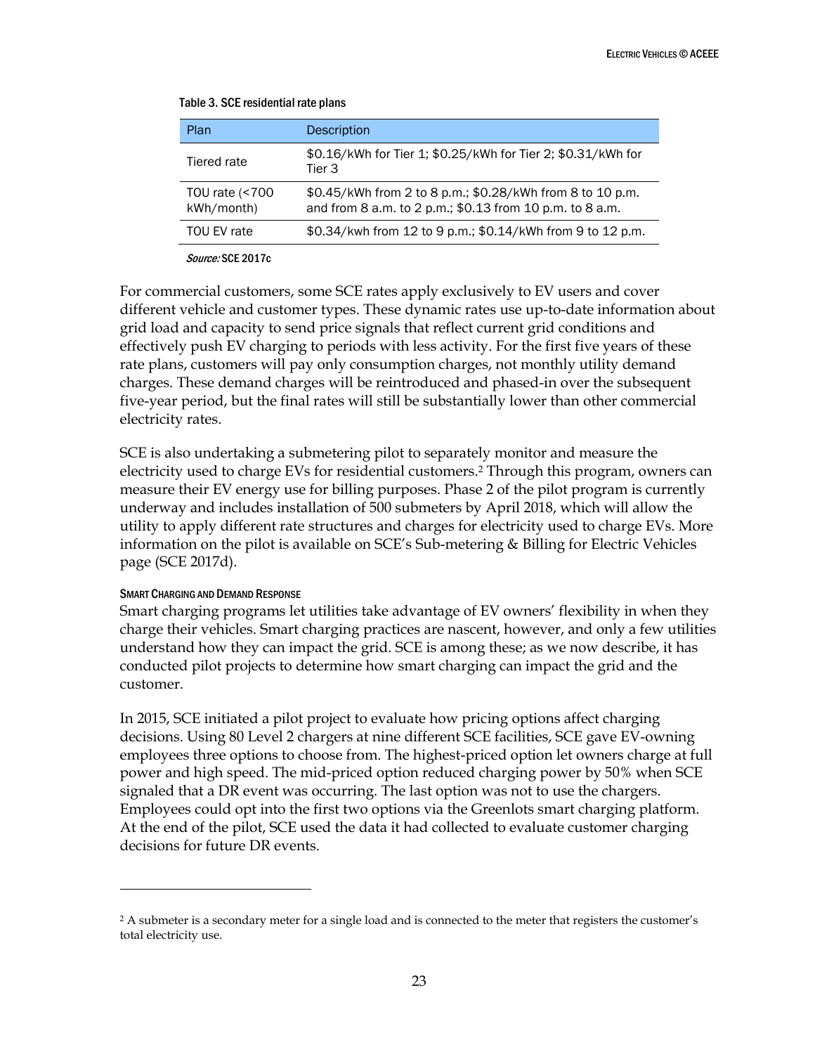Table 3. SCE residential rate plans

| Plan | Description |
| --- | --- |
| Tiered rate | $0.16/kWh for Tier 1; $0.25/kWh for Tier 2; $0.31/kWh for Tier 3 |
| TOU rate (<700 kWh/month) | $0.45/kWh from 2 to 8 p.m.; $0.28/kWh from 8 to 10 p.m. and from 8 a.m. to 2 p.m.; $0.13 from 10 p.m. to 8 a.m. |
| TOU EV rate | $0.34/kwh from 12 to 9 p.m.; $0.14/kWh from 9 to 12 p.m. |

*Source:* SCE 2017c

For commercial customers, some SCE rates apply exclusively to EV users and cover different vehicle and customer types. These dynamic rates use up-to-date information about grid load and capacity to send price signals that reflect current grid conditions and effectively push EV charging to periods with less activity. For the first five years of these rate plans, customers will pay only consumption charges, not monthly utility demand charges. These demand charges will be reintroduced and phased-in over the subsequent five-year period, but the final rates will still be substantially lower than other commercial electricity rates.

SCE is also undertaking a submetering pilot to separately monitor and measure the electricity used to charge EVs for residential customers.[2] Through this program, owners can measure their EV energy use for billing purposes. Phase 2 of the pilot program is currently underway and includes installation of 500 submeters by April 2018, which will allow the utility to apply different rate structures and charges for electricity used to charge EVs. More information on the pilot is available on SCE's Sub-metering & Billing for Electric Vehicles page (SCE 2017d).

#### Smart Charging and Demand Response

Smart charging programs let utilities take advantage of EV owners' flexibility in when they charge their vehicles. Smart charging practices are nascent, however, and only a few utilities understand how they can impact the grid. SCE is among these; as we now describe, it has conducted pilot projects to determine how smart charging can impact the grid and the customer.

In 2015, SCE initiated a pilot project to evaluate how pricing options affect charging decisions. Using 80 Level 2 chargers at nine different SCE facilities, SCE gave EV-owning employees three options to choose from. The highest-priced option let owners charge at full power and high speed. The mid-priced option reduced charging power by 50% when SCE signaled that a DR event was occurring. The last option was not to use the chargers. Employees could opt into the first two options via the Greenlots smart charging platform. At the end of the pilot, SCE used the data it had collected to evaluate customer charging decisions for future DR events.

---

[2] A submeter is a secondary meter for a single load and is connected to the meter that registers the customer's total electricity use.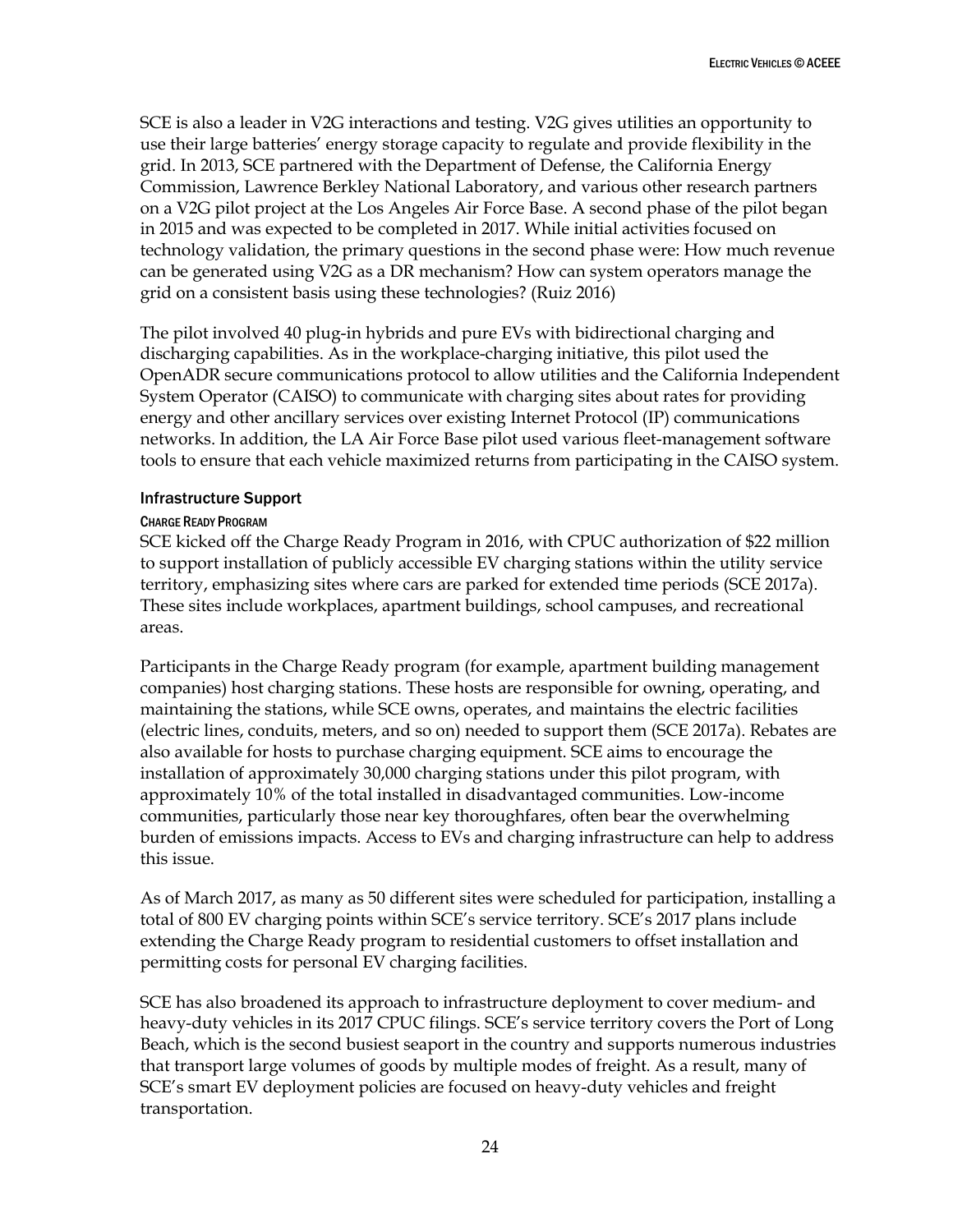SCE is also a leader in V2G interactions and testing. V2G gives utilities an opportunity to use their large batteries' energy storage capacity to regulate and provide flexibility in the grid. In 2013, SCE partnered with the Department of Defense, the California Energy Commission, Lawrence Berkley National Laboratory, and various other research partners on a V2G pilot project at the Los Angeles Air Force Base. A second phase of the pilot began in 2015 and was expected to be completed in 2017. While initial activities focused on technology validation, the primary questions in the second phase were: How much revenue can be generated using V2G as a DR mechanism? How can system operators manage the grid on a consistent basis using these technologies? (Ruiz 2016)

The pilot involved 40 plug-in hybrids and pure EVs with bidirectional charging and discharging capabilities. As in the workplace-charging initiative, this pilot used the OpenADR secure communications protocol to allow utilities and the California Independent System Operator (CAISO) to communicate with charging sites about rates for providing energy and other ancillary services over existing Internet Protocol (IP) communications networks. In addition, the LA Air Force Base pilot used various fleet-management software tools to ensure that each vehicle maximized returns from participating in the CAISO system.

### Infrastructure Support

#### Charge Ready Program

SCE kicked off the Charge Ready Program in 2016, with CPUC authorization of $22 million to support installation of publicly accessible EV charging stations within the utility service territory, emphasizing sites where cars are parked for extended time periods (SCE 2017a). These sites include workplaces, apartment buildings, school campuses, and recreational areas.

Participants in the Charge Ready program (for example, apartment building management companies) host charging stations. These hosts are responsible for owning, operating, and maintaining the stations, while SCE owns, operates, and maintains the electric facilities (electric lines, conduits, meters, and so on) needed to support them (SCE 2017a). Rebates are also available for hosts to purchase charging equipment. SCE aims to encourage the installation of approximately 30,000 charging stations under this pilot program, with approximately 10% of the total installed in disadvantaged communities. Low-income communities, particularly those near key thoroughfares, often bear the overwhelming burden of emissions impacts. Access to EVs and charging infrastructure can help to address this issue.

As of March 2017, as many as 50 different sites were scheduled for participation, installing a total of 800 EV charging points within SCE's service territory. SCE's 2017 plans include extending the Charge Ready program to residential customers to offset installation and permitting costs for personal EV charging facilities.

SCE has also broadened its approach to infrastructure deployment to cover medium- and heavy-duty vehicles in its 2017 CPUC filings. SCE's service territory covers the Port of Long Beach, which is the second busiest seaport in the country and supports numerous industries that transport large volumes of goods by multiple modes of freight. As a result, many of SCE's smart EV deployment policies are focused on heavy-duty vehicles and freight transportation.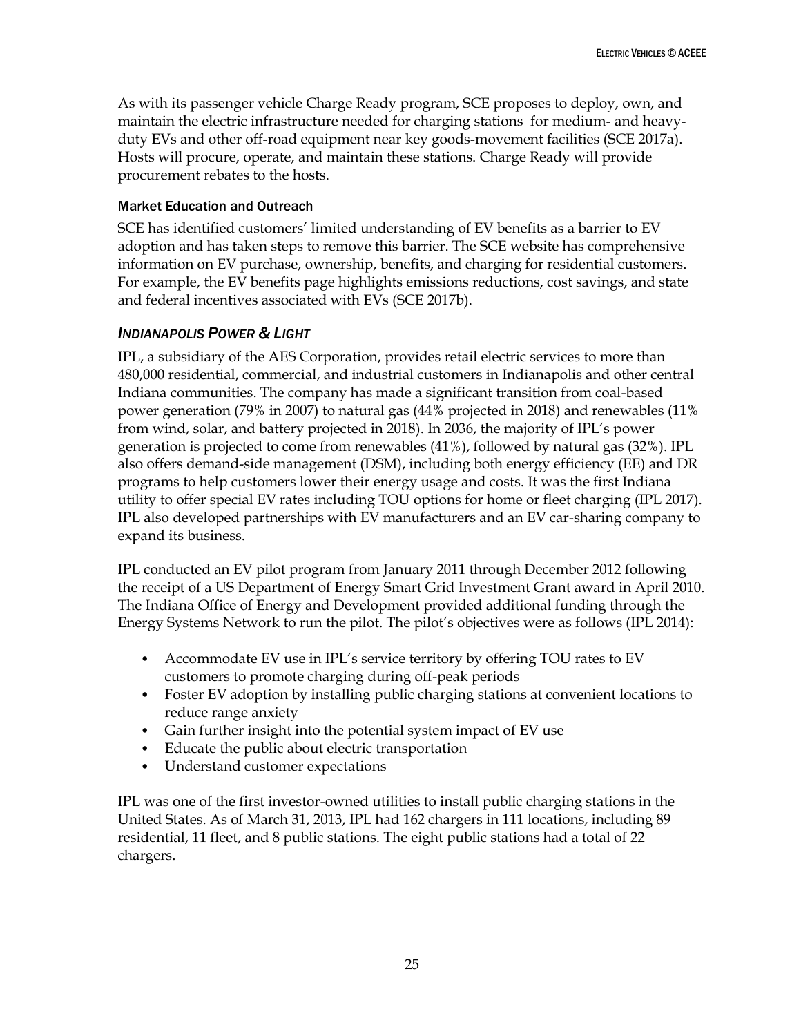As with its passenger vehicle Charge Ready program, SCE proposes to deploy, own, and maintain the electric infrastructure needed for charging stations  for medium- and heavy-duty EVs and other off-road equipment near key goods-movement facilities (SCE 2017a). Hosts will procure, operate, and maintain these stations. Charge Ready will provide procurement rebates to the hosts.

#### Market Education and Outreach

SCE has identified customers' limited understanding of EV benefits as a barrier to EV adoption and has taken steps to remove this barrier. The SCE website has comprehensive information on EV purchase, ownership, benefits, and charging for residential customers. For example, the EV benefits page highlights emissions reductions, cost savings, and state and federal incentives associated with EVs (SCE 2017b).

### *Indianapolis Power & Light*

IPL, a subsidiary of the AES Corporation, provides retail electric services to more than 480,000 residential, commercial, and industrial customers in Indianapolis and other central Indiana communities. The company has made a significant transition from coal-based power generation (79% in 2007) to natural gas (44% projected in 2018) and renewables (11% from wind, solar, and battery projected in 2018). In 2036, the majority of IPL's power generation is projected to come from renewables (41%), followed by natural gas (32%). IPL also offers demand-side management (DSM), including both energy efficiency (EE) and DR programs to help customers lower their energy usage and costs. It was the first Indiana utility to offer special EV rates including TOU options for home or fleet charging (IPL 2017). IPL also developed partnerships with EV manufacturers and an EV car-sharing company to expand its business.

IPL conducted an EV pilot program from January 2011 through December 2012 following the receipt of a US Department of Energy Smart Grid Investment Grant award in April 2010. The Indiana Office of Energy and Development provided additional funding through the Energy Systems Network to run the pilot. The pilot's objectives were as follows (IPL 2014):

- Accommodate EV use in IPL's service territory by offering TOU rates to EV customers to promote charging during off-peak periods
- Foster EV adoption by installing public charging stations at convenient locations to reduce range anxiety
- Gain further insight into the potential system impact of EV use
- Educate the public about electric transportation
- Understand customer expectations

IPL was one of the first investor-owned utilities to install public charging stations in the United States. As of March 31, 2013, IPL had 162 chargers in 111 locations, including 89 residential, 11 fleet, and 8 public stations. The eight public stations had a total of 22 chargers.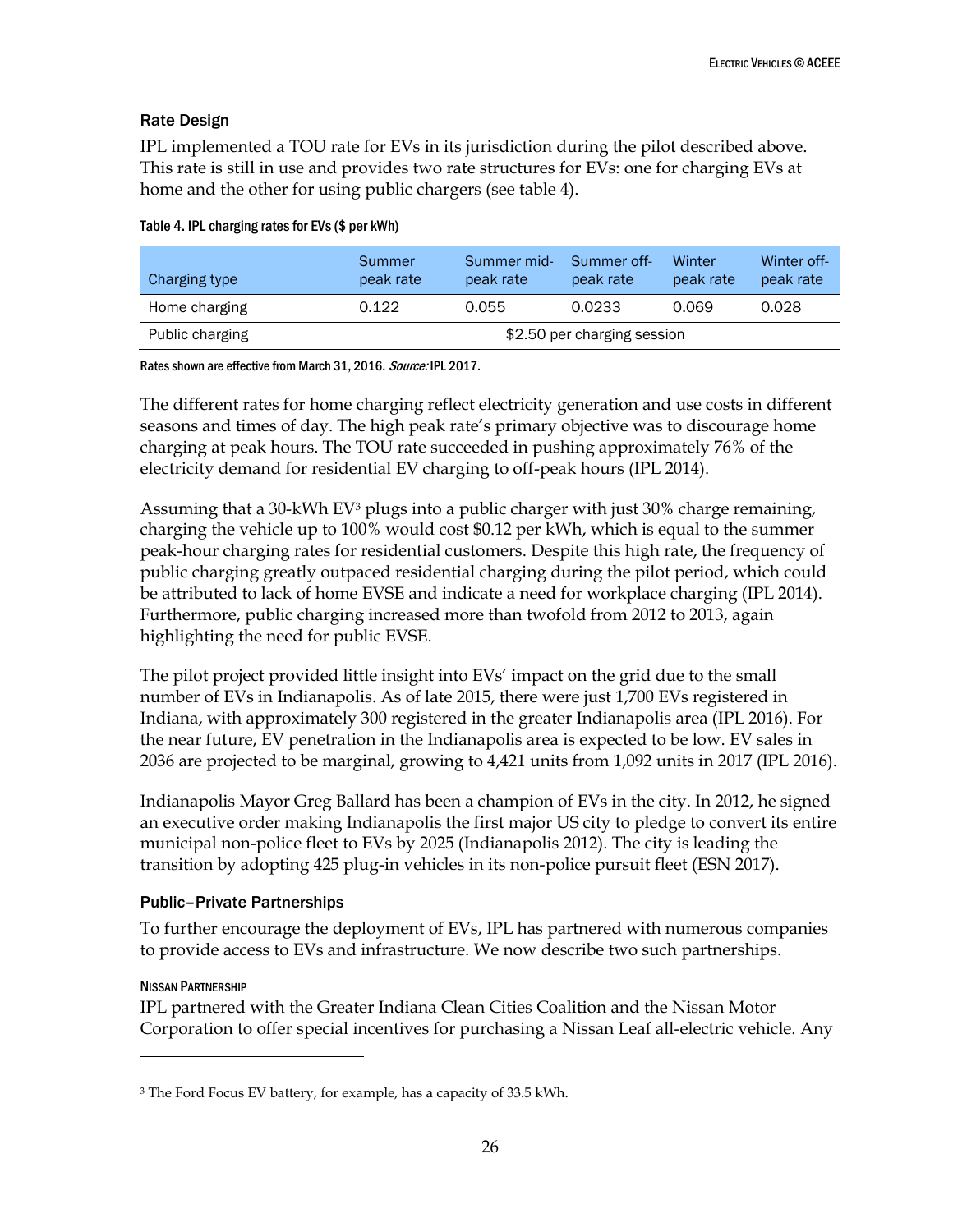### Rate Design

IPL implemented a TOU rate for EVs in its jurisdiction during the pilot described above. This rate is still in use and provides two rate structures for EVs: one for charging EVs at home and the other for using public chargers (see table 4).

Table 4. IPL charging rates for EVs ($ per kWh)

| Charging type | Summer peak rate | Summer mid-peak rate | Summer off-peak rate | Winter peak rate | Winter off-peak rate |
|---|---|---|---|---|---|
| Home charging | 0.122 | 0.055 | 0.0233 | 0.069 | 0.028 |
| Public charging | $2.50 per charging session | | | | |

Rates shown are effective from March 31, 2016. *Source:* IPL 2017.

The different rates for home charging reflect electricity generation and use costs in different seasons and times of day. The high peak rate's primary objective was to discourage home charging at peak hours. The TOU rate succeeded in pushing approximately 76% of the electricity demand for residential EV charging to off-peak hours (IPL 2014).

Assuming that a 30-kWh EV[3] plugs into a public charger with just 30% charge remaining, charging the vehicle up to 100% would cost $0.12 per kWh, which is equal to the summer peak-hour charging rates for residential customers. Despite this high rate, the frequency of public charging greatly outpaced residential charging during the pilot period, which could be attributed to lack of home EVSE and indicate a need for workplace charging (IPL 2014). Furthermore, public charging increased more than twofold from 2012 to 2013, again highlighting the need for public EVSE.

The pilot project provided little insight into EVs' impact on the grid due to the small number of EVs in Indianapolis. As of late 2015, there were just 1,700 EVs registered in Indiana, with approximately 300 registered in the greater Indianapolis area (IPL 2016). For the near future, EV penetration in the Indianapolis area is expected to be low. EV sales in 2036 are projected to be marginal, growing to 4,421 units from 1,092 units in 2017 (IPL 2016).

Indianapolis Mayor Greg Ballard has been a champion of EVs in the city. In 2012, he signed an executive order making Indianapolis the first major US city to pledge to convert its entire municipal non-police fleet to EVs by 2025 (Indianapolis 2012). The city is leading the transition by adopting 425 plug-in vehicles in its non-police pursuit fleet (ESN 2017).

### Public–Private Partnerships

To further encourage the deployment of EVs, IPL has partnered with numerous companies to provide access to EVs and infrastructure. We now describe two such partnerships.

#### Nissan Partnership

IPL partnered with the Greater Indiana Clean Cities Coalition and the Nissan Motor Corporation to offer special incentives for purchasing a Nissan Leaf all-electric vehicle. Any

[3] The Ford Focus EV battery, for example, has a capacity of 33.5 kWh.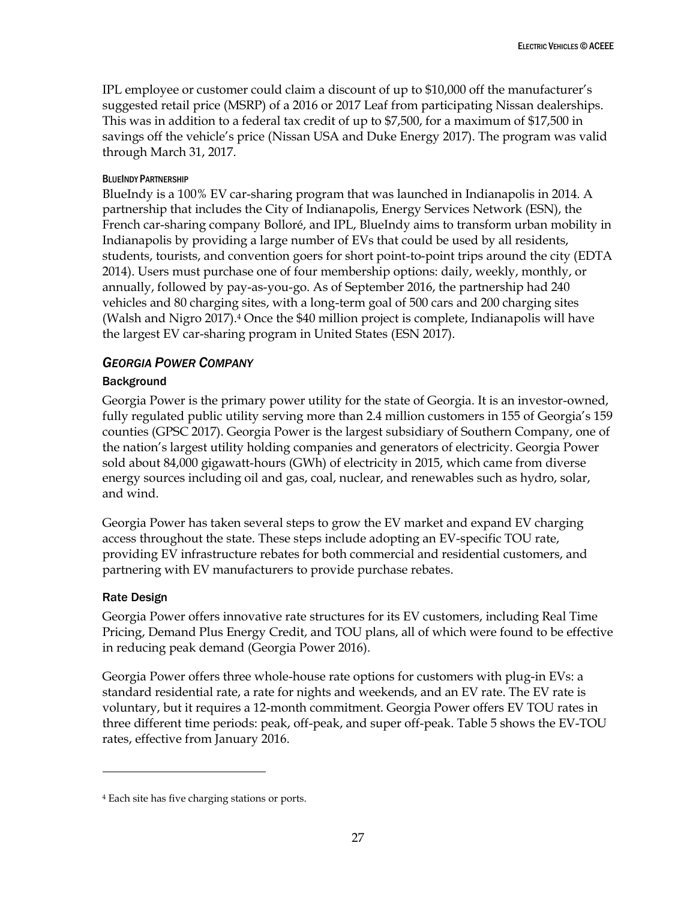IPL employee or customer could claim a discount of up to $10,000 off the manufacturer's suggested retail price (MSRP) of a 2016 or 2017 Leaf from participating Nissan dealerships. This was in addition to a federal tax credit of up to $7,500, for a maximum of $17,500 in savings off the vehicle's price (Nissan USA and Duke Energy 2017). The program was valid through March 31, 2017.

#### BlueIndy Partnership

BlueIndy is a 100% EV car-sharing program that was launched in Indianapolis in 2014. A partnership that includes the City of Indianapolis, Energy Services Network (ESN), the French car-sharing company Bolloré, and IPL, BlueIndy aims to transform urban mobility in Indianapolis by providing a large number of EVs that could be used by all residents, students, tourists, and convention goers for short point-to-point trips around the city (EDTA 2014). Users must purchase one of four membership options: daily, weekly, monthly, or annually, followed by pay-as-you-go. As of September 2016, the partnership had 240 vehicles and 80 charging sites, with a long-term goal of 500 cars and 200 charging sites (Walsh and Nigro 2017).[4] Once the $40 million project is complete, Indianapolis will have the largest EV car-sharing program in United States (ESN 2017).

## *Georgia Power Company*

### Background

Georgia Power is the primary power utility for the state of Georgia. It is an investor-owned, fully regulated public utility serving more than 2.4 million customers in 155 of Georgia's 159 counties (GPSC 2017). Georgia Power is the largest subsidiary of Southern Company, one of the nation's largest utility holding companies and generators of electricity. Georgia Power sold about 84,000 gigawatt-hours (GWh) of electricity in 2015, which came from diverse energy sources including oil and gas, coal, nuclear, and renewables such as hydro, solar, and wind.

Georgia Power has taken several steps to grow the EV market and expand EV charging access throughout the state. These steps include adopting an EV-specific TOU rate, providing EV infrastructure rebates for both commercial and residential customers, and partnering with EV manufacturers to provide purchase rebates.

### Rate Design

Georgia Power offers innovative rate structures for its EV customers, including Real Time Pricing, Demand Plus Energy Credit, and TOU plans, all of which were found to be effective in reducing peak demand (Georgia Power 2016).

Georgia Power offers three whole-house rate options for customers with plug-in EVs: a standard residential rate, a rate for nights and weekends, and an EV rate. The EV rate is voluntary, but it requires a 12-month commitment. Georgia Power offers EV TOU rates in three different time periods: peak, off-peak, and super off-peak. Table 5 shows the EV-TOU rates, effective from January 2016.

---

[4] Each site has five charging stations or ports.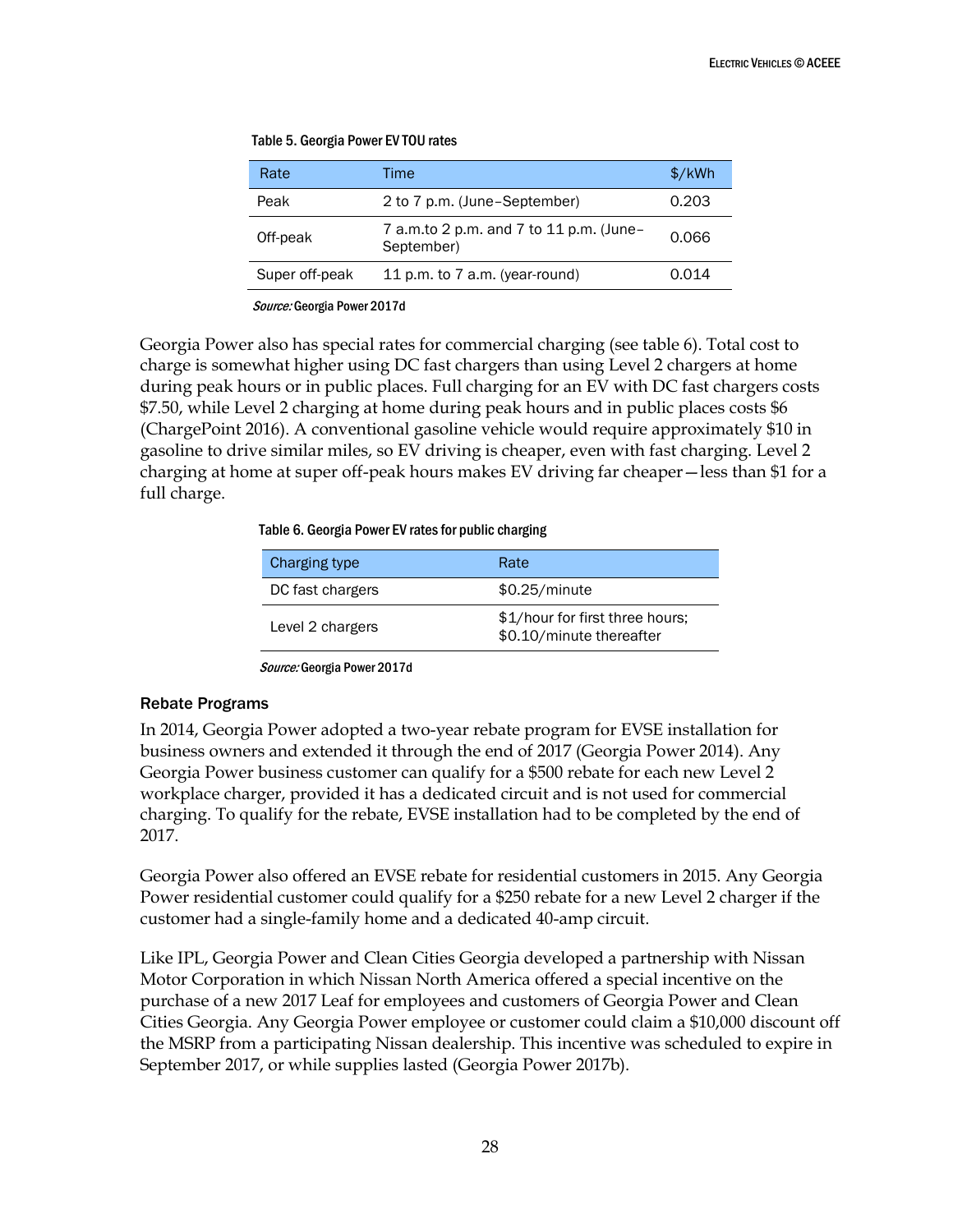Table 5. Georgia Power EV TOU rates

| Rate | Time | $/kWh |
|---|---|---|
| Peak | 2 to 7 p.m. (June–September) | 0.203 |
| Off-peak | 7 a.m.to 2 p.m. and 7 to 11 p.m. (June–September) | 0.066 |
| Super off-peak | 11 p.m. to 7 a.m. (year-round) | 0.014 |

*Source:* Georgia Power 2017d

Georgia Power also has special rates for commercial charging (see table 6). Total cost to charge is somewhat higher using DC fast chargers than using Level 2 chargers at home during peak hours or in public places. Full charging for an EV with DC fast chargers costs $7.50, while Level 2 charging at home during peak hours and in public places costs $6 (ChargePoint 2016). A conventional gasoline vehicle would require approximately $10 in gasoline to drive similar miles, so EV driving is cheaper, even with fast charging. Level 2 charging at home at super off-peak hours makes EV driving far cheaper—less than $1 for a full charge.

Table 6. Georgia Power EV rates for public charging

| Charging type | Rate |
|---|---|
| DC fast chargers | $0.25/minute |
| Level 2 chargers | $1/hour for first three hours; $0.10/minute thereafter |

*Source:* Georgia Power 2017d

### Rebate Programs

In 2014, Georgia Power adopted a two-year rebate program for EVSE installation for business owners and extended it through the end of 2017 (Georgia Power 2014). Any Georgia Power business customer can qualify for a $500 rebate for each new Level 2 workplace charger, provided it has a dedicated circuit and is not used for commercial charging. To qualify for the rebate, EVSE installation had to be completed by the end of 2017.

Georgia Power also offered an EVSE rebate for residential customers in 2015. Any Georgia Power residential customer could qualify for a $250 rebate for a new Level 2 charger if the customer had a single-family home and a dedicated 40-amp circuit.

Like IPL, Georgia Power and Clean Cities Georgia developed a partnership with Nissan Motor Corporation in which Nissan North America offered a special incentive on the purchase of a new 2017 Leaf for employees and customers of Georgia Power and Clean Cities Georgia. Any Georgia Power employee or customer could claim a $10,000 discount off the MSRP from a participating Nissan dealership. This incentive was scheduled to expire in September 2017, or while supplies lasted (Georgia Power 2017b).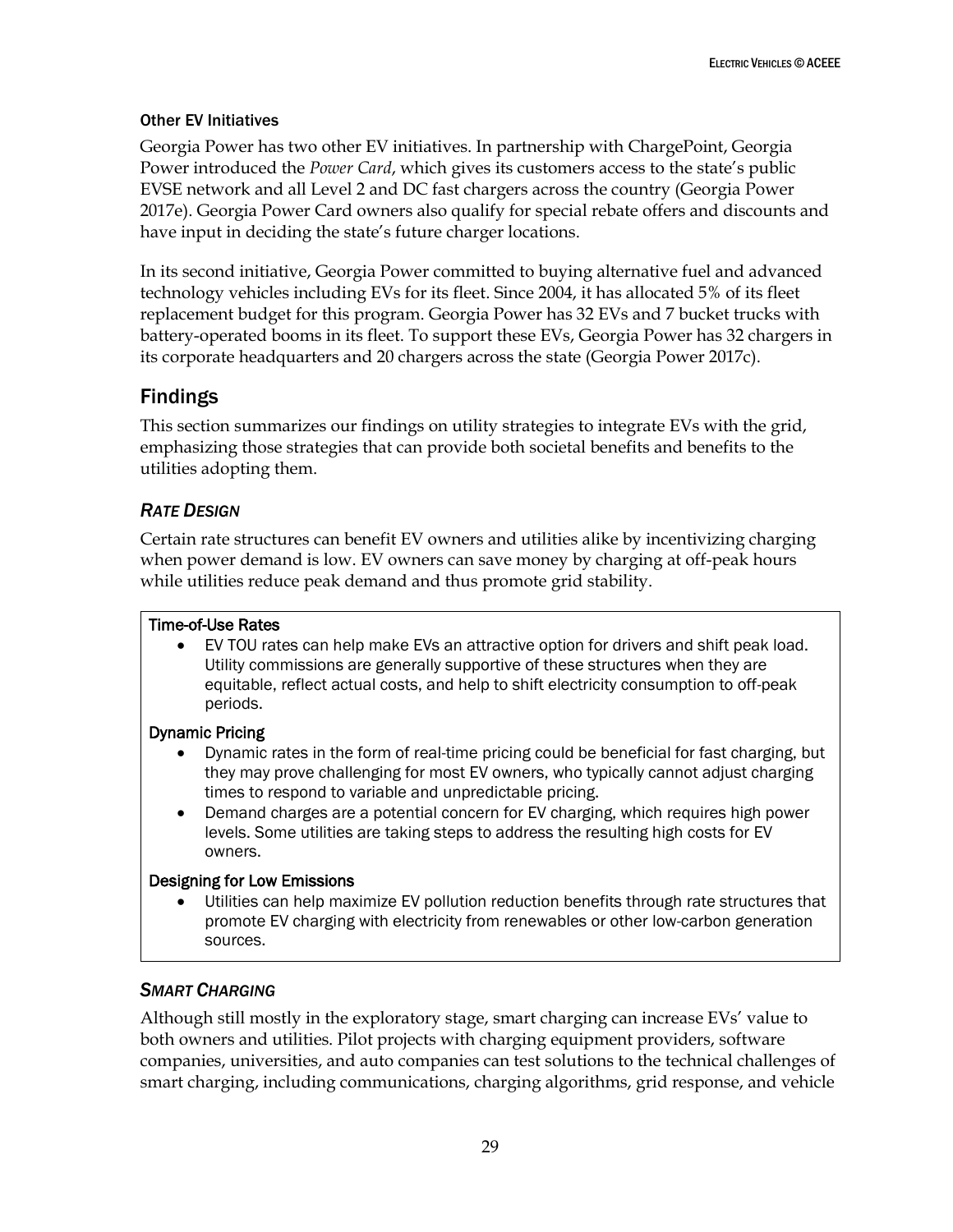#### Other EV Initiatives

Georgia Power has two other EV initiatives. In partnership with ChargePoint, Georgia Power introduced the *Power Card*, which gives its customers access to the state's public EVSE network and all Level 2 and DC fast chargers across the country (Georgia Power 2017e). Georgia Power Card owners also qualify for special rebate offers and discounts and have input in deciding the state's future charger locations.

In its second initiative, Georgia Power committed to buying alternative fuel and advanced technology vehicles including EVs for its fleet. Since 2004, it has allocated 5% of its fleet replacement budget for this program. Georgia Power has 32 EVs and 7 bucket trucks with battery-operated booms in its fleet. To support these EVs, Georgia Power has 32 chargers in its corporate headquarters and 20 chargers across the state (Georgia Power 2017c).

## Findings

This section summarizes our findings on utility strategies to integrate EVs with the grid, emphasizing those strategies that can provide both societal benefits and benefits to the utilities adopting them.

### *RATE DESIGN*

Certain rate structures can benefit EV owners and utilities alike by incentivizing charging when power demand is low. EV owners can save money by charging at off-peak hours while utilities reduce peak demand and thus promote grid stability.

**Time-of-Use Rates**

- EV TOU rates can help make EVs an attractive option for drivers and shift peak load. Utility commissions are generally supportive of these structures when they are equitable, reflect actual costs, and help to shift electricity consumption to off-peak periods.

**Dynamic Pricing**

- Dynamic rates in the form of real-time pricing could be beneficial for fast charging, but they may prove challenging for most EV owners, who typically cannot adjust charging times to respond to variable and unpredictable pricing.
- Demand charges are a potential concern for EV charging, which requires high power levels. Some utilities are taking steps to address the resulting high costs for EV owners.

**Designing for Low Emissions**

- Utilities can help maximize EV pollution reduction benefits through rate structures that promote EV charging with electricity from renewables or other low-carbon generation sources.

### *SMART CHARGING*

Although still mostly in the exploratory stage, smart charging can increase EVs' value to both owners and utilities. Pilot projects with charging equipment providers, software companies, universities, and auto companies can test solutions to the technical challenges of smart charging, including communications, charging algorithms, grid response, and vehicle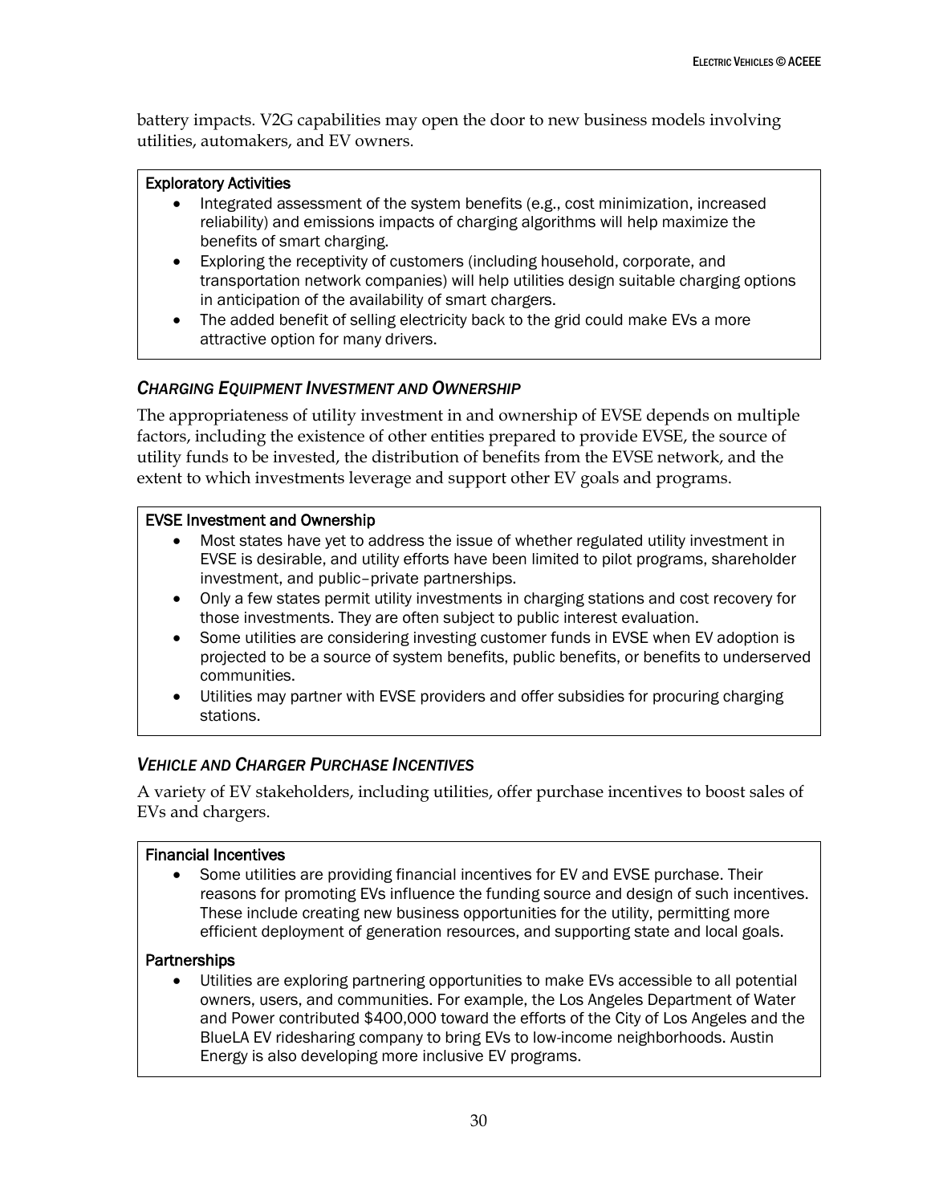battery impacts. V2G capabilities may open the door to new business models involving utilities, automakers, and EV owners.

**Exploratory Activities**

- Integrated assessment of the system benefits (e.g., cost minimization, increased reliability) and emissions impacts of charging algorithms will help maximize the benefits of smart charging.
- Exploring the receptivity of customers (including household, corporate, and transportation network companies) will help utilities design suitable charging options in anticipation of the availability of smart chargers.
- The added benefit of selling electricity back to the grid could make EVs a more attractive option for many drivers.

### *Charging Equipment Investment and Ownership*

The appropriateness of utility investment in and ownership of EVSE depends on multiple factors, including the existence of other entities prepared to provide EVSE, the source of utility funds to be invested, the distribution of benefits from the EVSE network, and the extent to which investments leverage and support other EV goals and programs.

**EVSE Investment and Ownership**

- Most states have yet to address the issue of whether regulated utility investment in EVSE is desirable, and utility efforts have been limited to pilot programs, shareholder investment, and public–private partnerships.
- Only a few states permit utility investments in charging stations and cost recovery for those investments. They are often subject to public interest evaluation.
- Some utilities are considering investing customer funds in EVSE when EV adoption is projected to be a source of system benefits, public benefits, or benefits to underserved communities.
- Utilities may partner with EVSE providers and offer subsidies for procuring charging stations.

### *Vehicle and Charger Purchase Incentives*

A variety of EV stakeholders, including utilities, offer purchase incentives to boost sales of EVs and chargers.

**Financial Incentives**

- Some utilities are providing financial incentives for EV and EVSE purchase. Their reasons for promoting EVs influence the funding source and design of such incentives. These include creating new business opportunities for the utility, permitting more efficient deployment of generation resources, and supporting state and local goals.

**Partnerships**

- Utilities are exploring partnering opportunities to make EVs accessible to all potential owners, users, and communities. For example, the Los Angeles Department of Water and Power contributed $400,000 toward the efforts of the City of Los Angeles and the BlueLA EV ridesharing company to bring EVs to low-income neighborhoods. Austin Energy is also developing more inclusive EV programs.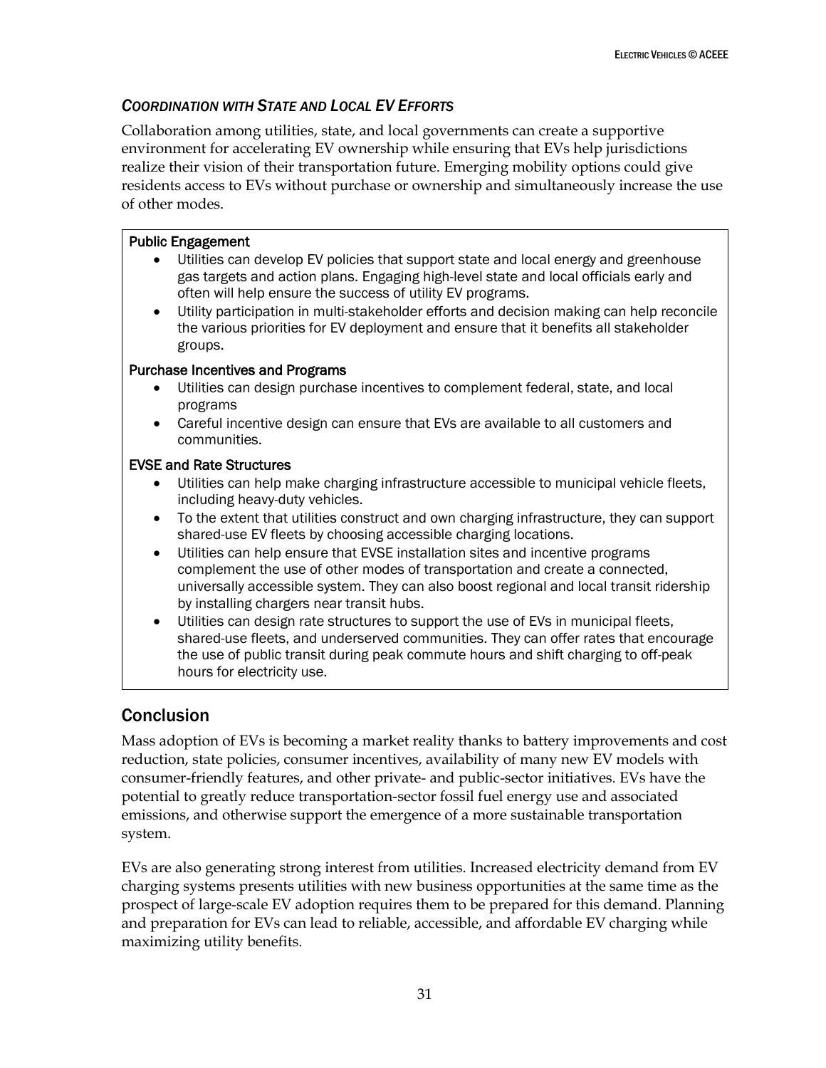### *Coordination with State and Local EV Efforts*

Collaboration among utilities, state, and local governments can create a supportive environment for accelerating EV ownership while ensuring that EVs help jurisdictions realize their vision of their transportation future. Emerging mobility options could give residents access to EVs without purchase or ownership and simultaneously increase the use of other modes.

**Public Engagement**

- Utilities can develop EV policies that support state and local energy and greenhouse gas targets and action plans. Engaging high-level state and local officials early and often will help ensure the success of utility EV programs.
- Utility participation in multi-stakeholder efforts and decision making can help reconcile the various priorities for EV deployment and ensure that it benefits all stakeholder groups.

**Purchase Incentives and Programs**

- Utilities can design purchase incentives to complement federal, state, and local programs
- Careful incentive design can ensure that EVs are available to all customers and communities.

**EVSE and Rate Structures**

- Utilities can help make charging infrastructure accessible to municipal vehicle fleets, including heavy-duty vehicles.
- To the extent that utilities construct and own charging infrastructure, they can support shared-use EV fleets by choosing accessible charging locations.
- Utilities can help ensure that EVSE installation sites and incentive programs complement the use of other modes of transportation and create a connected, universally accessible system. They can also boost regional and local transit ridership by installing chargers near transit hubs.
- Utilities can design rate structures to support the use of EVs in municipal fleets, shared-use fleets, and underserved communities. They can offer rates that encourage the use of public transit during peak commute hours and shift charging to off-peak hours for electricity use.

## Conclusion

Mass adoption of EVs is becoming a market reality thanks to battery improvements and cost reduction, state policies, consumer incentives, availability of many new EV models with consumer-friendly features, and other private- and public-sector initiatives. EVs have the potential to greatly reduce transportation-sector fossil fuel energy use and associated emissions, and otherwise support the emergence of a more sustainable transportation system.

EVs are also generating strong interest from utilities. Increased electricity demand from EV charging systems presents utilities with new business opportunities at the same time as the prospect of large-scale EV adoption requires them to be prepared for this demand. Planning and preparation for EVs can lead to reliable, accessible, and affordable EV charging while maximizing utility benefits.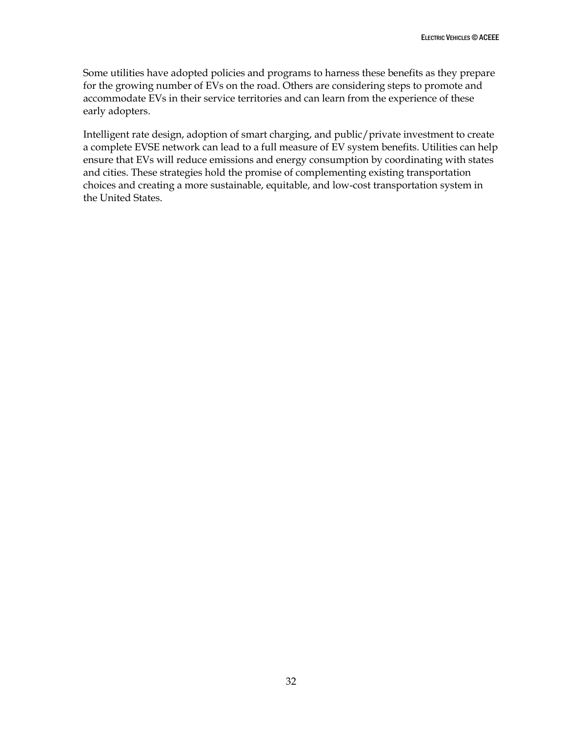Some utilities have adopted policies and programs to harness these benefits as they prepare for the growing number of EVs on the road. Others are considering steps to promote and accommodate EVs in their service territories and can learn from the experience of these early adopters.

Intelligent rate design, adoption of smart charging, and public/private investment to create a complete EVSE network can lead to a full measure of EV system benefits. Utilities can help ensure that EVs will reduce emissions and energy consumption by coordinating with states and cities. These strategies hold the promise of complementing existing transportation choices and creating a more sustainable, equitable, and low-cost transportation system in the United States.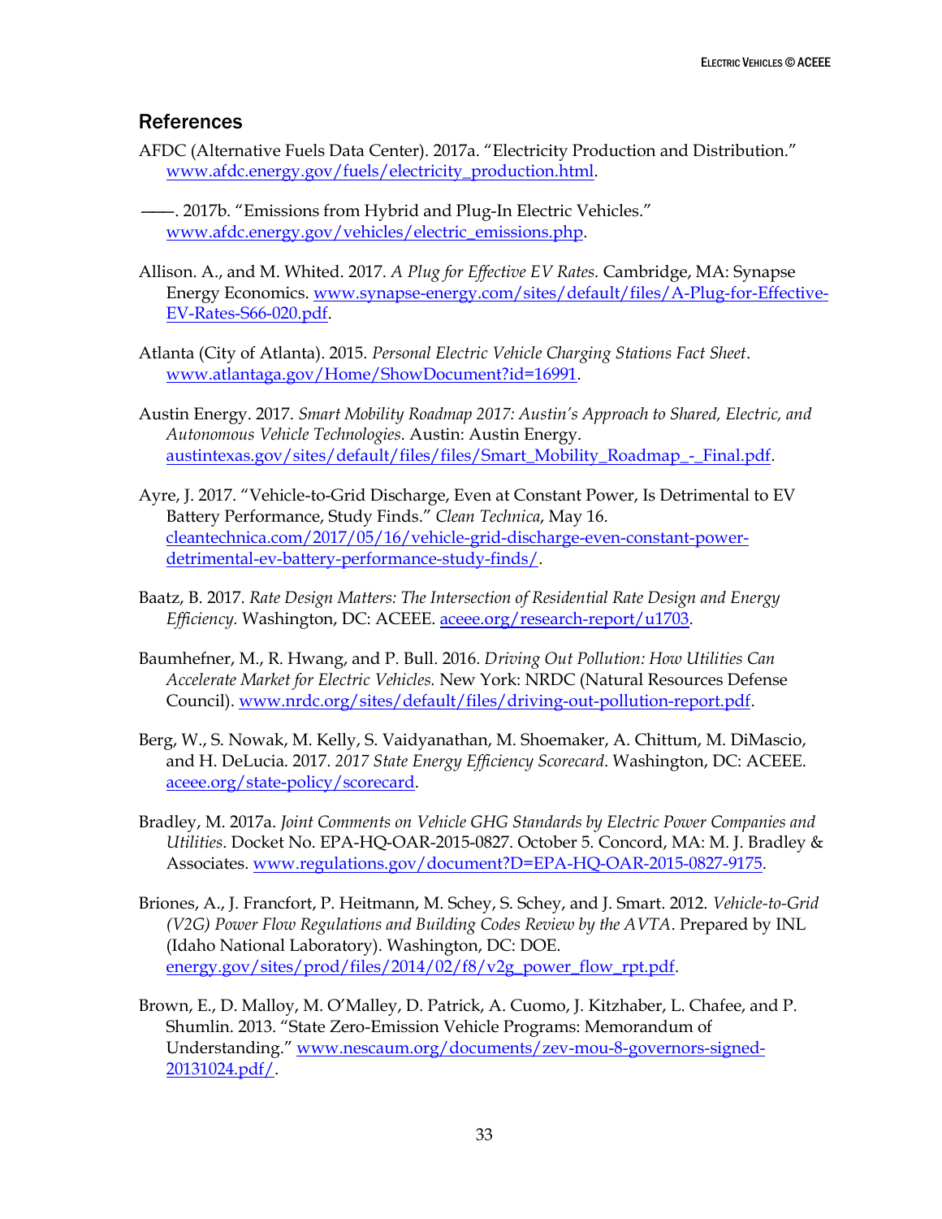## References

AFDC (Alternative Fuels Data Center). 2017a. "Electricity Production and Distribution." www.afdc.energy.gov/fuels/electricity_production.html.

———. 2017b. "Emissions from Hybrid and Plug-In Electric Vehicles." www.afdc.energy.gov/vehicles/electric_emissions.php.

Allison. A., and M. Whited. 2017. *A Plug for Effective EV Rates.* Cambridge, MA: Synapse Energy Economics. www.synapse-energy.com/sites/default/files/A-Plug-for-Effective-EV-Rates-S66-020.pdf.

Atlanta (City of Atlanta). 2015. *Personal Electric Vehicle Charging Stations Fact Sheet*. www.atlantaga.gov/Home/ShowDocument?id=16991.

Austin Energy. 2017. *Smart Mobility Roadmap 2017: Austin's Approach to Shared, Electric, and Autonomous Vehicle Technologies*. Austin: Austin Energy. austintexas.gov/sites/default/files/files/Smart_Mobility_Roadmap_-_Final.pdf.

Ayre, J. 2017. "Vehicle-to-Grid Discharge, Even at Constant Power, Is Detrimental to EV Battery Performance, Study Finds." *Clean Technica*, May 16. cleantechnica.com/2017/05/16/vehicle-grid-discharge-even-constant-power-detrimental-ev-battery-performance-study-finds/.

Baatz, B. 2017. *Rate Design Matters: The Intersection of Residential Rate Design and Energy Efficiency.* Washington, DC: ACEEE. aceee.org/research-report/u1703.

Baumhefner, M., R. Hwang, and P. Bull. 2016. *Driving Out Pollution: How Utilities Can Accelerate Market for Electric Vehicles.* New York: NRDC (Natural Resources Defense Council). www.nrdc.org/sites/default/files/driving-out-pollution-report.pdf.

Berg, W., S. Nowak, M. Kelly, S. Vaidyanathan, M. Shoemaker, A. Chittum, M. DiMascio, and H. DeLucia. 2017. *2017 State Energy Efficiency Scorecard*. Washington, DC: ACEEE. aceee.org/state-policy/scorecard.

Bradley, M. 2017a. *Joint Comments on Vehicle GHG Standards by Electric Power Companies and Utilities*. Docket No. EPA-HQ-OAR-2015-0827. October 5. Concord, MA: M. J. Bradley & Associates. www.regulations.gov/document?D=EPA-HQ-OAR-2015-0827-9175.

Briones, A., J. Francfort, P. Heitmann, M. Schey, S. Schey, and J. Smart. 2012. *Vehicle-to-Grid (V2G) Power Flow Regulations and Building Codes Review by the AVTA*. Prepared by INL (Idaho National Laboratory). Washington, DC: DOE. energy.gov/sites/prod/files/2014/02/f8/v2g_power_flow_rpt.pdf.

Brown, E., D. Malloy, M. O'Malley, D. Patrick, A. Cuomo, J. Kitzhaber, L. Chafee, and P. Shumlin. 2013. "State Zero-Emission Vehicle Programs: Memorandum of Understanding." www.nescaum.org/documents/zev-mou-8-governors-signed-20131024.pdf/.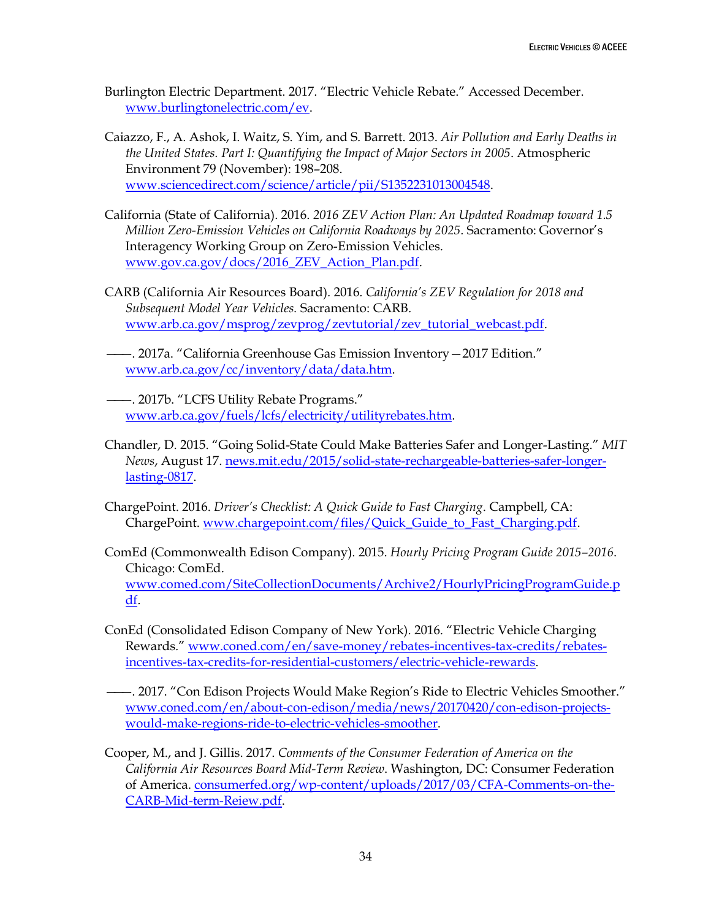Burlington Electric Department. 2017. "Electric Vehicle Rebate." Accessed December. www.burlingtonelectric.com/ev.

Caiazzo, F., A. Ashok, I. Waitz, S. Yim, and S. Barrett. 2013. *Air Pollution and Early Deaths in the United States. Part I: Quantifying the Impact of Major Sectors in 2005*. Atmospheric Environment 79 (November): 198–208. www.sciencedirect.com/science/article/pii/S1352231013004548.

California (State of California). 2016. *2016 ZEV Action Plan: An Updated Roadmap toward 1.5 Million Zero-Emission Vehicles on California Roadways by 2025*. Sacramento: Governor's Interagency Working Group on Zero-Emission Vehicles. www.gov.ca.gov/docs/2016_ZEV_Action_Plan.pdf.

CARB (California Air Resources Board). 2016. *California's ZEV Regulation for 2018 and Subsequent Model Year Vehicles.* Sacramento: CARB. www.arb.ca.gov/msprog/zevprog/zevtutorial/zev_tutorial_webcast.pdf.

———. 2017a. "California Greenhouse Gas Emission Inventory—2017 Edition." www.arb.ca.gov/cc/inventory/data/data.htm.

———. 2017b. "LCFS Utility Rebate Programs." www.arb.ca.gov/fuels/lcfs/electricity/utilityrebates.htm.

Chandler, D. 2015. "Going Solid-State Could Make Batteries Safer and Longer-Lasting." *MIT News*, August 17. news.mit.edu/2015/solid-state-rechargeable-batteries-safer-longer-lasting-0817.

ChargePoint. 2016. *Driver's Checklist: A Quick Guide to Fast Charging*. Campbell, CA: ChargePoint. www.chargepoint.com/files/Quick_Guide_to_Fast_Charging.pdf.

ComEd (Commonwealth Edison Company). 2015. *Hourly Pricing Program Guide 2015–2016*. Chicago: ComEd. www.comed.com/SiteCollectionDocuments/Archive2/HourlyPricingProgramGuide.pdf.

ConEd (Consolidated Edison Company of New York). 2016. "Electric Vehicle Charging Rewards." www.coned.com/en/save-money/rebates-incentives-tax-credits/rebates-incentives-tax-credits-for-residential-customers/electric-vehicle-rewards.

———. 2017. "Con Edison Projects Would Make Region's Ride to Electric Vehicles Smoother." www.coned.com/en/about-con-edison/media/news/20170420/con-edison-projects-would-make-regions-ride-to-electric-vehicles-smoother.

Cooper, M., and J. Gillis. 2017. *Comments of the Consumer Federation of America on the California Air Resources Board Mid-Term Review*. Washington, DC: Consumer Federation of America. consumerfed.org/wp-content/uploads/2017/03/CFA-Comments-on-the-CARB-Mid-term-Reiew.pdf.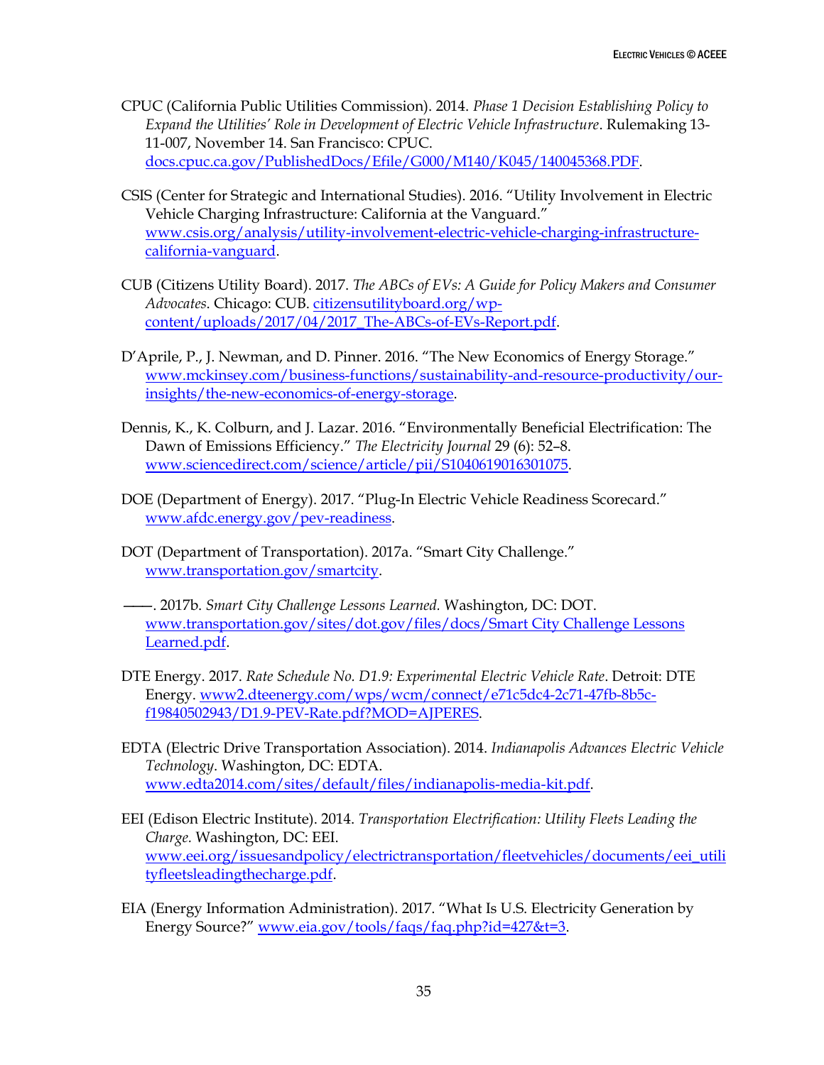CPUC (California Public Utilities Commission). 2014. *Phase 1 Decision Establishing Policy to Expand the Utilities' Role in Development of Electric Vehicle Infrastructure*. Rulemaking 13-11-007, November 14. San Francisco: CPUC. docs.cpuc.ca.gov/PublishedDocs/Efile/G000/M140/K045/140045368.PDF.

CSIS (Center for Strategic and International Studies). 2016. "Utility Involvement in Electric Vehicle Charging Infrastructure: California at the Vanguard." www.csis.org/analysis/utility-involvement-electric-vehicle-charging-infrastructure-california-vanguard.

CUB (Citizens Utility Board). 2017. *The ABCs of EVs: A Guide for Policy Makers and Consumer Advocates*. Chicago: CUB. citizensutilityboard.org/wp-content/uploads/2017/04/2017_The-ABCs-of-EVs-Report.pdf.

D'Aprile, P., J. Newman, and D. Pinner. 2016. "The New Economics of Energy Storage." www.mckinsey.com/business-functions/sustainability-and-resource-productivity/our-insights/the-new-economics-of-energy-storage.

Dennis, K., K. Colburn, and J. Lazar. 2016. "Environmentally Beneficial Electrification: The Dawn of Emissions Efficiency." *The Electricity Journal* 29 (6): 52–8. www.sciencedirect.com/science/article/pii/S1040619016301075.

DOE (Department of Energy). 2017. "Plug-In Electric Vehicle Readiness Scorecard." www.afdc.energy.gov/pev-readiness.

DOT (Department of Transportation). 2017a. "Smart City Challenge." www.transportation.gov/smartcity.

———. 2017b. *Smart City Challenge Lessons Learned.* Washington, DC: DOT. www.transportation.gov/sites/dot.gov/files/docs/Smart City Challenge Lessons Learned.pdf.

DTE Energy. 2017. *Rate Schedule No. D1.9: Experimental Electric Vehicle Rate*. Detroit: DTE Energy. www2.dteenergy.com/wps/wcm/connect/e71c5dc4-2c71-47fb-8b5c-f19840502943/D1.9-PEV-Rate.pdf?MOD=AJPERES.

EDTA (Electric Drive Transportation Association). 2014. *Indianapolis Advances Electric Vehicle Technology*. Washington, DC: EDTA. www.edta2014.com/sites/default/files/indianapolis-media-kit.pdf.

EEI (Edison Electric Institute). 2014. *Transportation Electrification: Utility Fleets Leading the Charge.* Washington, DC: EEI. www.eei.org/issuesandpolicy/electrictransportation/fleetvehicles/documents/eei_utilityfleetsleadingthecharge.pdf.

EIA (Energy Information Administration). 2017. "What Is U.S. Electricity Generation by Energy Source?" www.eia.gov/tools/faqs/faq.php?id=427&t=3.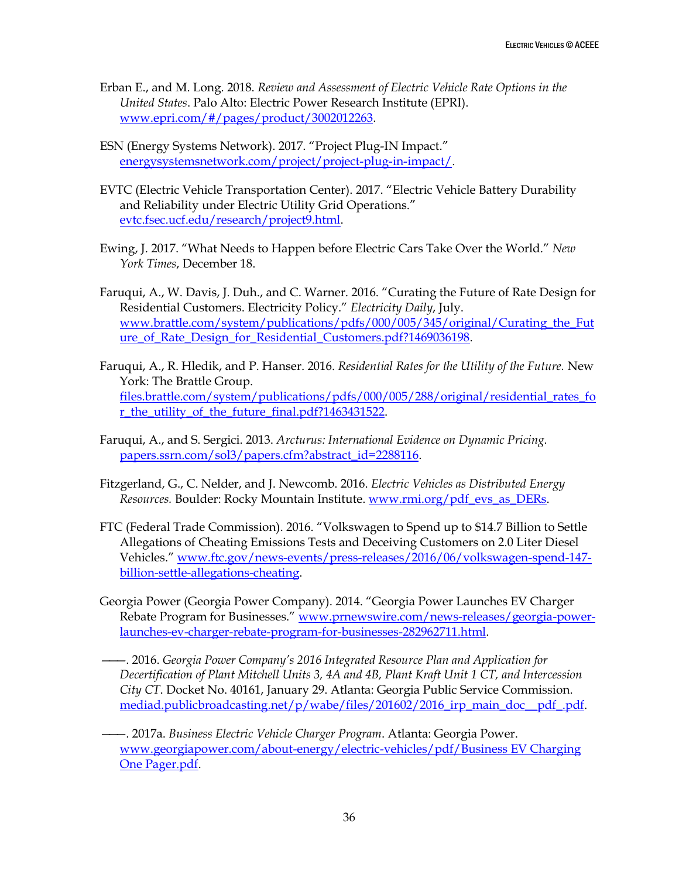Erban E., and M. Long. 2018. *Review and Assessment of Electric Vehicle Rate Options in the United States*. Palo Alto: Electric Power Research Institute (EPRI). www.epri.com/#/pages/product/3002012263.

ESN (Energy Systems Network). 2017. "Project Plug-IN Impact." energysystemsnetwork.com/project/project-plug-in-impact/.

EVTC (Electric Vehicle Transportation Center). 2017. "Electric Vehicle Battery Durability and Reliability under Electric Utility Grid Operations." evtc.fsec.ucf.edu/research/project9.html.

Ewing, J. 2017. "What Needs to Happen before Electric Cars Take Over the World." *New York Times*, December 18.

Faruqui, A., W. Davis, J. Duh., and C. Warner. 2016. "Curating the Future of Rate Design for Residential Customers. Electricity Policy." *Electricity Daily*, July. www.brattle.com/system/publications/pdfs/000/005/345/original/Curating_the_Future_of_Rate_Design_for_Residential_Customers.pdf?1469036198.

Faruqui, A., R. Hledik, and P. Hanser. 2016. *Residential Rates for the Utility of the Future.* New York: The Brattle Group. files.brattle.com/system/publications/pdfs/000/005/288/original/residential_rates_for_the_utility_of_the_future_final.pdf?1463431522.

Faruqui, A., and S. Sergici. 2013. *Arcturus: International Evidence on Dynamic Pricing.* papers.ssrn.com/sol3/papers.cfm?abstract_id=2288116.

Fitzgerland, G., C. Nelder, and J. Newcomb. 2016. *Electric Vehicles as Distributed Energy Resources.* Boulder: Rocky Mountain Institute. www.rmi.org/pdf_evs_as_DERs.

FTC (Federal Trade Commission). 2016. "Volkswagen to Spend up to $14.7 Billion to Settle Allegations of Cheating Emissions Tests and Deceiving Customers on 2.0 Liter Diesel Vehicles." www.ftc.gov/news-events/press-releases/2016/06/volkswagen-spend-147-billion-settle-allegations-cheating.

Georgia Power (Georgia Power Company). 2014. "Georgia Power Launches EV Charger Rebate Program for Businesses." www.prnewswire.com/news-releases/georgia-power-launches-ev-charger-rebate-program-for-businesses-282962711.html.

———. 2016. *Georgia Power Company's 2016 Integrated Resource Plan and Application for Decertification of Plant Mitchell Units 3, 4A and 4B, Plant Kraft Unit 1 CT, and Intercession City CT*. Docket No. 40161, January 29. Atlanta: Georgia Public Service Commission. mediad.publicbroadcasting.net/p/wabe/files/201602/2016_irp_main_doc__pdf_.pdf.

———. 2017a. *Business Electric Vehicle Charger Program*. Atlanta: Georgia Power. www.georgiapower.com/about-energy/electric-vehicles/pdf/Business EV Charging One Pager.pdf.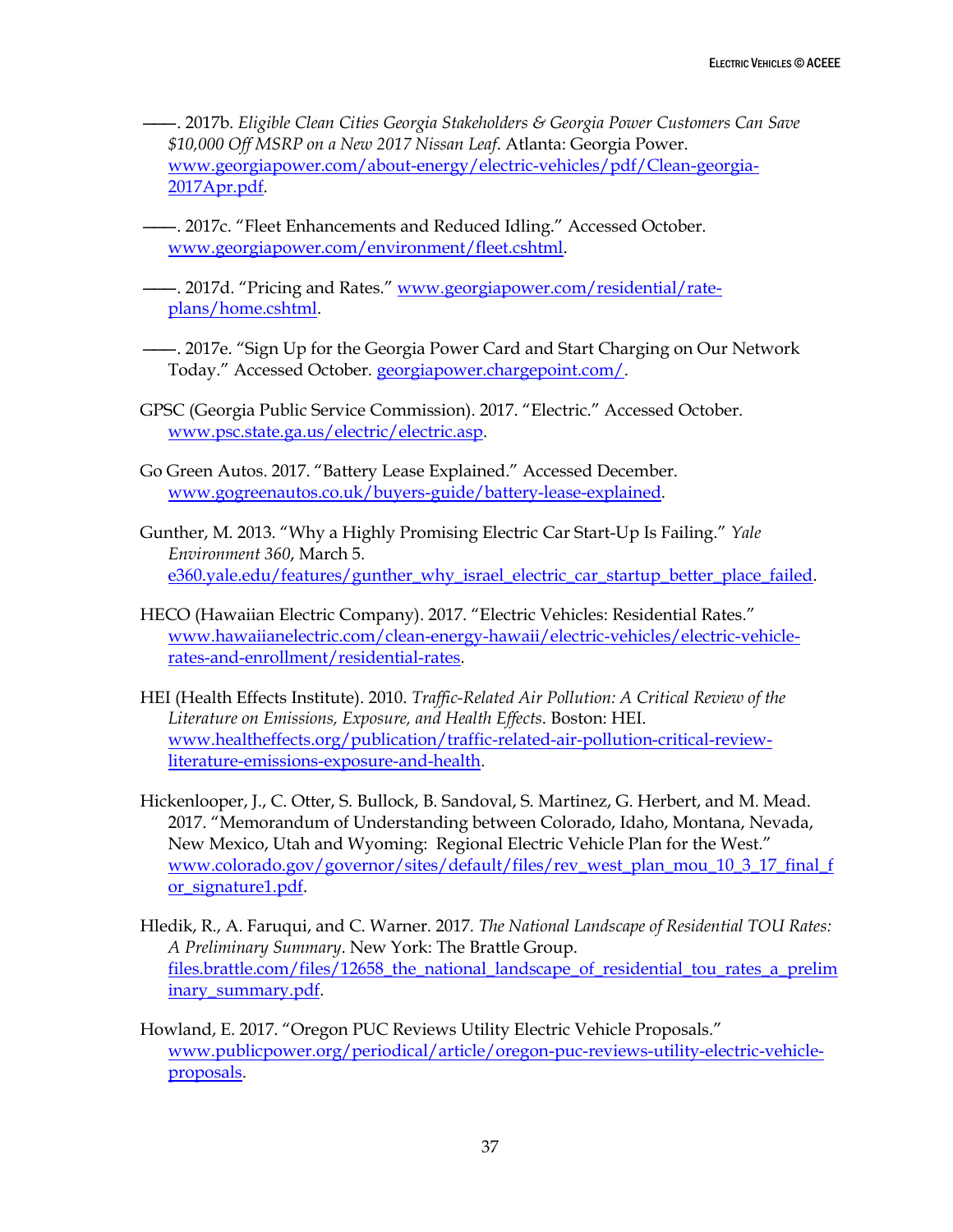———. 2017b. *Eligible Clean Cities Georgia Stakeholders & Georgia Power Customers Can Save $10,000 Off MSRP on a New 2017 Nissan Leaf*. Atlanta: Georgia Power. www.georgiapower.com/about-energy/electric-vehicles/pdf/Clean-georgia-2017Apr.pdf.

———. 2017c. "Fleet Enhancements and Reduced Idling." Accessed October. www.georgiapower.com/environment/fleet.cshtml.

———. 2017d. "Pricing and Rates." www.georgiapower.com/residential/rate-plans/home.cshtml.

———. 2017e. "Sign Up for the Georgia Power Card and Start Charging on Our Network Today." Accessed October. georgiapower.chargepoint.com/.

GPSC (Georgia Public Service Commission). 2017. "Electric." Accessed October. www.psc.state.ga.us/electric/electric.asp.

Go Green Autos. 2017. "Battery Lease Explained." Accessed December. www.gogreenautos.co.uk/buyers-guide/battery-lease-explained.

Gunther, M. 2013. "Why a Highly Promising Electric Car Start-Up Is Failing." *Yale Environment 360*, March 5. e360.yale.edu/features/gunther_why_israel_electric_car_startup_better_place_failed.

HECO (Hawaiian Electric Company). 2017. "Electric Vehicles: Residential Rates." www.hawaiianelectric.com/clean-energy-hawaii/electric-vehicles/electric-vehicle-rates-and-enrollment/residential-rates.

HEI (Health Effects Institute). 2010. *Traffic-Related Air Pollution: A Critical Review of the Literature on Emissions, Exposure, and Health Effects*. Boston: HEI. www.healtheffects.org/publication/traffic-related-air-pollution-critical-review-literature-emissions-exposure-and-health.

Hickenlooper, J., C. Otter, S. Bullock, B. Sandoval, S. Martinez, G. Herbert, and M. Mead. 2017. "Memorandum of Understanding between Colorado, Idaho, Montana, Nevada, New Mexico, Utah and Wyoming: Regional Electric Vehicle Plan for the West." www.colorado.gov/governor/sites/default/files/rev_west_plan_mou_10_3_17_final_for_signature1.pdf.

Hledik, R., A. Faruqui, and C. Warner. 2017. *The National Landscape of Residential TOU Rates: A Preliminary Summary*. New York: The Brattle Group. files.brattle.com/files/12658_the_national_landscape_of_residential_tou_rates_a_preliminary_summary.pdf.

Howland, E. 2017. "Oregon PUC Reviews Utility Electric Vehicle Proposals." www.publicpower.org/periodical/article/oregon-puc-reviews-utility-electric-vehicle-proposals.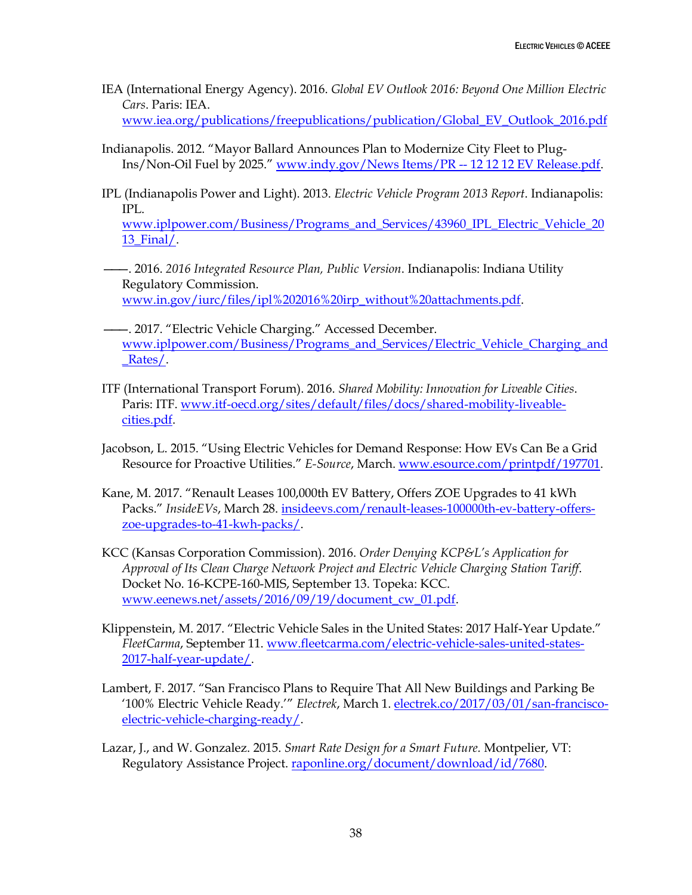IEA (International Energy Agency). 2016. *Global EV Outlook 2016: Beyond One Million Electric Cars*. Paris: IEA. www.iea.org/publications/freepublications/publication/Global_EV_Outlook_2016.pdf

Indianapolis. 2012. "Mayor Ballard Announces Plan to Modernize City Fleet to Plug-Ins/Non-Oil Fuel by 2025." www.indy.gov/News Items/PR -- 12 12 12 EV Release.pdf.

IPL (Indianapolis Power and Light). 2013. *Electric Vehicle Program 2013 Report*. Indianapolis: IPL. www.iplpower.com/Business/Programs_and_Services/43960_IPL_Electric_Vehicle_2013_Final/.

———. 2016. *2016 Integrated Resource Plan, Public Version*. Indianapolis: Indiana Utility Regulatory Commission. www.in.gov/iurc/files/ipl%202016%20irp_without%20attachments.pdf.

———. 2017. "Electric Vehicle Charging." Accessed December. www.iplpower.com/Business/Programs_and_Services/Electric_Vehicle_Charging_and_Rates/.

ITF (International Transport Forum). 2016. *Shared Mobility: Innovation for Liveable Cities*. Paris: ITF. www.itf-oecd.org/sites/default/files/docs/shared-mobility-liveable-cities.pdf.

Jacobson, L. 2015. "Using Electric Vehicles for Demand Response: How EVs Can Be a Grid Resource for Proactive Utilities." *E-Source*, March. www.esource.com/printpdf/197701.

Kane, M. 2017. "Renault Leases 100,000th EV Battery, Offers ZOE Upgrades to 41 kWh Packs." *InsideEVs*, March 28. insideevs.com/renault-leases-100000th-ev-battery-offers-zoe-upgrades-to-41-kwh-packs/.

KCC (Kansas Corporation Commission). 2016. *Order Denying KCP&L's Application for Approval of Its Clean Charge Network Project and Electric Vehicle Charging Station Tariff*. Docket No. 16-KCPE-160-MIS, September 13. Topeka: KCC. www.eenews.net/assets/2016/09/19/document_cw_01.pdf.

Klippenstein, M. 2017. "Electric Vehicle Sales in the United States: 2017 Half-Year Update." *FleetCarma*, September 11. www.fleetcarma.com/electric-vehicle-sales-united-states-2017-half-year-update/.

Lambert, F. 2017. "San Francisco Plans to Require That All New Buildings and Parking Be '100% Electric Vehicle Ready.'" *Electrek*, March 1. electrek.co/2017/03/01/san-francisco-electric-vehicle-charging-ready/.

Lazar, J., and W. Gonzalez. 2015. *Smart Rate Design for a Smart Future.* Montpelier, VT: Regulatory Assistance Project. raponline.org/document/download/id/7680.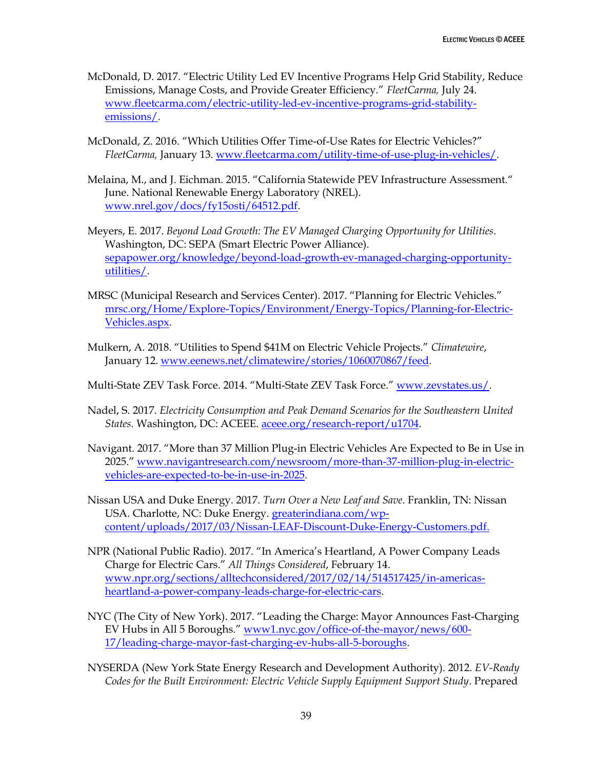McDonald, D. 2017. "Electric Utility Led EV Incentive Programs Help Grid Stability, Reduce Emissions, Manage Costs, and Provide Greater Efficiency." *FleetCarma,* July 24. www.fleetcarma.com/electric-utility-led-ev-incentive-programs-grid-stability-emissions/.

McDonald, Z. 2016. "Which Utilities Offer Time-of-Use Rates for Electric Vehicles?" *FleetCarma,* January 13. www.fleetcarma.com/utility-time-of-use-plug-in-vehicles/.

Melaina, M., and J. Eichman. 2015. "California Statewide PEV Infrastructure Assessment." June. National Renewable Energy Laboratory (NREL). www.nrel.gov/docs/fy15osti/64512.pdf.

Meyers, E. 2017. *Beyond Load Growth: The EV Managed Charging Opportunity for Utilities*. Washington, DC: SEPA (Smart Electric Power Alliance). sepapower.org/knowledge/beyond-load-growth-ev-managed-charging-opportunity-utilities/.

MRSC (Municipal Research and Services Center). 2017. "Planning for Electric Vehicles." mrsc.org/Home/Explore-Topics/Environment/Energy-Topics/Planning-for-Electric-Vehicles.aspx.

Mulkern, A. 2018. "Utilities to Spend $41M on Electric Vehicle Projects." *Climatewire*, January 12. www.eenews.net/climatewire/stories/1060070867/feed.

Multi-State ZEV Task Force. 2014. "Multi-State ZEV Task Force." www.zevstates.us/.

Nadel, S. 2017. *Electricity Consumption and Peak Demand Scenarios for the Southeastern United States.* Washington, DC: ACEEE. aceee.org/research-report/u1704.

Navigant. 2017. "More than 37 Million Plug-in Electric Vehicles Are Expected to Be in Use in 2025." www.navigantresearch.com/newsroom/more-than-37-million-plug-in-electric-vehicles-are-expected-to-be-in-use-in-2025.

Nissan USA and Duke Energy. 2017. *Turn Over a New Leaf and Save*. Franklin, TN: Nissan USA. Charlotte, NC: Duke Energy. greaterindiana.com/wp-content/uploads/2017/03/Nissan-LEAF-Discount-Duke-Energy-Customers.pdf.

NPR (National Public Radio). 2017. "In America's Heartland, A Power Company Leads Charge for Electric Cars." *All Things Considered*, February 14. www.npr.org/sections/alltechconsidered/2017/02/14/514517425/in-americas-heartland-a-power-company-leads-charge-for-electric-cars.

NYC (The City of New York). 2017. "Leading the Charge: Mayor Announces Fast-Charging EV Hubs in All 5 Boroughs." www1.nyc.gov/office-of-the-mayor/news/600-17/leading-charge-mayor-fast-charging-ev-hubs-all-5-boroughs.

NYSERDA (New York State Energy Research and Development Authority). 2012. *EV-Ready Codes for the Built Environment: Electric Vehicle Supply Equipment Support Study*. Prepared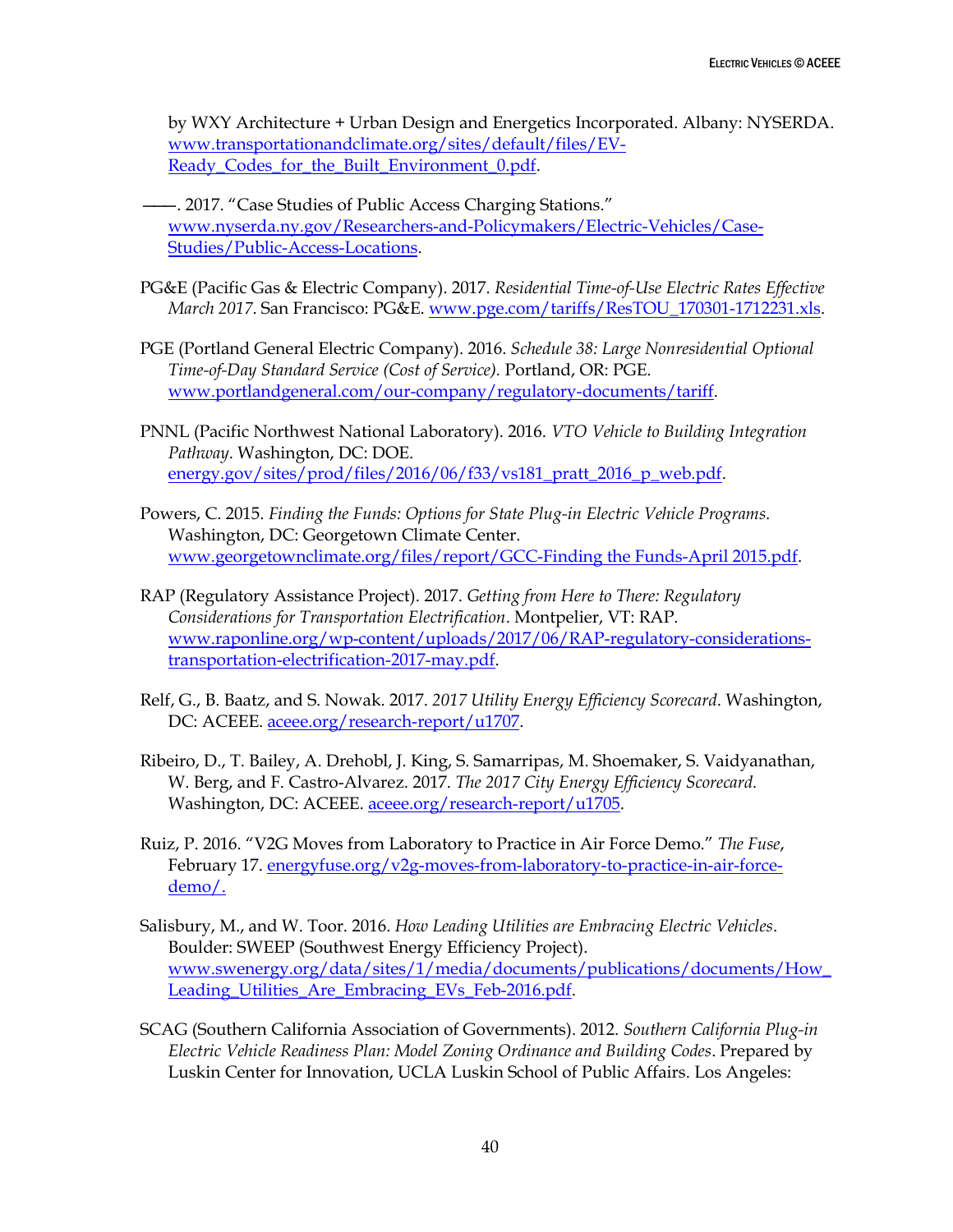by WXY Architecture + Urban Design and Energetics Incorporated. Albany: NYSERDA. www.transportationandclimate.org/sites/default/files/EV-Ready_Codes_for_the_Built_Environment_0.pdf.

———. 2017. "Case Studies of Public Access Charging Stations." www.nyserda.ny.gov/Researchers-and-Policymakers/Electric-Vehicles/Case-Studies/Public-Access-Locations.

PG&E (Pacific Gas & Electric Company). 2017. *Residential Time-of-Use Electric Rates Effective March 2017*. San Francisco: PG&E. www.pge.com/tariffs/ResTOU_170301-1712231.xls.

PGE (Portland General Electric Company). 2016. *Schedule 38: Large Nonresidential Optional Time-of-Day Standard Service (Cost of Service).* Portland, OR: PGE. www.portlandgeneral.com/our-company/regulatory-documents/tariff.

PNNL (Pacific Northwest National Laboratory). 2016. *VTO Vehicle to Building Integration Pathway*. Washington, DC: DOE. energy.gov/sites/prod/files/2016/06/f33/vs181_pratt_2016_p_web.pdf.

Powers, C. 2015. *Finding the Funds: Options for State Plug-in Electric Vehicle Programs*. Washington, DC: Georgetown Climate Center. www.georgetownclimate.org/files/report/GCC-Finding the Funds-April 2015.pdf.

RAP (Regulatory Assistance Project). 2017. *Getting from Here to There: Regulatory Considerations for Transportation Electrification*. Montpelier, VT: RAP. www.raponline.org/wp-content/uploads/2017/06/RAP-regulatory-considerations-transportation-electrification-2017-may.pdf.

Relf, G., B. Baatz, and S. Nowak. 2017. *2017 Utility Energy Efficiency Scorecard*. Washington, DC: ACEEE. aceee.org/research-report/u1707.

Ribeiro, D., T. Bailey, A. Drehobl, J. King, S. Samarripas, M. Shoemaker, S. Vaidyanathan, W. Berg, and F. Castro-Alvarez. 2017. *The 2017 City Energy Efficiency Scorecard.* Washington, DC: ACEEE. aceee.org/research-report/u1705.

Ruiz, P. 2016. "V2G Moves from Laboratory to Practice in Air Force Demo." *The Fuse*, February 17. energyfuse.org/v2g-moves-from-laboratory-to-practice-in-air-force-demo/.

Salisbury, M., and W. Toor. 2016. *How Leading Utilities are Embracing Electric Vehicles*. Boulder: SWEEP (Southwest Energy Efficiency Project). www.swenergy.org/data/sites/1/media/documents/publications/documents/How_Leading_Utilities_Are_Embracing_EVs_Feb-2016.pdf.

SCAG (Southern California Association of Governments). 2012. *Southern California Plug-in Electric Vehicle Readiness Plan: Model Zoning Ordinance and Building Codes*. Prepared by Luskin Center for Innovation, UCLA Luskin School of Public Affairs. Los Angeles: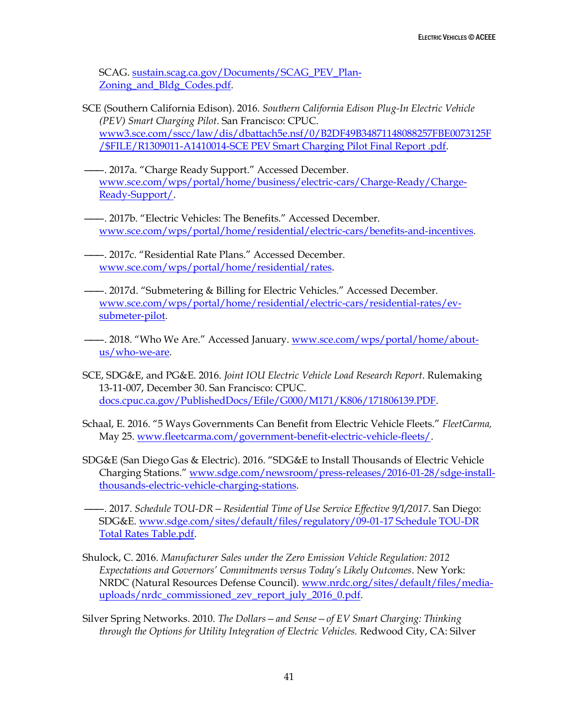SCAG. sustain.scag.ca.gov/Documents/SCAG_PEV_Plan-Zoning_and_Bldg_Codes.pdf.

SCE (Southern California Edison). 2016. *Southern California Edison Plug-In Electric Vehicle (PEV) Smart Charging Pilot*. San Francisco: CPUC. www3.sce.com/sscc/law/dis/dbattach5e.nsf/0/B2DF49B34871148088257FBE0073125F/$FILE/R1309011-A1410014-SCE PEV Smart Charging Pilot Final Report .pdf.

——. 2017a. "Charge Ready Support." Accessed December. www.sce.com/wps/portal/home/business/electric-cars/Charge-Ready/Charge-Ready-Support/.

——. 2017b. "Electric Vehicles: The Benefits." Accessed December. www.sce.com/wps/portal/home/residential/electric-cars/benefits-and-incentives.

——. 2017c. "Residential Rate Plans." Accessed December. www.sce.com/wps/portal/home/residential/rates.

——. 2017d. "Submetering & Billing for Electric Vehicles." Accessed December. www.sce.com/wps/portal/home/residential/electric-cars/residential-rates/ev-submeter-pilot.

——. 2018. "Who We Are." Accessed January. www.sce.com/wps/portal/home/about-us/who-we-are.

SCE, SDG&E, and PG&E. 2016. *Joint IOU Electric Vehicle Load Research Report*. Rulemaking 13-11-007, December 30. San Francisco: CPUC. docs.cpuc.ca.gov/PublishedDocs/Efile/G000/M171/K806/171806139.PDF.

Schaal, E. 2016. "5 Ways Governments Can Benefit from Electric Vehicle Fleets." *FleetCarma,* May 25. www.fleetcarma.com/government-benefit-electric-vehicle-fleets/.

SDG&E (San Diego Gas & Electric). 2016. "SDG&E to Install Thousands of Electric Vehicle Charging Stations." www.sdge.com/newsroom/press-releases/2016-01-28/sdge-install-thousands-electric-vehicle-charging-stations.

——. 2017. *Schedule TOU-DR – Residential Time of Use Service Effective 9/1/2017*. San Diego: SDG&E. www.sdge.com/sites/default/files/regulatory/09-01-17 Schedule TOU-DR Total Rates Table.pdf.

Shulock, C. 2016. *Manufacturer Sales under the Zero Emission Vehicle Regulation: 2012 Expectations and Governors' Commitments versus Today's Likely Outcomes*. New York: NRDC (Natural Resources Defense Council). www.nrdc.org/sites/default/files/media-uploads/nrdc_commissioned_zev_report_july_2016_0.pdf.

Silver Spring Networks. 2010. *The Dollars – and Sense – of EV Smart Charging: Thinking through the Options for Utility Integration of Electric Vehicles.* Redwood City, CA: Silver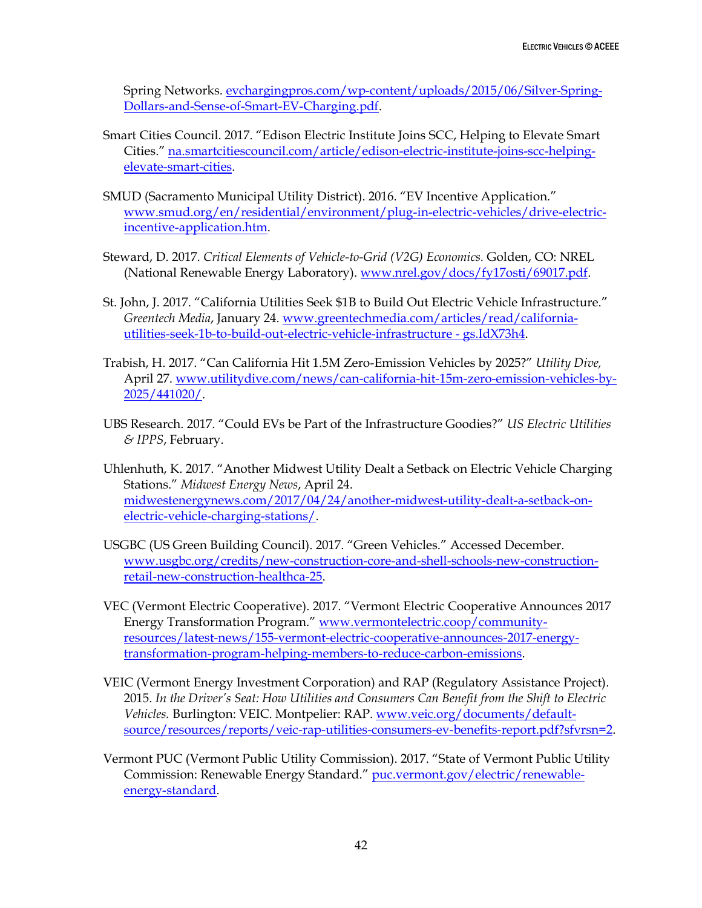Spring Networks. [evchargingpros.com/wp-content/uploads/2015/06/Silver-Spring-Dollars-and-Sense-of-Smart-EV-Charging.pdf](evchargingpros.com/wp-content/uploads/2015/06/Silver-Spring-Dollars-and-Sense-of-Smart-EV-Charging.pdf).

Smart Cities Council. 2017. "Edison Electric Institute Joins SCC, Helping to Elevate Smart Cities." [na.smartcitiescouncil.com/article/edison-electric-institute-joins-scc-helping-elevate-smart-cities](na.smartcitiescouncil.com/article/edison-electric-institute-joins-scc-helping-elevate-smart-cities).

SMUD (Sacramento Municipal Utility District). 2016. "EV Incentive Application." [www.smud.org/en/residential/environment/plug-in-electric-vehicles/drive-electric-incentive-application.htm](www.smud.org/en/residential/environment/plug-in-electric-vehicles/drive-electric-incentive-application.htm).

Steward, D. 2017. *Critical Elements of Vehicle-to-Grid (V2G) Economics.* Golden, CO: NREL (National Renewable Energy Laboratory). [www.nrel.gov/docs/fy17osti/69017.pdf](www.nrel.gov/docs/fy17osti/69017.pdf).

St. John, J. 2017. "California Utilities Seek $1B to Build Out Electric Vehicle Infrastructure." *Greentech Media*, January 24. [www.greentechmedia.com/articles/read/california-utilities-seek-1b-to-build-out-electric-vehicle-infrastructure - gs.IdX73h4](www.greentechmedia.com/articles/read/california-utilities-seek-1b-to-build-out-electric-vehicle-infrastructure#gs.IdX73h4).

Trabish, H. 2017. "Can California Hit 1.5M Zero-Emission Vehicles by 2025?" *Utility Dive,* April 27. [www.utilitydive.com/news/can-california-hit-15m-zero-emission-vehicles-by-2025/441020/](www.utilitydive.com/news/can-california-hit-15m-zero-emission-vehicles-by-2025/441020/).

UBS Research. 2017. "Could EVs be Part of the Infrastructure Goodies?" *US Electric Utilities & IPPS*, February.

Uhlenhuth, K. 2017. "Another Midwest Utility Dealt a Setback on Electric Vehicle Charging Stations." *Midwest Energy News*, April 24. [midwestenergynews.com/2017/04/24/another-midwest-utility-dealt-a-setback-on-electric-vehicle-charging-stations/](midwestenergynews.com/2017/04/24/another-midwest-utility-dealt-a-setback-on-electric-vehicle-charging-stations/).

USGBC (US Green Building Council). 2017. "Green Vehicles." Accessed December. [www.usgbc.org/credits/new-construction-core-and-shell-schools-new-construction-retail-new-construction-healthca-25](www.usgbc.org/credits/new-construction-core-and-shell-schools-new-construction-retail-new-construction-healthca-25).

VEC (Vermont Electric Cooperative). 2017. "Vermont Electric Cooperative Announces 2017 Energy Transformation Program." [www.vermontelectric.coop/community-resources/latest-news/155-vermont-electric-cooperative-announces-2017-energy-transformation-program-helping-members-to-reduce-carbon-emissions](www.vermontelectric.coop/community-resources/latest-news/155-vermont-electric-cooperative-announces-2017-energy-transformation-program-helping-members-to-reduce-carbon-emissions).

VEIC (Vermont Energy Investment Corporation) and RAP (Regulatory Assistance Project). 2015. *In the Driver's Seat: How Utilities and Consumers Can Benefit from the Shift to Electric Vehicles.* Burlington: VEIC. Montpelier: RAP. [www.veic.org/documents/default-source/resources/reports/veic-rap-utilities-consumers-ev-benefits-report.pdf?sfvrsn=2](www.veic.org/documents/default-source/resources/reports/veic-rap-utilities-consumers-ev-benefits-report.pdf?sfvrsn=2).

Vermont PUC (Vermont Public Utility Commission). 2017. "State of Vermont Public Utility Commission: Renewable Energy Standard." [puc.vermont.gov/electric/renewable-energy-standard](puc.vermont.gov/electric/renewable-energy-standard).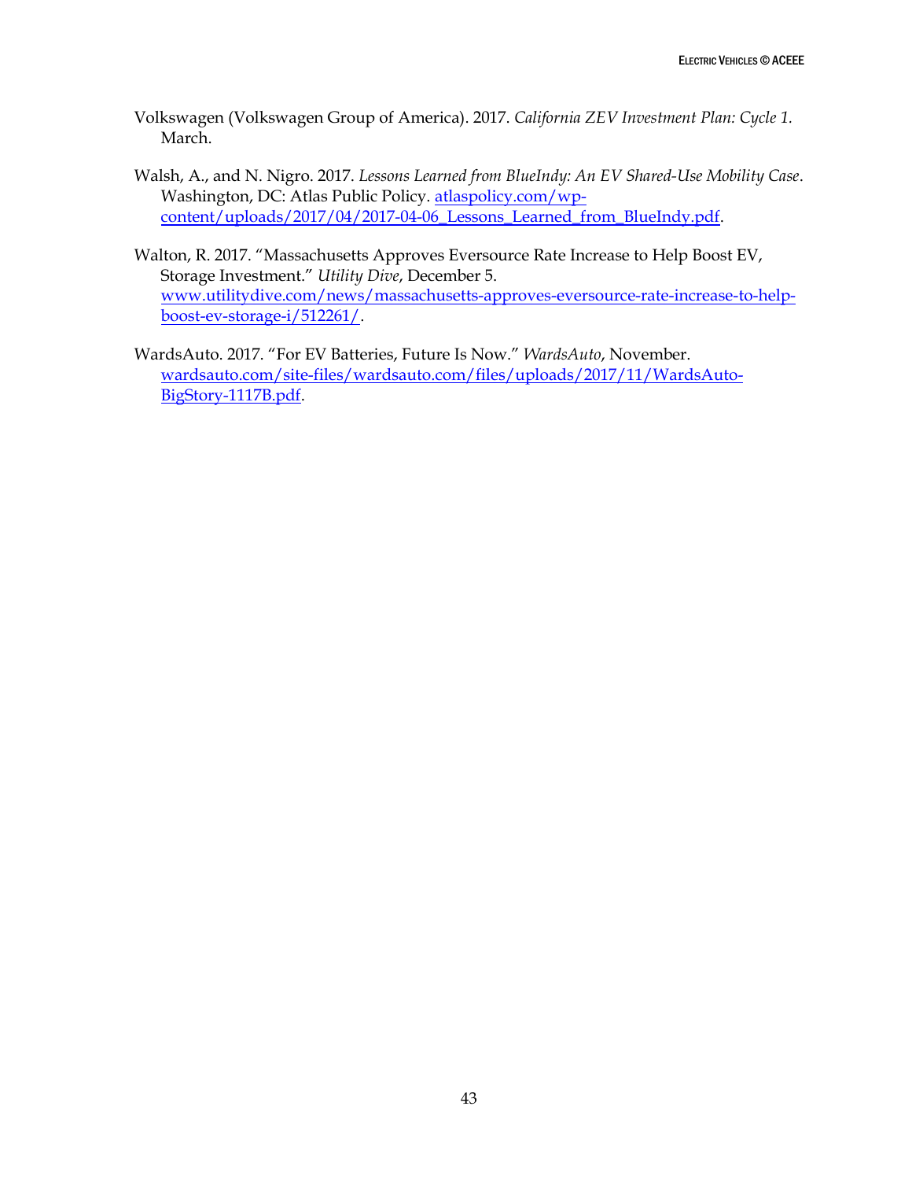Volkswagen (Volkswagen Group of America). 2017. *California ZEV Investment Plan: Cycle 1*. March.

Walsh, A., and N. Nigro. 2017. *Lessons Learned from BlueIndy: An EV Shared-Use Mobility Case*. Washington, DC: Atlas Public Policy. [atlaspolicy.com/wp-content/uploads/2017/04/2017-04-06_Lessons_Learned_from_BlueIndy.pdf](atlaspolicy.com/wp-content/uploads/2017/04/2017-04-06_Lessons_Learned_from_BlueIndy.pdf).

Walton, R. 2017. "Massachusetts Approves Eversource Rate Increase to Help Boost EV, Storage Investment." *Utility Dive*, December 5. [www.utilitydive.com/news/massachusetts-approves-eversource-rate-increase-to-help-boost-ev-storage-i/512261/](www.utilitydive.com/news/massachusetts-approves-eversource-rate-increase-to-help-boost-ev-storage-i/512261/).

WardsAuto. 2017. "For EV Batteries, Future Is Now." *WardsAuto*, November. [wardsauto.com/site-files/wardsauto.com/files/uploads/2017/11/WardsAuto-BigStory-1117B.pdf](wardsauto.com/site-files/wardsauto.com/files/uploads/2017/11/WardsAuto-BigStory-1117B.pdf).